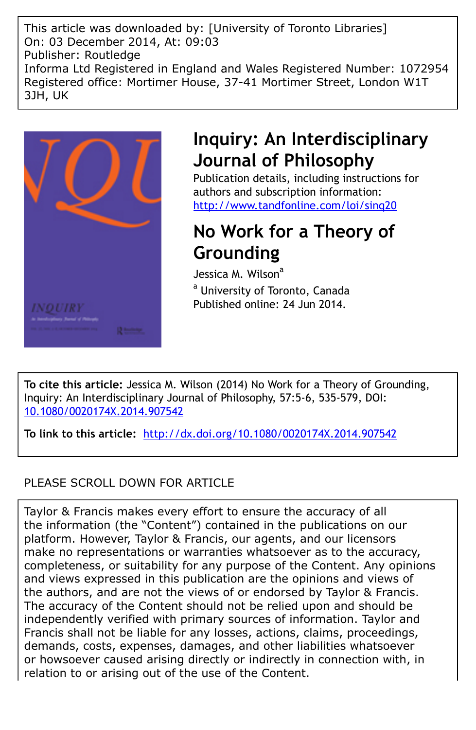This article was downloaded by: [University of Toronto Libraries]
On: 03 December 2014, At: 09:03
Publisher: Routledge
Informa Ltd Registered in England and Wales Registered Number: 1072954
Registered office: Mortimer House, 37-41 Mortimer Street, London W1T 3JH, UK

# Inquiry: An Interdisciplinary Journal of Philosophy

Publication details, including instructions for authors and subscription information:
http://www.tandfonline.com/loi/sinq20

## No Work for a Theory of Grounding

Jessica M. Wilson[a]

[a] University of Toronto, Canada
Published online: 24 Jun 2014.

**To cite this article:** Jessica M. Wilson (2014) No Work for a Theory of Grounding, Inquiry: An Interdisciplinary Journal of Philosophy, 57:5-6, 535-579, DOI: 10.1080/0020174X.2014.907542

**To link to this article:** http://dx.doi.org/10.1080/0020174X.2014.907542

PLEASE SCROLL DOWN FOR ARTICLE

Taylor & Francis makes every effort to ensure the accuracy of all the information (the "Content") contained in the publications on our platform. However, Taylor & Francis, our agents, and our licensors make no representations or warranties whatsoever as to the accuracy, completeness, or suitability for any purpose of the Content. Any opinions and views expressed in this publication are the opinions and views of the authors, and are not the views of or endorsed by Taylor & Francis. The accuracy of the Content should not be relied upon and should be independently verified with primary sources of information. Taylor and Francis shall not be liable for any losses, actions, claims, proceedings, demands, costs, expenses, damages, and other liabilities whatsoever or howsoever caused arising directly or indirectly in connection with, in relation to or arising out of the use of the Content.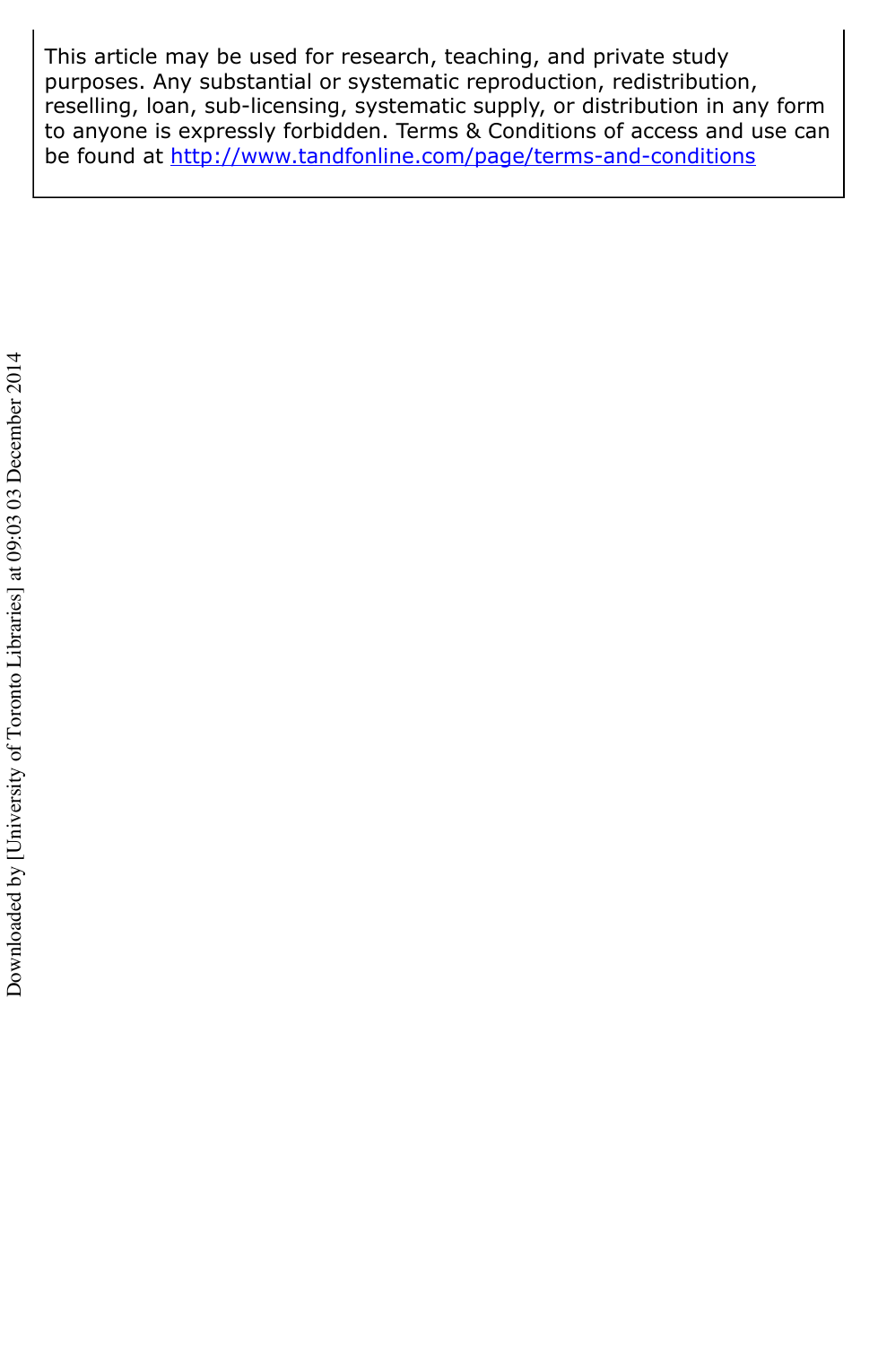This article may be used for research, teaching, and private study purposes. Any substantial or systematic reproduction, redistribution, reselling, loan, sub-licensing, systematic supply, or distribution in any form to anyone is expressly forbidden. Terms & Conditions of access and use can be found at [http://www.tandfonline.com/page/terms-and-conditions](http://www.tandfonline.com/page/terms-and-conditions)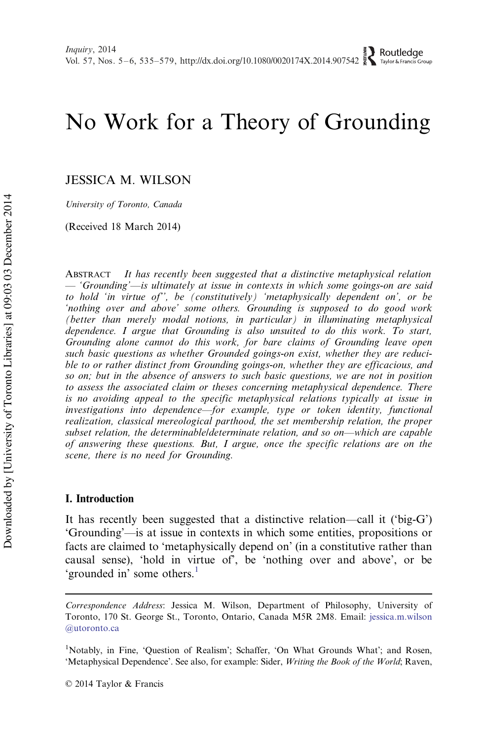# No Work for a Theory of Grounding

JESSICA M. WILSON

*University of Toronto, Canada*

(Received 18 March 2014)

ABSTRACT *It has recently been suggested that a distinctive metaphysical relation — 'Grounding'—is ultimately at issue in contexts in which some goings-on are said to hold 'in virtue of'', be (constitutively) 'metaphysically dependent on', or be 'nothing over and above' some others. Grounding is supposed to do good work (better than merely modal notions, in particular) in illuminating metaphysical dependence. I argue that Grounding is also unsuited to do this work. To start, Grounding alone cannot do this work, for bare claims of Grounding leave open such basic questions as whether Grounded goings-on exist, whether they are reducible to or rather distinct from Grounding goings-on, whether they are efficacious, and so on; but in the absence of answers to such basic questions, we are not in position to assess the associated claim or theses concerning metaphysical dependence. There is no avoiding appeal to the specific metaphysical relations typically at issue in investigations into dependence—for example, type or token identity, functional realization, classical mereological parthood, the set membership relation, the proper subset relation, the determinable/determinate relation, and so on—which are capable of answering these questions. But, I argue, once the specific relations are on the scene, there is no need for Grounding.*

## I. Introduction

It has recently been suggested that a distinctive relation—call it ('big-G') 'Grounding'—is at issue in contexts in which some entities, propositions or facts are claimed to 'metaphysically depend on' (in a constitutive rather than causal sense), 'hold in virtue of', be 'nothing over and above', or be 'grounded in' some others.[1]

*Correspondence Address*: Jessica M. Wilson, Department of Philosophy, University of Toronto, 170 St. George St., Toronto, Ontario, Canada M5R 2M8. Email: jessica.m.wilson@utoronto.ca

[1]Notably, in Fine, 'Question of Realism'; Schaffer, 'On What Grounds What'; and Rosen, 'Metaphysical Dependence'. See also, for example: Sider, *Writing the Book of the World*; Raven,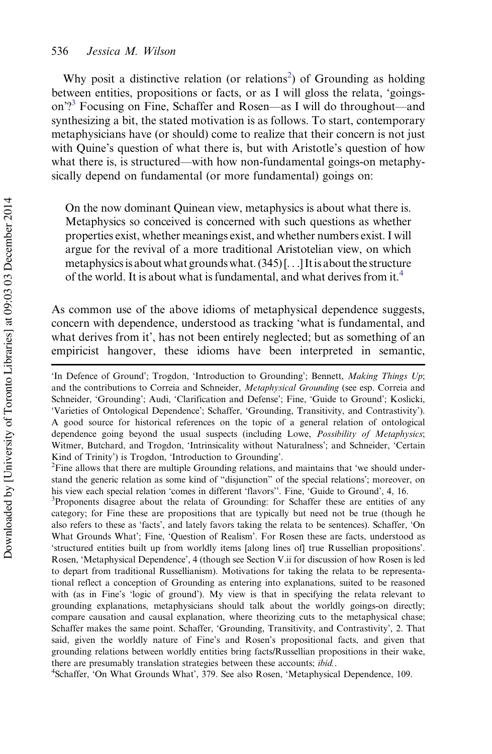Why posit a distinctive relation (or relations[2]) of Grounding as holding between entities, propositions or facts, or as I will gloss the relata, 'goings-on'?[3] Focusing on Fine, Schaffer and Rosen—as I will do throughout—and synthesizing a bit, the stated motivation is as follows. To start, contemporary metaphysicians have (or should) come to realize that their concern is not just with Quine's question of what there is, but with Aristotle's question of how what there is, is structured—with how non-fundamental goings-on metaphysically depend on fundamental (or more fundamental) goings on:

> On the now dominant Quinean view, metaphysics is about what there is. Metaphysics so conceived is concerned with such questions as whether properties exist, whether meanings exist, and whether numbers exist. I will argue for the revival of a more traditional Aristotelian view, on which metaphysics is about what grounds what. (345) [...] It is about the structure of the world. It is about what is fundamental, and what derives from it.[4]

As common use of the above idioms of metaphysical dependence suggests, concern with dependence, understood as tracking 'what is fundamental, and what derives from it', has not been entirely neglected; but as something of an empiricist hangover, these idioms have been interpreted in semantic,

---

'In Defence of Ground'; Trogdon, 'Introduction to Grounding'; Bennett, *Making Things Up*; and the contributions to Correia and Schneider, *Metaphysical Grounding* (see esp. Correia and Schneider, 'Grounding'; Audi, 'Clarification and Defense'; Fine, 'Guide to Ground'; Koslicki, 'Varieties of Ontological Dependence'; Schaffer, 'Grounding, Transitivity, and Contrastivity'). A good source for historical references on the topic of a general relation of ontological dependence going beyond the usual suspects (including Lowe, *Possibility of Metaphysics*; Witmer, Butchard, and Trogdon, 'Intrinsicality without Naturalness'; and Schneider, 'Certain Kind of Trinity') is Trogdon, 'Introduction to Grounding'.

[2]Fine allows that there are multiple Grounding relations, and maintains that 'we should understand the generic relation as some kind of "disjunction" of the special relations'; moreover, on his view each special relation 'comes in different 'flavors''. Fine, 'Guide to Ground', 4, 16.

[3]Proponents disagree about the relata of Grounding: for Schaffer these are entities of any category; for Fine these are propositions that are typically but need not be true (though he also refers to these as 'facts', and lately favors taking the relata to be sentences). Schaffer, 'On What Grounds What'; Fine, 'Question of Realism'. For Rosen these are facts, understood as 'structured entities built up from worldly items [along lines of] true Russellian propositions'. Rosen, 'Metaphysical Dependence', 4 (though see Section V.ii for discussion of how Rosen is led to depart from traditional Russellianism). Motivations for taking the relata to be representational reflect a conception of Grounding as entering into explanations, suited to be reasoned with (as in Fine's 'logic of ground'). My view is that in specifying the relata relevant to grounding explanations, metaphysicians should talk about the worldly goings-on directly; compare causation and causal explanation, where theorizing cuts to the metaphysical chase; Schaffer makes the same point. Schaffer, 'Grounding, Transitivity, and Contrastivity', 2. That said, given the worldly nature of Fine's and Rosen's propositional facts, and given that grounding relations between worldly entities bring facts/Russellian propositions in their wake, there are presumably translation strategies between these accounts; *ibid.*.

[4]Schaffer, 'On What Grounds What', 379. See also Rosen, 'Metaphysical Dependence, 109.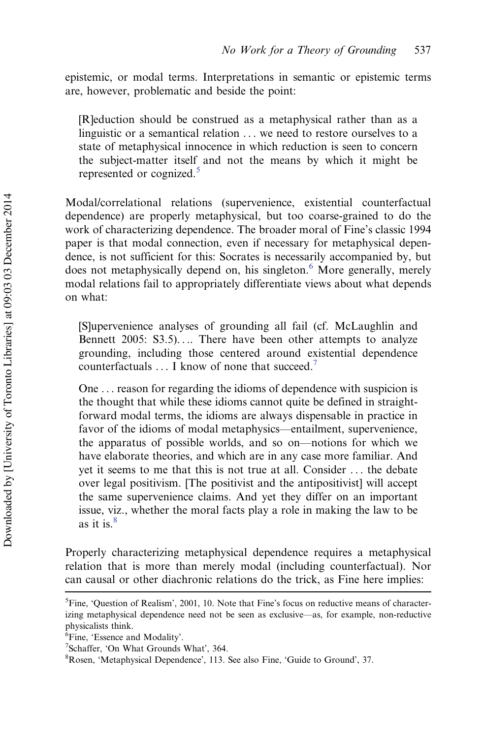epistemic, or modal terms. Interpretations in semantic or epistemic terms are, however, problematic and beside the point:

> [R]eduction should be construed as a metaphysical rather than as a linguistic or a semantical relation . . . we need to restore ourselves to a state of metaphysical innocence in which reduction is seen to concern the subject-matter itself and not the means by which it might be represented or cognized.[5]

Modal/correlational relations (supervenience, existential counterfactual dependence) are properly metaphysical, but too coarse-grained to do the work of characterizing dependence. The broader moral of Fine's classic 1994 paper is that modal connection, even if necessary for metaphysical dependence, is not sufficient for this: Socrates is necessarily accompanied by, but does not metaphysically depend on, his singleton.[6] More generally, merely modal relations fail to appropriately differentiate views about what depends on what:

> [S]upervenience analyses of grounding all fail (cf. McLaughlin and Bennett 2005: S3.5). . . . There have been other attempts to analyze grounding, including those centered around existential dependence counterfactuals . . . I know of none that succeed.[7]

> One . . . reason for regarding the idioms of dependence with suspicion is the thought that while these idioms cannot quite be defined in straightforward modal terms, the idioms are always dispensable in practice in favor of the idioms of modal metaphysics—entailment, supervenience, the apparatus of possible worlds, and so on—notions for which we have elaborate theories, and which are in any case more familiar. And yet it seems to me that this is not true at all. Consider . . . the debate over legal positivism. [The positivist and the antipositivist] will accept the same supervenience claims. And yet they differ on an important issue, viz., whether the moral facts play a role in making the law to be as it is.[8]

Properly characterizing metaphysical dependence requires a metaphysical relation that is more than merely modal (including counterfactual). Nor can causal or other diachronic relations do the trick, as Fine here implies:

---

[5] Fine, 'Question of Realism', 2001, 10. Note that Fine's focus on reductive means of characterizing metaphysical dependence need not be seen as exclusive—as, for example, non-reductive physicalists think.

[6] Fine, 'Essence and Modality'.

[7] Schaffer, 'On What Grounds What', 364.

[8] Rosen, 'Metaphysical Dependence', 113. See also Fine, 'Guide to Ground', 37.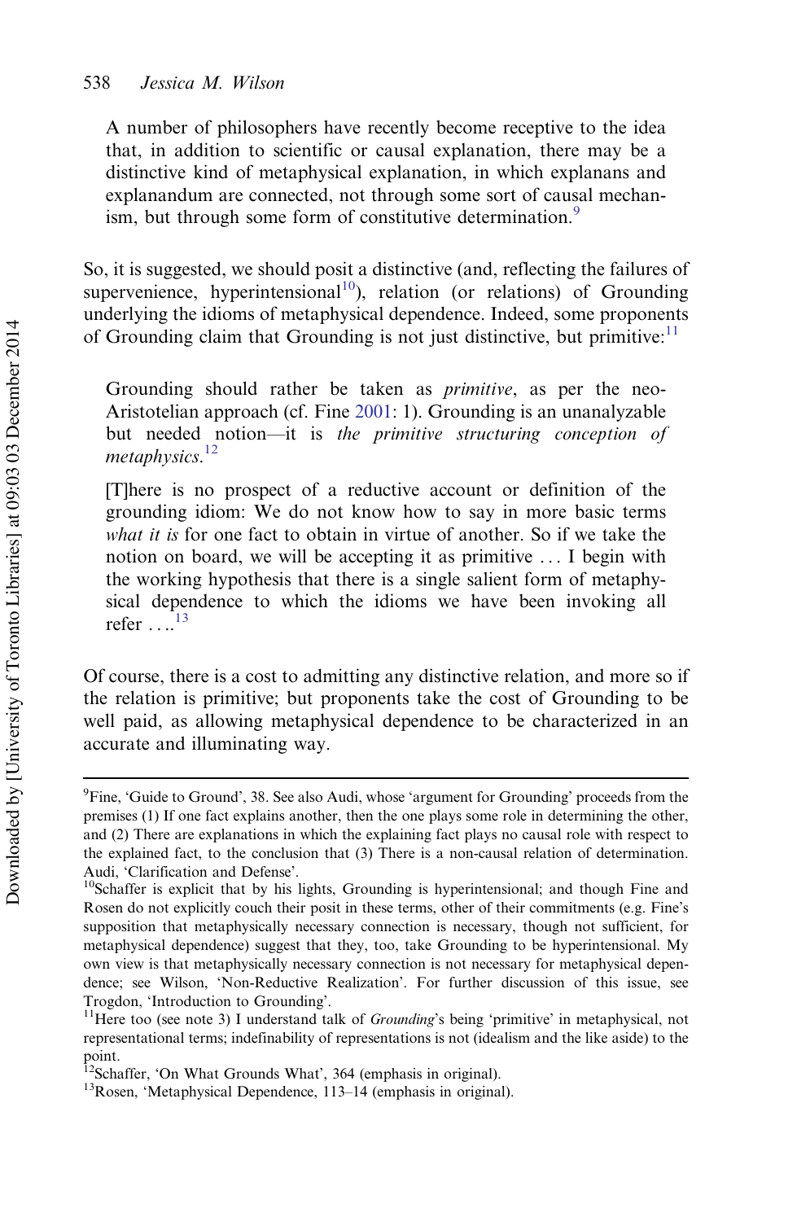> A number of philosophers have recently become receptive to the idea that, in addition to scientific or causal explanation, there may be a distinctive kind of metaphysical explanation, in which explanans and explanandum are connected, not through some sort of causal mechanism, but through some form of constitutive determination.[9]

So, it is suggested, we should posit a distinctive (and, reflecting the failures of supervenience, hyperintensional[10]), relation (or relations) of Grounding underlying the idioms of metaphysical dependence. Indeed, some proponents of Grounding claim that Grounding is not just distinctive, but primitive:[11]

> Grounding should rather be taken as *primitive*, as per the neo-Aristotelian approach (cf. Fine 2001: 1). Grounding is an unanalyzable but needed notion—it is *the primitive structuring conception of metaphysics*.[12]

> [T]here is no prospect of a reductive account or definition of the grounding idiom: We do not know how to say in more basic terms *what it is* for one fact to obtain in virtue of another. So if we take the notion on board, we will be accepting it as primitive ... I begin with the working hypothesis that there is a single salient form of metaphysical dependence to which the idioms we have been invoking all refer ....[13]

Of course, there is a cost to admitting any distinctive relation, and more so if the relation is primitive; but proponents take the cost of Grounding to be well paid, as allowing metaphysical dependence to be characterized in an accurate and illuminating way.

---

[9]Fine, 'Guide to Ground', 38. See also Audi, whose 'argument for Grounding' proceeds from the premises (1) If one fact explains another, then the one plays some role in determining the other, and (2) There are explanations in which the explaining fact plays no causal role with respect to the explained fact, to the conclusion that (3) There is a non-causal relation of determination. Audi, 'Clarification and Defense'.

[10]Schaffer is explicit that by his lights, Grounding is hyperintensional; and though Fine and Rosen do not explicitly couch their posit in these terms, other of their commitments (e.g. Fine's supposition that metaphysically necessary connection is necessary, though not sufficient, for metaphysical dependence) suggest that they, too, take Grounding to be hyperintensional. My own view is that metaphysically necessary connection is not necessary for metaphysical dependence; see Wilson, 'Non-Reductive Realization'. For further discussion of this issue, see Trogdon, 'Introduction to Grounding'.

[11]Here too (see note 3) I understand talk of *Grounding*'s being 'primitive' in metaphysical, not representational terms; indefinability of representations is not (idealism and the like aside) to the point.

[12]Schaffer, 'On What Grounds What', 364 (emphasis in original).

[13]Rosen, 'Metaphysical Dependence, 113–14 (emphasis in original).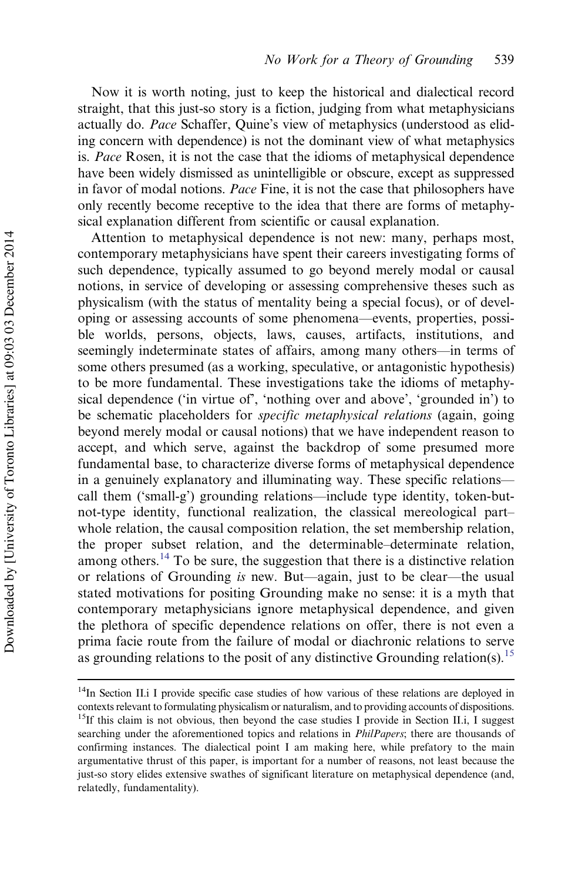Now it is worth noting, just to keep the historical and dialectical record straight, that this just-so story is a fiction, judging from what metaphysicians actually do. *Pace* Schaffer, Quine's view of metaphysics (understood as eliding concern with dependence) is not the dominant view of what metaphysics is. *Pace* Rosen, it is not the case that the idioms of metaphysical dependence have been widely dismissed as unintelligible or obscure, except as suppressed in favor of modal notions. *Pace* Fine, it is not the case that philosophers have only recently become receptive to the idea that there are forms of metaphysical explanation different from scientific or causal explanation.

Attention to metaphysical dependence is not new: many, perhaps most, contemporary metaphysicians have spent their careers investigating forms of such dependence, typically assumed to go beyond merely modal or causal notions, in service of developing or assessing comprehensive theses such as physicalism (with the status of mentality being a special focus), or of developing or assessing accounts of some phenomena—events, properties, possible worlds, persons, objects, laws, causes, artifacts, institutions, and seemingly indeterminate states of affairs, among many others—in terms of some others presumed (as a working, speculative, or antagonistic hypothesis) to be more fundamental. These investigations take the idioms of metaphysical dependence ('in virtue of', 'nothing over and above', 'grounded in') to be schematic placeholders for *specific metaphysical relations* (again, going beyond merely modal or causal notions) that we have independent reason to accept, and which serve, against the backdrop of some presumed more fundamental base, to characterize diverse forms of metaphysical dependence in a genuinely explanatory and illuminating way. These specific relations—call them ('small-g') grounding relations—include type identity, token-but-not-type identity, functional realization, the classical mereological part–whole relation, the causal composition relation, the set membership relation, the proper subset relation, and the determinable–determinate relation, among others.[14] To be sure, the suggestion that there is a distinctive relation or relations of Grounding *is* new. But—again, just to be clear—the usual stated motivations for positing Grounding make no sense: it is a myth that contemporary metaphysicians ignore metaphysical dependence, and given the plethora of specific dependence relations on offer, there is not even a prima facie route from the failure of modal or diachronic relations to serve as grounding relations to the posit of any distinctive Grounding relation(s).[15]

---

[14]In Section II.i I provide specific case studies of how various of these relations are deployed in contexts relevant to formulating physicalism or naturalism, and to providing accounts of dispositions.

[15]If this claim is not obvious, then beyond the case studies I provide in Section II.i, I suggest searching under the aforementioned topics and relations in *PhilPapers*; there are thousands of confirming instances. The dialectical point I am making here, while prefatory to the main argumentative thrust of this paper, is important for a number of reasons, not least because the just-so story elides extensive swathes of significant literature on metaphysical dependence (and, relatedly, fundamentality).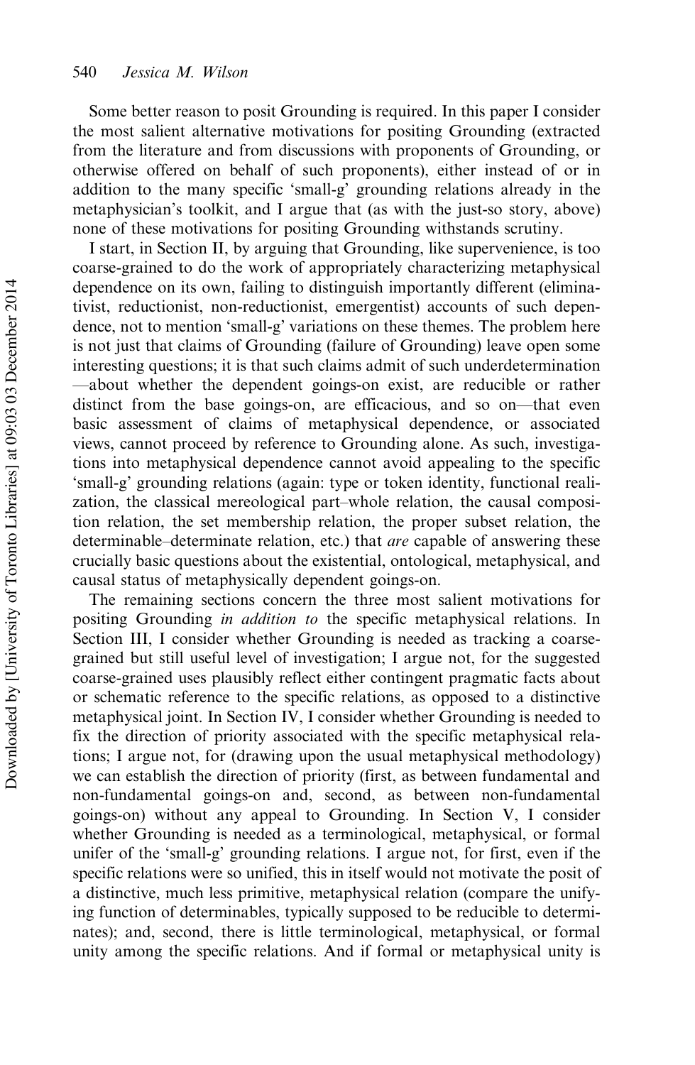Some better reason to posit Grounding is required. In this paper I consider the most salient alternative motivations for positing Grounding (extracted from the literature and from discussions with proponents of Grounding, or otherwise offered on behalf of such proponents), either instead of or in addition to the many specific 'small-g' grounding relations already in the metaphysician's toolkit, and I argue that (as with the just-so story, above) none of these motivations for positing Grounding withstands scrutiny.

I start, in Section II, by arguing that Grounding, like supervenience, is too coarse-grained to do the work of appropriately characterizing metaphysical dependence on its own, failing to distinguish importantly different (eliminativist, reductionist, non-reductionist, emergentist) accounts of such dependence, not to mention 'small-g' variations on these themes. The problem here is not just that claims of Grounding (failure of Grounding) leave open some interesting questions; it is that such claims admit of such underdetermination—about whether the dependent goings-on exist, are reducible or rather distinct from the base goings-on, are efficacious, and so on—that even basic assessment of claims of metaphysical dependence, or associated views, cannot proceed by reference to Grounding alone. As such, investigations into metaphysical dependence cannot avoid appealing to the specific 'small-g' grounding relations (again: type or token identity, functional realization, the classical mereological part–whole relation, the causal composition relation, the set membership relation, the proper subset relation, the determinable–determinate relation, etc.) that *are* capable of answering these crucially basic questions about the existential, ontological, metaphysical, and causal status of metaphysically dependent goings-on.

The remaining sections concern the three most salient motivations for positing Grounding *in addition to* the specific metaphysical relations. In Section III, I consider whether Grounding is needed as tracking a coarse-grained but still useful level of investigation; I argue not, for the suggested coarse-grained uses plausibly reflect either contingent pragmatic facts about or schematic reference to the specific relations, as opposed to a distinctive metaphysical joint. In Section IV, I consider whether Grounding is needed to fix the direction of priority associated with the specific metaphysical relations; I argue not, for (drawing upon the usual metaphysical methodology) we can establish the direction of priority (first, as between fundamental and non-fundamental goings-on and, second, as between non-fundamental goings-on) without any appeal to Grounding. In Section V, I consider whether Grounding is needed as a terminological, metaphysical, or formal unifer of the 'small-g' grounding relations. I argue not, for first, even if the specific relations were so unified, this in itself would not motivate the posit of a distinctive, much less primitive, metaphysical relation (compare the unifying function of determinables, typically supposed to be reducible to determinates); and, second, there is little terminological, metaphysical, or formal unity among the specific relations. And if formal or metaphysical unity is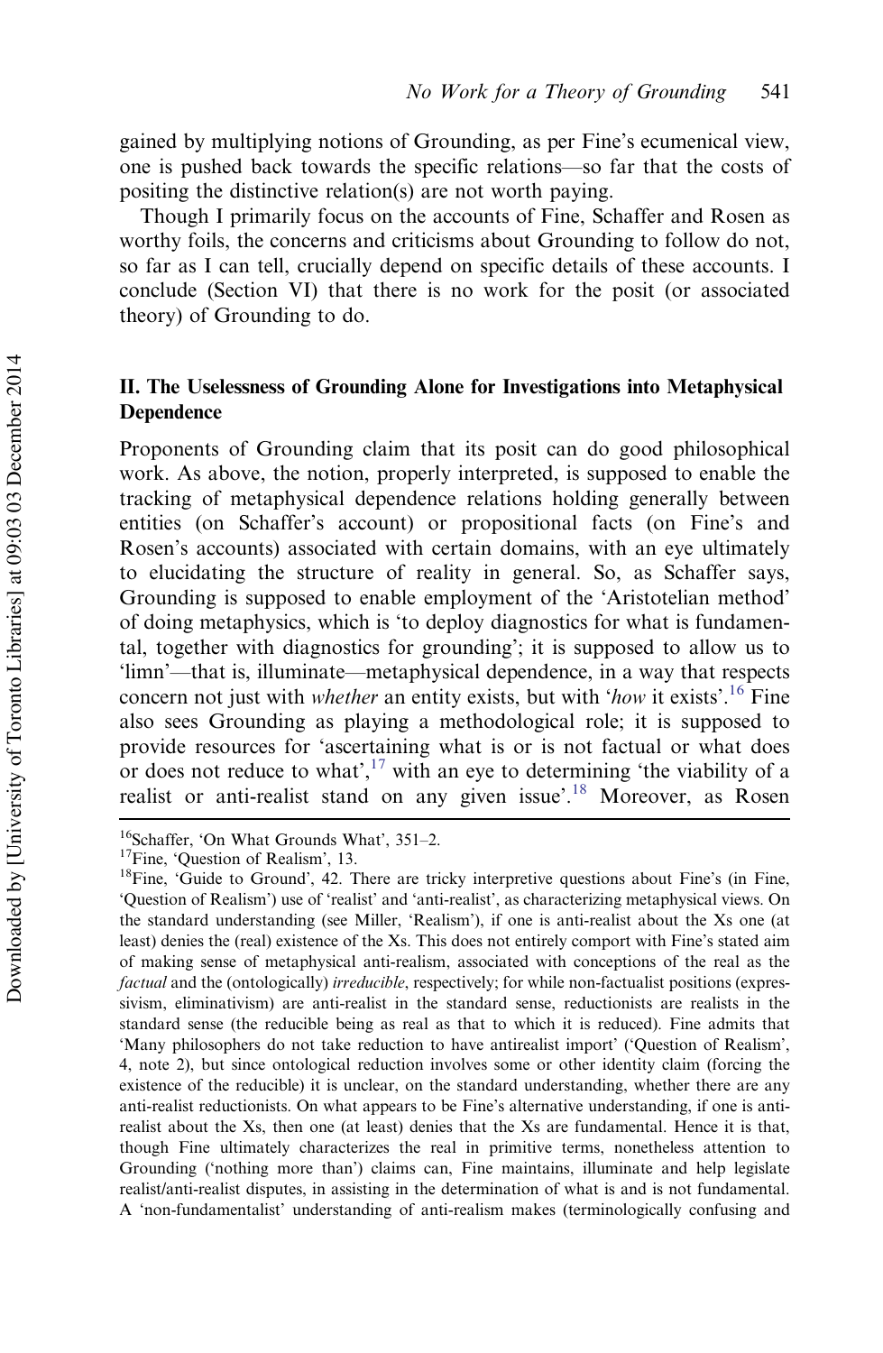gained by multiplying notions of Grounding, as per Fine's ecumenical view, one is pushed back towards the specific relations—so far that the costs of positing the distinctive relation(s) are not worth paying.

Though I primarily focus on the accounts of Fine, Schaffer and Rosen as worthy foils, the concerns and criticisms about Grounding to follow do not, so far as I can tell, crucially depend on specific details of these accounts. I conclude (Section VI) that there is no work for the posit (or associated theory) of Grounding to do.

## II. The Uselessness of Grounding Alone for Investigations into Metaphysical Dependence

Proponents of Grounding claim that its posit can do good philosophical work. As above, the notion, properly interpreted, is supposed to enable the tracking of metaphysical dependence relations holding generally between entities (on Schaffer's account) or propositional facts (on Fine's and Rosen's accounts) associated with certain domains, with an eye ultimately to elucidating the structure of reality in general. So, as Schaffer says, Grounding is supposed to enable employment of the 'Aristotelian method' of doing metaphysics, which is 'to deploy diagnostics for what is fundamental, together with diagnostics for grounding'; it is supposed to allow us to 'limn'—that is, illuminate—metaphysical dependence, in a way that respects concern not just with *whether* an entity exists, but with '*how* it exists'.[16] Fine also sees Grounding as playing a methodological role; it is supposed to provide resources for 'ascertaining what is or is not factual or what does or does not reduce to what',[17] with an eye to determining 'the viability of a realist or anti-realist stand on any given issue'.[18] Moreover, as Rosen

[16]Schaffer, 'On What Grounds What', 351–2.

[17]Fine, 'Question of Realism', 13.

[18]Fine, 'Guide to Ground', 42. There are tricky interpretive questions about Fine's (in Fine, 'Question of Realism') use of 'realist' and 'anti-realist', as characterizing metaphysical views. On the standard understanding (see Miller, 'Realism'), if one is anti-realist about the Xs one (at least) denies the (real) existence of the Xs. This does not entirely comport with Fine's stated aim of making sense of metaphysical anti-realism, associated with conceptions of the real as the *factual* and the (ontologically) *irreducible*, respectively; for while non-factualist positions (expressivism, eliminativism) are anti-realist in the standard sense, reductionists are realists in the standard sense (the reducible being as real as that to which it is reduced). Fine admits that 'Many philosophers do not take reduction to have antirealist import' ('Question of Realism', 4, note 2), but since ontological reduction involves some or other identity claim (forcing the existence of the reducible) it is unclear, on the standard understanding, whether there are any anti-realist reductionists. On what appears to be Fine's alternative understanding, if one is anti-realist about the Xs, then one (at least) denies that the Xs are fundamental. Hence it is that, though Fine ultimately characterizes the real in primitive terms, nonetheless attention to Grounding ('nothing more than') claims can, Fine maintains, illuminate and help legislate realist/anti-realist disputes, in assisting in the determination of what is and is not fundamental. A 'non-fundamentalist' understanding of anti-realism makes (terminologically confusing and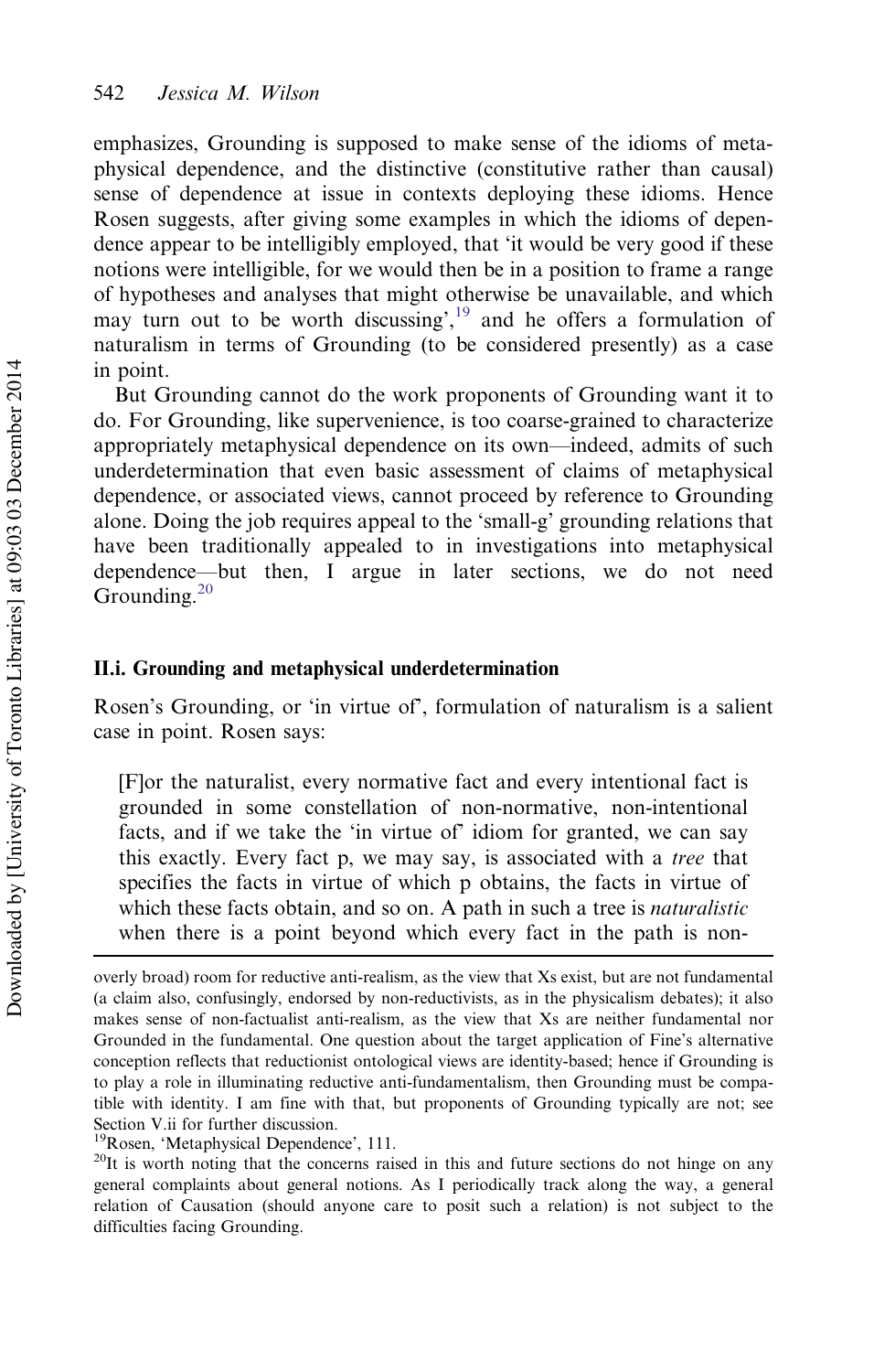emphasizes, Grounding is supposed to make sense of the idioms of metaphysical dependence, and the distinctive (constitutive rather than causal) sense of dependence at issue in contexts deploying these idioms. Hence Rosen suggests, after giving some examples in which the idioms of dependence appear to be intelligibly employed, that 'it would be very good if these notions were intelligible, for we would then be in a position to frame a range of hypotheses and analyses that might otherwise be unavailable, and which may turn out to be worth discussing',[19] and he offers a formulation of naturalism in terms of Grounding (to be considered presently) as a case in point.

But Grounding cannot do the work proponents of Grounding want it to do. For Grounding, like supervenience, is too coarse-grained to characterize appropriately metaphysical dependence on its own—indeed, admits of such underdetermination that even basic assessment of claims of metaphysical dependence, or associated views, cannot proceed by reference to Grounding alone. Doing the job requires appeal to the 'small-g' grounding relations that have been traditionally appealed to in investigations into metaphysical dependence—but then, I argue in later sections, we do not need Grounding.[20]

### II.i. Grounding and metaphysical underdetermination

Rosen's Grounding, or 'in virtue of', formulation of naturalism is a salient case in point. Rosen says:

> [F]or the naturalist, every normative fact and every intentional fact is grounded in some constellation of non-normative, non-intentional facts, and if we take the 'in virtue of' idiom for granted, we can say this exactly. Every fact p, we may say, is associated with a *tree* that specifies the facts in virtue of which p obtains, the facts in virtue of which these facts obtain, and so on. A path in such a tree is *naturalistic* when there is a point beyond which every fact in the path is non-

overly broad) room for reductive anti-realism, as the view that Xs exist, but are not fundamental (a claim also, confusingly, endorsed by non-reductivists, as in the physicalism debates); it also makes sense of non-factualist anti-realism, as the view that Xs are neither fundamental nor Grounded in the fundamental. One question about the target application of Fine's alternative conception reflects that reductionist ontological views are identity-based; hence if Grounding is to play a role in illuminating reductive anti-fundamentalism, then Grounding must be compatible with identity. I am fine with that, but proponents of Grounding typically are not; see Section V.ii for further discussion.

[19]Rosen, 'Metaphysical Dependence', 111.

[20]It is worth noting that the concerns raised in this and future sections do not hinge on any general complaints about general notions. As I periodically track along the way, a general relation of Causation (should anyone care to posit such a relation) is not subject to the difficulties facing Grounding.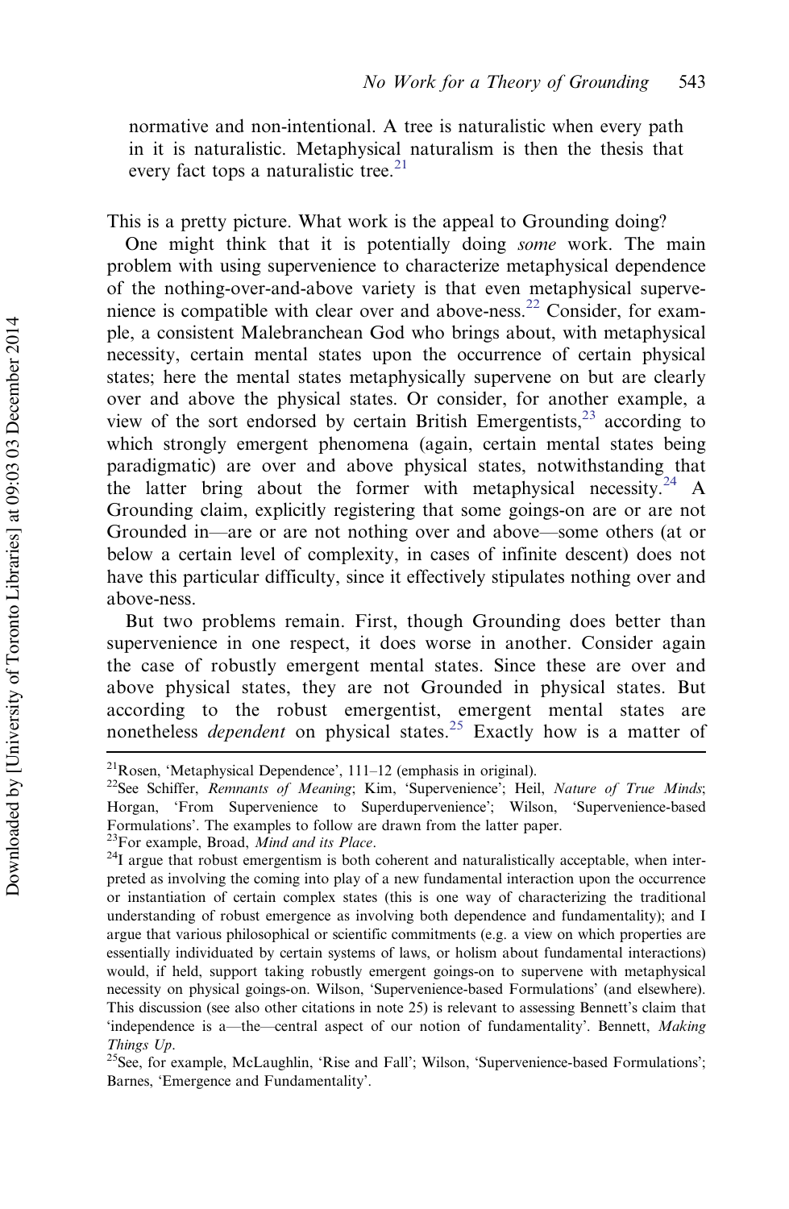normative and non-intentional. A tree is naturalistic when every path in it is naturalistic. Metaphysical naturalism is then the thesis that every fact tops a naturalistic tree.[21]

This is a pretty picture. What work is the appeal to Grounding doing?

One might think that it is potentially doing *some* work. The main problem with using supervenience to characterize metaphysical dependence of the nothing-over-and-above variety is that even metaphysical supervenience is compatible with clear over and above-ness.[22] Consider, for example, a consistent Malebranchean God who brings about, with metaphysical necessity, certain mental states upon the occurrence of certain physical states; here the mental states metaphysically supervene on but are clearly over and above the physical states. Or consider, for another example, a view of the sort endorsed by certain British Emergentists,[23] according to which strongly emergent phenomena (again, certain mental states being paradigmatic) are over and above physical states, notwithstanding that the latter bring about the former with metaphysical necessity.[24] A Grounding claim, explicitly registering that some goings-on are or are not Grounded in—are or are not nothing over and above—some others (at or below a certain level of complexity, in cases of infinite descent) does not have this particular difficulty, since it effectively stipulates nothing over and above-ness.

But two problems remain. First, though Grounding does better than supervenience in one respect, it does worse in another. Consider again the case of robustly emergent mental states. Since these are over and above physical states, they are not Grounded in physical states. But according to the robust emergentist, emergent mental states are nonetheless *dependent* on physical states.[25] Exactly how is a matter of

[21] Rosen, 'Metaphysical Dependence', 111–12 (emphasis in original).

[22] See Schiffer, *Remnants of Meaning*; Kim, 'Supervenience'; Heil, *Nature of True Minds*; Horgan, 'From Supervenience to Superdupervenience'; Wilson, 'Supervenience-based Formulations'. The examples to follow are drawn from the latter paper.

[23] For example, Broad, *Mind and its Place*.

[24] I argue that robust emergentism is both coherent and naturalistically acceptable, when interpreted as involving the coming into play of a new fundamental interaction upon the occurrence or instantiation of certain complex states (this is one way of characterizing the traditional understanding of robust emergence as involving both dependence and fundamentality); and I argue that various philosophical or scientific commitments (e.g. a view on which properties are essentially individuated by certain systems of laws, or holism about fundamental interactions) would, if held, support taking robustly emergent goings-on to supervene with metaphysical necessity on physical goings-on. Wilson, 'Supervenience-based Formulations' (and elsewhere). This discussion (see also other citations in note 25) is relevant to assessing Bennett's claim that 'independence is a—the—central aspect of our notion of fundamentality'. Bennett, *Making Things Up*.

[25] See, for example, McLaughlin, 'Rise and Fall'; Wilson, 'Supervenience-based Formulations'; Barnes, 'Emergence and Fundamentality'.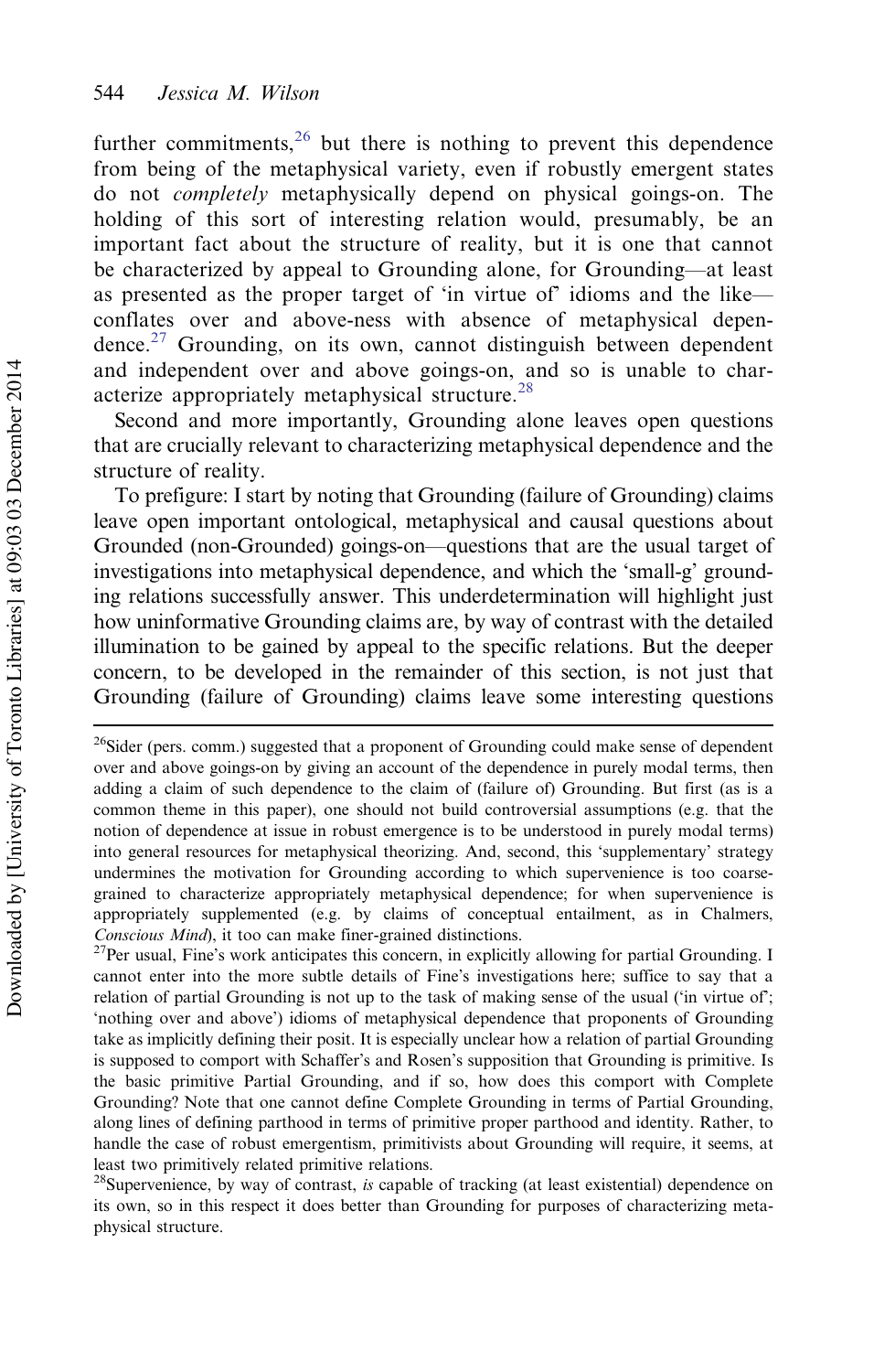further commitments,[26] but there is nothing to prevent this dependence from being of the metaphysical variety, even if robustly emergent states do not *completely* metaphysically depend on physical goings-on. The holding of this sort of interesting relation would, presumably, be an important fact about the structure of reality, but it is one that cannot be characterized by appeal to Grounding alone, for Grounding—at least as presented as the proper target of 'in virtue of' idioms and the like—conflates over and above-ness with absence of metaphysical dependence.[27] Grounding, on its own, cannot distinguish between dependent and independent over and above goings-on, and so is unable to characterize appropriately metaphysical structure.[28]

Second and more importantly, Grounding alone leaves open questions that are crucially relevant to characterizing metaphysical dependence and the structure of reality.

To prefigure: I start by noting that Grounding (failure of Grounding) claims leave open important ontological, metaphysical and causal questions about Grounded (non-Grounded) goings-on—questions that are the usual target of investigations into metaphysical dependence, and which the 'small-g' grounding relations successfully answer. This underdetermination will highlight just how uninformative Grounding claims are, by way of contrast with the detailed illumination to be gained by appeal to the specific relations. But the deeper concern, to be developed in the remainder of this section, is not just that Grounding (failure of Grounding) claims leave some interesting questions

---

[26]Sider (pers. comm.) suggested that a proponent of Grounding could make sense of dependent over and above goings-on by giving an account of the dependence in purely modal terms, then adding a claim of such dependence to the claim of (failure of) Grounding. But first (as is a common theme in this paper), one should not build controversial assumptions (e.g. that the notion of dependence at issue in robust emergence is to be understood in purely modal terms) into general resources for metaphysical theorizing. And, second, this 'supplementary' strategy undermines the motivation for Grounding according to which supervenience is too coarse-grained to characterize appropriately metaphysical dependence; for when supervenience is appropriately supplemented (e.g. by claims of conceptual entailment, as in Chalmers, *Conscious Mind*), it too can make finer-grained distinctions.

[27]Per usual, Fine's work anticipates this concern, in explicitly allowing for partial Grounding. I cannot enter into the more subtle details of Fine's investigations here; suffice to say that a relation of partial Grounding is not up to the task of making sense of the usual ('in virtue of'; 'nothing over and above') idioms of metaphysical dependence that proponents of Grounding take as implicitly defining their posit. It is especially unclear how a relation of partial Grounding is supposed to comport with Schaffer's and Rosen's supposition that Grounding is primitive. Is the basic primitive Partial Grounding, and if so, how does this comport with Complete Grounding? Note that one cannot define Complete Grounding in terms of Partial Grounding, along lines of defining parthood in terms of primitive proper parthood and identity. Rather, to handle the case of robust emergentism, primitivists about Grounding will require, it seems, at least two primitively related primitive relations.

[28]Supervenience, by way of contrast, *is* capable of tracking (at least existential) dependence on its own, so in this respect it does better than Grounding for purposes of characterizing metaphysical structure.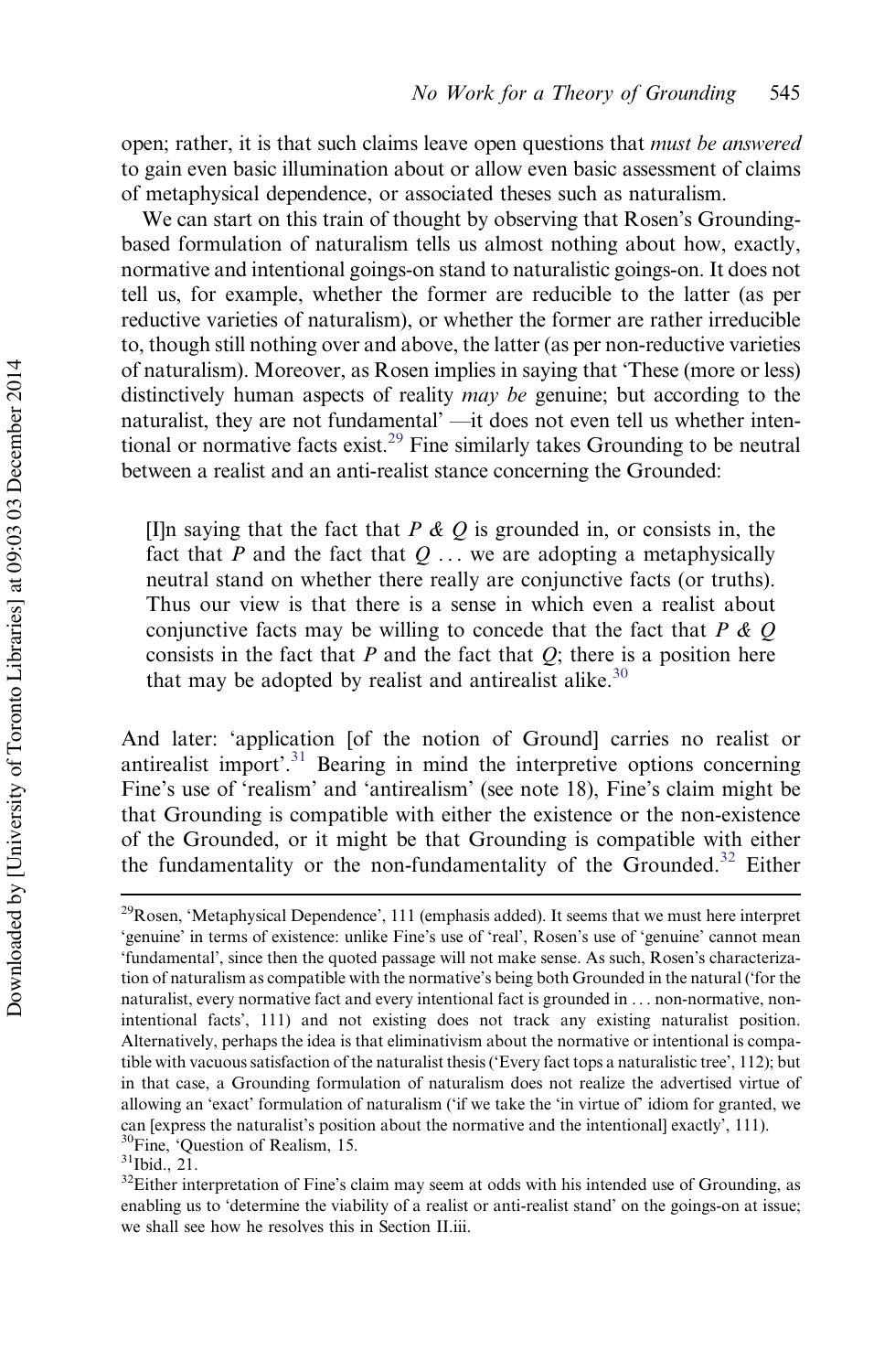open; rather, it is that such claims leave open questions that *must be answered* to gain even basic illumination about or allow even basic assessment of claims of metaphysical dependence, or associated theses such as naturalism.

We can start on this train of thought by observing that Rosen's Grounding-based formulation of naturalism tells us almost nothing about how, exactly, normative and intentional goings-on stand to naturalistic goings-on. It does not tell us, for example, whether the former are reducible to the latter (as per reductive varieties of naturalism), or whether the former are rather irreducible to, though still nothing over and above, the latter (as per non-reductive varieties of naturalism). Moreover, as Rosen implies in saying that 'These (more or less) distinctively human aspects of reality *may be* genuine; but according to the naturalist, they are not fundamental' —it does not even tell us whether intentional or normative facts exist.[29] Fine similarly takes Grounding to be neutral between a realist and an anti-realist stance concerning the Grounded:

> [I]n saying that the fact that *P & Q* is grounded in, or consists in, the fact that *P* and the fact that *Q* ... we are adopting a metaphysically neutral stand on whether there really are conjunctive facts (or truths). Thus our view is that there is a sense in which even a realist about conjunctive facts may be willing to concede that the fact that *P & Q* consists in the fact that *P* and the fact that *Q*; there is a position here that may be adopted by realist and antirealist alike.[30]

And later: 'application [of the notion of Ground] carries no realist or antirealist import'.[31] Bearing in mind the interpretive options concerning Fine's use of 'realism' and 'antirealism' (see note 18), Fine's claim might be that Grounding is compatible with either the existence or the non-existence of the Grounded, or it might be that Grounding is compatible with either the fundamentality or the non-fundamentality of the Grounded.[32] Either

---

[29]Rosen, 'Metaphysical Dependence', 111 (emphasis added). It seems that we must here interpret 'genuine' in terms of existence: unlike Fine's use of 'real', Rosen's use of 'genuine' cannot mean 'fundamental', since then the quoted passage will not make sense. As such, Rosen's characterization of naturalism as compatible with the normative's being both Grounded in the natural ('for the naturalist, every normative fact and every intentional fact is grounded in ... non-normative, non-intentional facts', 111) and not existing does not track any existing naturalist position. Alternatively, perhaps the idea is that eliminativism about the normative or intentional is compatible with vacuous satisfaction of the naturalist thesis ('Every fact tops a naturalistic tree', 112); but in that case, a Grounding formulation of naturalism does not realize the advertised virtue of allowing an 'exact' formulation of naturalism ('if we take the 'in virtue of' idiom for granted, we can [express the naturalist's position about the normative and the intentional] exactly', 111).

[30]Fine, 'Question of Realism, 15.

[31]Ibid., 21.

[32]Either interpretation of Fine's claim may seem at odds with his intended use of Grounding, as enabling us to 'determine the viability of a realist or anti-realist stand' on the goings-on at issue; we shall see how he resolves this in Section II.iii.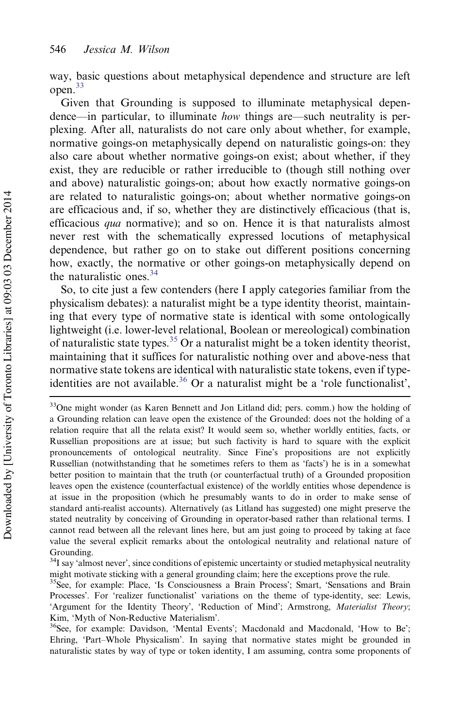way, basic questions about metaphysical dependence and structure are left open.[33]

Given that Grounding is supposed to illuminate metaphysical dependence—in particular, to illuminate *how* things are—such neutrality is perplexing. After all, naturalists do not care only about whether, for example, normative goings-on metaphysically depend on naturalistic goings-on: they also care about whether normative goings-on exist; about whether, if they exist, they are reducible or rather irreducible to (though still nothing over and above) naturalistic goings-on; about how exactly normative goings-on are related to naturalistic goings-on; about whether normative goings-on are efficacious and, if so, whether they are distinctively efficacious (that is, efficacious *qua* normative); and so on. Hence it is that naturalists almost never rest with the schematically expressed locutions of metaphysical dependence, but rather go on to stake out different positions concerning how, exactly, the normative or other goings-on metaphysically depend on the naturalistic ones.[34]

So, to cite just a few contenders (here I apply categories familiar from the physicalism debates): a naturalist might be a type identity theorist, maintaining that every type of normative state is identical with some ontologically lightweight (i.e. lower-level relational, Boolean or mereological) combination of naturalistic state types.[35] Or a naturalist might be a token identity theorist, maintaining that it suffices for naturalistic nothing over and above-ness that normative state tokens are identical with naturalistic state tokens, even if type-identities are not available.[36] Or a naturalist might be a 'role functionalist',

[33]One might wonder (as Karen Bennett and Jon Litland did; pers. comm.) how the holding of a Grounding relation can leave open the existence of the Grounded: does not the holding of a relation require that all the relata exist? It would seem so, whether worldly entities, facts, or Russellian propositions are at issue; but such factivity is hard to square with the explicit pronouncements of ontological neutrality. Since Fine's propositions are not explicitly Russellian (notwithstanding that he sometimes refers to them as 'facts') he is in a somewhat better position to maintain that the truth (or counterfactual truth) of a Grounded proposition leaves open the existence (counterfactual existence) of the worldly entities whose dependence is at issue in the proposition (which he presumably wants to do in order to make sense of standard anti-realist accounts). Alternatively (as Litland has suggested) one might preserve the stated neutrality by conceiving of Grounding in operator-based rather than relational terms. I cannot read between all the relevant lines here, but am just going to proceed by taking at face value the several explicit remarks about the ontological neutrality and relational nature of Grounding.

[34]I say 'almost never', since conditions of epistemic uncertainty or studied metaphysical neutrality might motivate sticking with a general grounding claim; here the exceptions prove the rule.

[35]See, for example: Place, 'Is Consciousness a Brain Process'; Smart, 'Sensations and Brain Processes'. For 'realizer functionalist' variations on the theme of type-identity, see: Lewis, 'Argument for the Identity Theory', 'Reduction of Mind'; Armstrong, *Materialist Theory*; Kim, 'Myth of Non-Reductive Materialism'.

[36]See, for example: Davidson, 'Mental Events'; Macdonald and Macdonald, 'How to Be'; Ehring, 'Part–Whole Physicalism'. In saying that normative states might be grounded in naturalistic states by way of type or token identity, I am assuming, contra some proponents of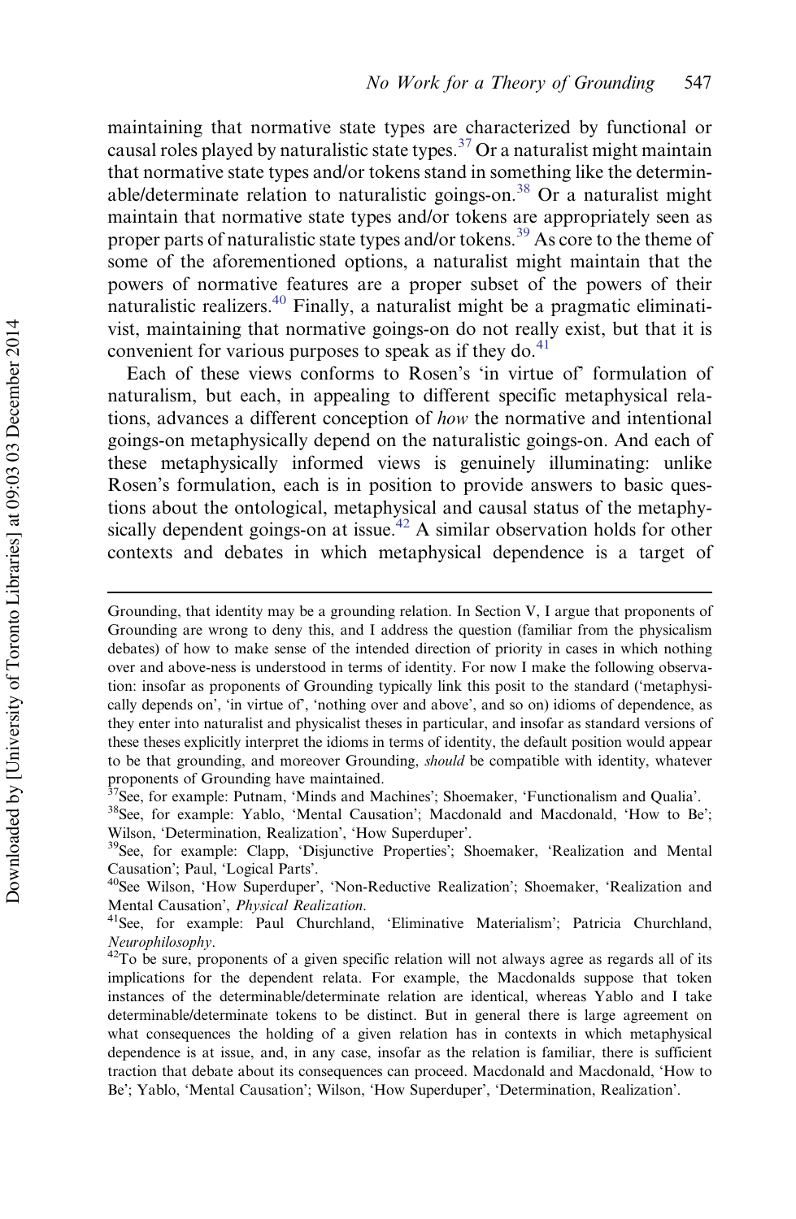maintaining that normative state types are characterized by functional or causal roles played by naturalistic state types.[37] Or a naturalist might maintain that normative state types and/or tokens stand in something like the determinable/determinate relation to naturalistic goings-on.[38] Or a naturalist might maintain that normative state types and/or tokens are appropriately seen as proper parts of naturalistic state types and/or tokens.[39] As core to the theme of some of the aforementioned options, a naturalist might maintain that the powers of normative features are a proper subset of the powers of their naturalistic realizers.[40] Finally, a naturalist might be a pragmatic eliminativist, maintaining that normative goings-on do not really exist, but that it is convenient for various purposes to speak as if they do.[41]

Each of these views conforms to Rosen's 'in virtue of' formulation of naturalism, but each, in appealing to different specific metaphysical relations, advances a different conception of *how* the normative and intentional goings-on metaphysically depend on the naturalistic goings-on. And each of these metaphysically informed views is genuinely illuminating: unlike Rosen's formulation, each is in position to provide answers to basic questions about the ontological, metaphysical and causal status of the metaphysically dependent goings-on at issue.[42] A similar observation holds for other contexts and debates in which metaphysical dependence is a target of

---

Grounding, that identity may be a grounding relation. In Section V, I argue that proponents of Grounding are wrong to deny this, and I address the question (familiar from the physicalism debates) of how to make sense of the intended direction of priority in cases in which nothing over and above-ness is understood in terms of identity. For now I make the following observation: insofar as proponents of Grounding typically link this posit to the standard ('metaphysically depends on', 'in virtue of', 'nothing over and above', and so on) idioms of dependence, as they enter into naturalist and physicalist theses in particular, and insofar as standard versions of these theses explicitly interpret the idioms in terms of identity, the default position would appear to be that grounding, and moreover Grounding, *should* be compatible with identity, whatever proponents of Grounding have maintained.

[37] See, for example: Putnam, 'Minds and Machines'; Shoemaker, 'Functionalism and Qualia'.

[38] See, for example: Yablo, 'Mental Causation'; Macdonald and Macdonald, 'How to Be'; Wilson, 'Determination, Realization', 'How Superduper'.

[39] See, for example: Clapp, 'Disjunctive Properties'; Shoemaker, 'Realization and Mental Causation'; Paul, 'Logical Parts'.

[40] See Wilson, 'How Superduper', 'Non-Reductive Realization'; Shoemaker, 'Realization and Mental Causation', *Physical Realization*.

[41] See, for example: Paul Churchland, 'Eliminative Materialism'; Patricia Churchland, *Neurophilosophy*.

[42] To be sure, proponents of a given specific relation will not always agree as regards all of its implications for the dependent relata. For example, the Macdonalds suppose that token instances of the determinable/determinate relation are identical, whereas Yablo and I take determinable/determinate tokens to be distinct. But in general there is large agreement on what consequences the holding of a given relation has in contexts in which metaphysical dependence is at issue, and, in any case, insofar as the relation is familiar, there is sufficient traction that debate about its consequences can proceed. Macdonald and Macdonald, 'How to Be'; Yablo, 'Mental Causation'; Wilson, 'How Superduper', 'Determination, Realization'.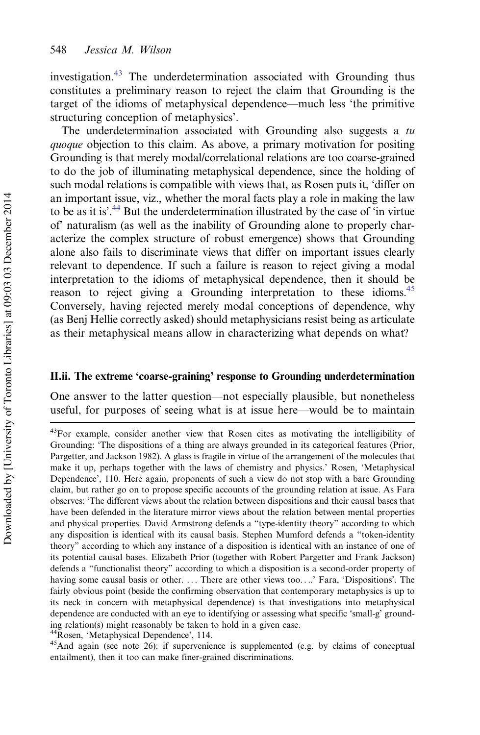investigation.[43] The underdetermination associated with Grounding thus constitutes a preliminary reason to reject the claim that Grounding is the target of the idioms of metaphysical dependence—much less 'the primitive structuring conception of metaphysics'.

The underdetermination associated with Grounding also suggests a *tu quoque* objection to this claim. As above, a primary motivation for positing Grounding is that merely modal/correlational relations are too coarse-grained to do the job of illuminating metaphysical dependence, since the holding of such modal relations is compatible with views that, as Rosen puts it, 'differ on an important issue, viz., whether the moral facts play a role in making the law to be as it is'.[44] But the underdetermination illustrated by the case of 'in virtue of' naturalism (as well as the inability of Grounding alone to properly characterize the complex structure of robust emergence) shows that Grounding alone also fails to discriminate views that differ on important issues clearly relevant to dependence. If such a failure is reason to reject giving a modal interpretation to the idioms of metaphysical dependence, then it should be reason to reject giving a Grounding interpretation to these idioms.[45] Conversely, having rejected merely modal conceptions of dependence, why (as Benj Hellie correctly asked) should metaphysicians resist being as articulate as their metaphysical means allow in characterizing what depends on what?

## II.ii. The extreme 'coarse-graining' response to Grounding underdetermination

One answer to the latter question—not especially plausible, but nonetheless useful, for purposes of seeing what is at issue here—would be to maintain

[43] For example, consider another view that Rosen cites as motivating the intelligibility of Grounding: 'The dispositions of a thing are always grounded in its categorical features (Prior, Pargetter, and Jackson 1982). A glass is fragile in virtue of the arrangement of the molecules that make it up, perhaps together with the laws of chemistry and physics.' Rosen, 'Metaphysical Dependence', 110. Here again, proponents of such a view do not stop with a bare Grounding claim, but rather go on to propose specific accounts of the grounding relation at issue. As Fara observes: 'The different views about the relation between dispositions and their causal bases that have been defended in the literature mirror views about the relation between mental properties and physical properties. David Armstrong defends a "type-identity theory" according to which any disposition is identical with its causal basis. Stephen Mumford defends a "token-identity theory" according to which any instance of a disposition is identical with an instance of one of its potential causal bases. Elizabeth Prior (together with Robert Pargetter and Frank Jackson) defends a "functionalist theory" according to which a disposition is a second-order property of having some causal basis or other. ... There are other views too....' Fara, 'Dispositions'. The fairly obvious point (beside the confirming observation that contemporary metaphysics is up to its neck in concern with metaphysical dependence) is that investigations into metaphysical dependence are conducted with an eye to identifying or assessing what specific 'small-g' grounding relation(s) might reasonably be taken to hold in a given case.

[44] Rosen, 'Metaphysical Dependence', 114.

[45] And again (see note 26): if supervenience is supplemented (e.g. by claims of conceptual entailment), then it too can make finer-grained discriminations.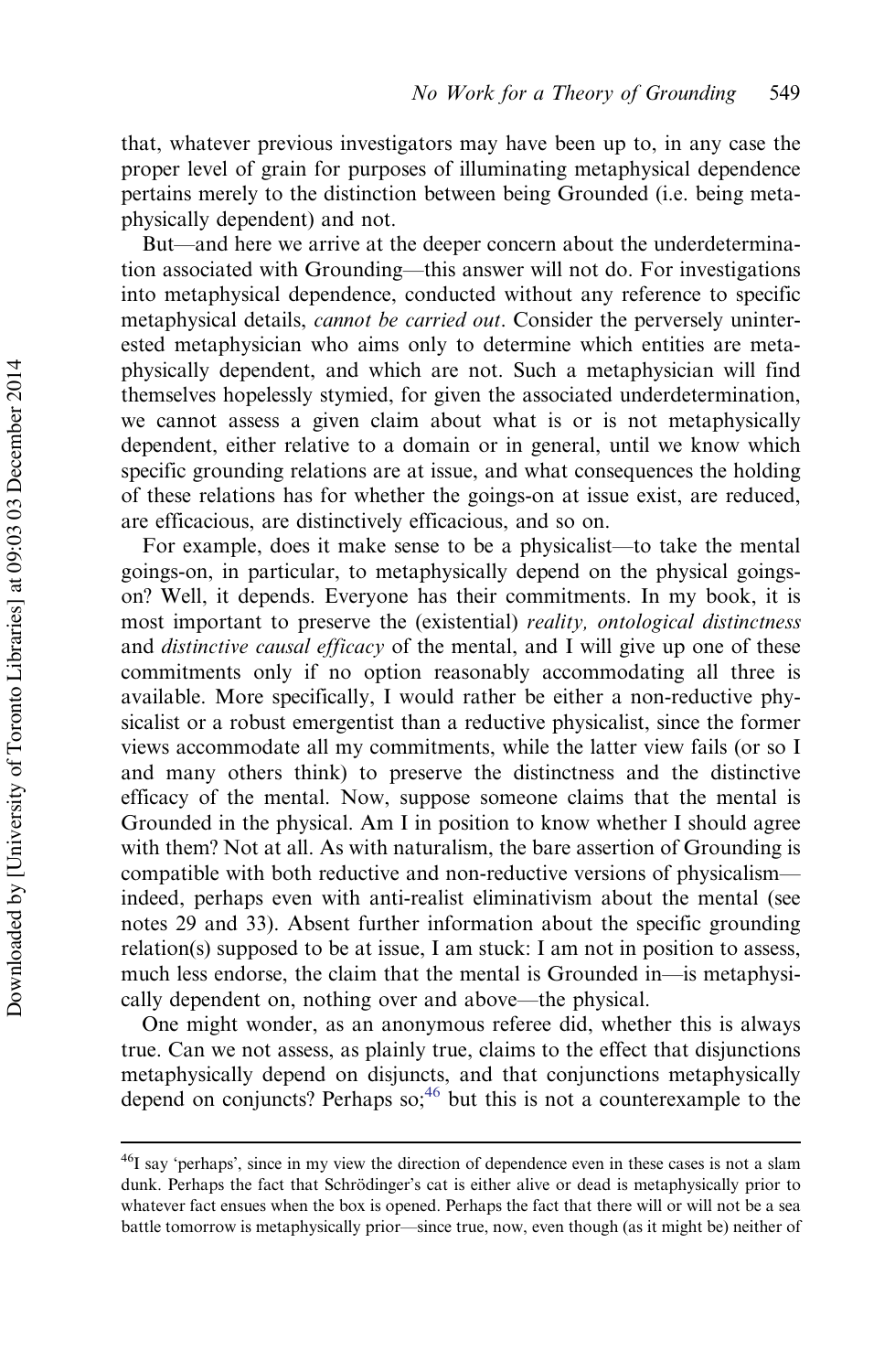that, whatever previous investigators may have been up to, in any case the proper level of grain for purposes of illuminating metaphysical dependence pertains merely to the distinction between being Grounded (i.e. being metaphysically dependent) and not.

But—and here we arrive at the deeper concern about the underdetermination associated with Grounding—this answer will not do. For investigations into metaphysical dependence, conducted without any reference to specific metaphysical details, *cannot be carried out*. Consider the perversely uninterested metaphysician who aims only to determine which entities are metaphysically dependent, and which are not. Such a metaphysician will find themselves hopelessly stymied, for given the associated underdetermination, we cannot assess a given claim about what is or is not metaphysically dependent, either relative to a domain or in general, until we know which specific grounding relations are at issue, and what consequences the holding of these relations has for whether the goings-on at issue exist, are reduced, are efficacious, are distinctively efficacious, and so on.

For example, does it make sense to be a physicalist—to take the mental goings-on, in particular, to metaphysically depend on the physical goings-on? Well, it depends. Everyone has their commitments. In my book, it is most important to preserve the (existential) *reality, ontological distinctness* and *distinctive causal efficacy* of the mental, and I will give up one of these commitments only if no option reasonably accommodating all three is available. More specifically, I would rather be either a non-reductive physicalist or a robust emergentist than a reductive physicalist, since the former views accommodate all my commitments, while the latter view fails (or so I and many others think) to preserve the distinctness and the distinctive efficacy of the mental. Now, suppose someone claims that the mental is Grounded in the physical. Am I in position to know whether I should agree with them? Not at all. As with naturalism, the bare assertion of Grounding is compatible with both reductive and non-reductive versions of physicalism—indeed, perhaps even with anti-realist eliminativism about the mental (see notes 29 and 33). Absent further information about the specific grounding relation(s) supposed to be at issue, I am stuck: I am not in position to assess, much less endorse, the claim that the mental is Grounded in—is metaphysically dependent on, nothing over and above—the physical.

One might wonder, as an anonymous referee did, whether this is always true. Can we not assess, as plainly true, claims to the effect that disjunctions metaphysically depend on disjuncts, and that conjunctions metaphysically depend on conjuncts? Perhaps so;[46] but this is not a counterexample to the

---

[46]I say 'perhaps', since in my view the direction of dependence even in these cases is not a slam dunk. Perhaps the fact that Schrödinger's cat is either alive or dead is metaphysically prior to whatever fact ensues when the box is opened. Perhaps the fact that there will or will not be a sea battle tomorrow is metaphysically prior—since true, now, even though (as it might be) neither of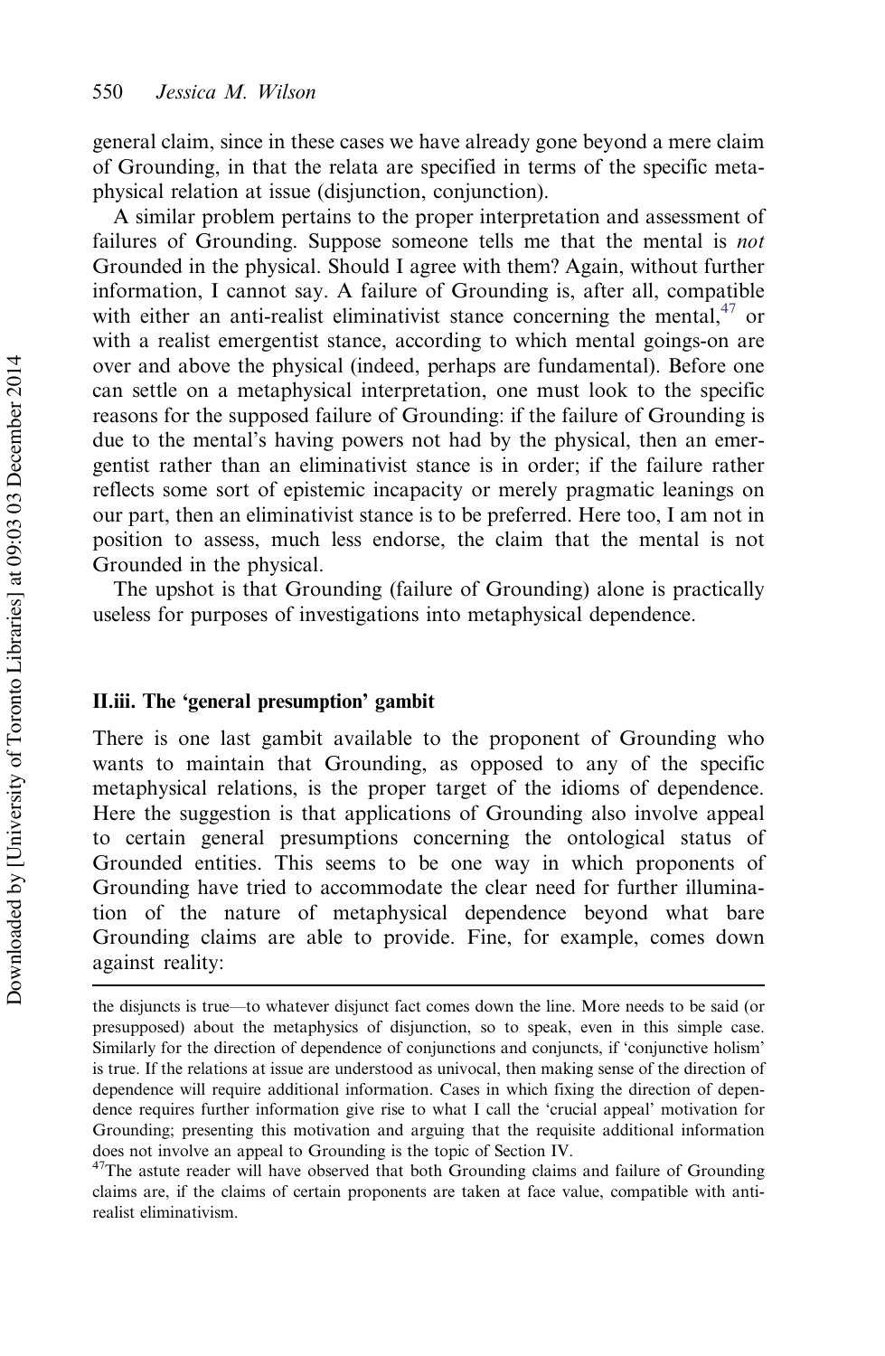general claim, since in these cases we have already gone beyond a mere claim of Grounding, in that the relata are specified in terms of the specific metaphysical relation at issue (disjunction, conjunction).

A similar problem pertains to the proper interpretation and assessment of failures of Grounding. Suppose someone tells me that the mental is *not* Grounded in the physical. Should I agree with them? Again, without further information, I cannot say. A failure of Grounding is, after all, compatible with either an anti-realist eliminativist stance concerning the mental,[47] or with a realist emergentist stance, according to which mental goings-on are over and above the physical (indeed, perhaps are fundamental). Before one can settle on a metaphysical interpretation, one must look to the specific reasons for the supposed failure of Grounding: if the failure of Grounding is due to the mental's having powers not had by the physical, then an emergentist rather than an eliminativist stance is in order; if the failure rather reflects some sort of epistemic incapacity or merely pragmatic leanings on our part, then an eliminativist stance is to be preferred. Here too, I am not in position to assess, much less endorse, the claim that the mental is not Grounded in the physical.

The upshot is that Grounding (failure of Grounding) alone is practically useless for purposes of investigations into metaphysical dependence.

### II.iii. The 'general presumption' gambit

There is one last gambit available to the proponent of Grounding who wants to maintain that Grounding, as opposed to any of the specific metaphysical relations, is the proper target of the idioms of dependence. Here the suggestion is that applications of Grounding also involve appeal to certain general presumptions concerning the ontological status of Grounded entities. This seems to be one way in which proponents of Grounding have tried to accommodate the clear need for further illumination of the nature of metaphysical dependence beyond what bare Grounding claims are able to provide. Fine, for example, comes down against reality:

---

the disjuncts is true—to whatever disjunct fact comes down the line. More needs to be said (or presupposed) about the metaphysics of disjunction, so to speak, even in this simple case. Similarly for the direction of dependence of conjunctions and conjuncts, if 'conjunctive holism' is true. If the relations at issue are understood as univocal, then making sense of the direction of dependence will require additional information. Cases in which fixing the direction of dependence requires further information give rise to what I call the 'crucial appeal' motivation for Grounding; presenting this motivation and arguing that the requisite additional information does not involve an appeal to Grounding is the topic of Section IV.

[47]The astute reader will have observed that both Grounding claims and failure of Grounding claims are, if the claims of certain proponents are taken at face value, compatible with anti-realist eliminativism.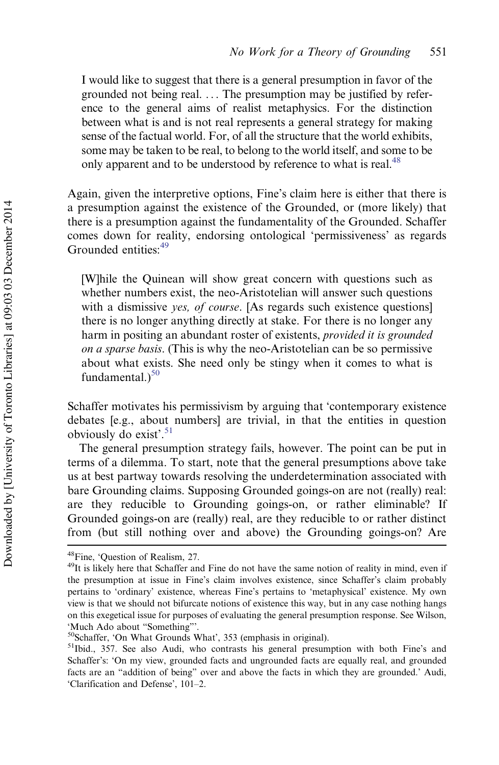> I would like to suggest that there is a general presumption in favor of the grounded not being real. … The presumption may be justified by reference to the general aims of realist metaphysics. For the distinction between what is and is not real represents a general strategy for making sense of the factual world. For, of all the structure that the world exhibits, some may be taken to be real, to belong to the world itself, and some to be only apparent and to be understood by reference to what is real.[48]

Again, given the interpretive options, Fine's claim here is either that there is a presumption against the existence of the Grounded, or (more likely) that there is a presumption against the fundamentality of the Grounded. Schaffer comes down for reality, endorsing ontological 'permissiveness' as regards Grounded entities:[49]

> [W]hile the Quinean will show great concern with questions such as whether numbers exist, the neo-Aristotelian will answer such questions with a dismissive *yes, of course*. [As regards such existence questions] there is no longer anything directly at stake. For there is no longer any harm in positing an abundant roster of existents, *provided it is grounded on a sparse basis*. (This is why the neo-Aristotelian can be so permissive about what exists. She need only be stingy when it comes to what is fundamental.)[50]

Schaffer motivates his permissivism by arguing that 'contemporary existence debates [e.g., about numbers] are trivial, in that the entities in question obviously do exist'.[51]

The general presumption strategy fails, however. The point can be put in terms of a dilemma. To start, note that the general presumptions above take us at best partway towards resolving the underdetermination associated with bare Grounding claims. Supposing Grounded goings-on are not (really) real: are they reducible to Grounding goings-on, or rather eliminable? If Grounded goings-on are (really) real, are they reducible to or rather distinct from (but still nothing over and above) the Grounding goings-on? Are

[48]Fine, 'Question of Realism, 27.

[49]It is likely here that Schaffer and Fine do not have the same notion of reality in mind, even if the presumption at issue in Fine's claim involves existence, since Schaffer's claim probably pertains to 'ordinary' existence, whereas Fine's pertains to 'metaphysical' existence. My own view is that we should not bifurcate notions of existence this way, but in any case nothing hangs on this exegetical issue for purposes of evaluating the general presumption response. See Wilson, 'Much Ado about "Something"'.

[50]Schaffer, 'On What Grounds What', 353 (emphasis in original).

[51]Ibid., 357. See also Audi, who contrasts his general presumption with both Fine's and Schaffer's: 'On my view, grounded facts and ungrounded facts are equally real, and grounded facts are an "addition of being" over and above the facts in which they are grounded.' Audi, 'Clarification and Defense', 101–2.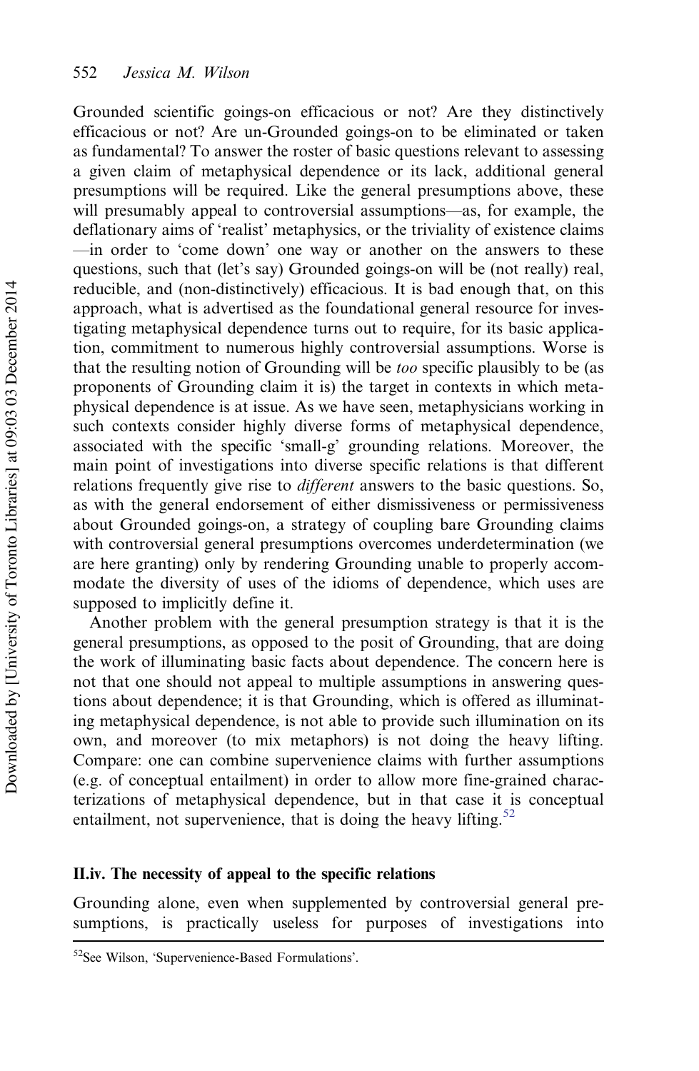Grounded scientific goings-on efficacious or not? Are they distinctively efficacious or not? Are un-Grounded goings-on to be eliminated or taken as fundamental? To answer the roster of basic questions relevant to assessing a given claim of metaphysical dependence or its lack, additional general presumptions will be required. Like the general presumptions above, these will presumably appeal to controversial assumptions—as, for example, the deflationary aims of 'realist' metaphysics, or the triviality of existence claims—in order to 'come down' one way or another on the answers to these questions, such that (let's say) Grounded goings-on will be (not really) real, reducible, and (non-distinctively) efficacious. It is bad enough that, on this approach, what is advertised as the foundational general resource for investigating metaphysical dependence turns out to require, for its basic application, commitment to numerous highly controversial assumptions. Worse is that the resulting notion of Grounding will be *too* specific plausibly to be (as proponents of Grounding claim it is) the target in contexts in which metaphysical dependence is at issue. As we have seen, metaphysicians working in such contexts consider highly diverse forms of metaphysical dependence, associated with the specific 'small-g' grounding relations. Moreover, the main point of investigations into diverse specific relations is that different relations frequently give rise to *different* answers to the basic questions. So, as with the general endorsement of either dismissiveness or permissiveness about Grounded goings-on, a strategy of coupling bare Grounding claims with controversial general presumptions overcomes underdetermination (we are here granting) only by rendering Grounding unable to properly accommodate the diversity of uses of the idioms of dependence, which uses are supposed to implicitly define it.

Another problem with the general presumption strategy is that it is the general presumptions, as opposed to the posit of Grounding, that are doing the work of illuminating basic facts about dependence. The concern here is not that one should not appeal to multiple assumptions in answering questions about dependence; it is that Grounding, which is offered as illuminating metaphysical dependence, is not able to provide such illumination on its own, and moreover (to mix metaphors) is not doing the heavy lifting. Compare: one can combine supervenience claims with further assumptions (e.g. of conceptual entailment) in order to allow more fine-grained characterizations of metaphysical dependence, but in that case it is conceptual entailment, not supervenience, that is doing the heavy lifting.[52]

### II.iv. The necessity of appeal to the specific relations

Grounding alone, even when supplemented by controversial general presumptions, is practically useless for purposes of investigations into

[52]See Wilson, 'Supervenience-Based Formulations'.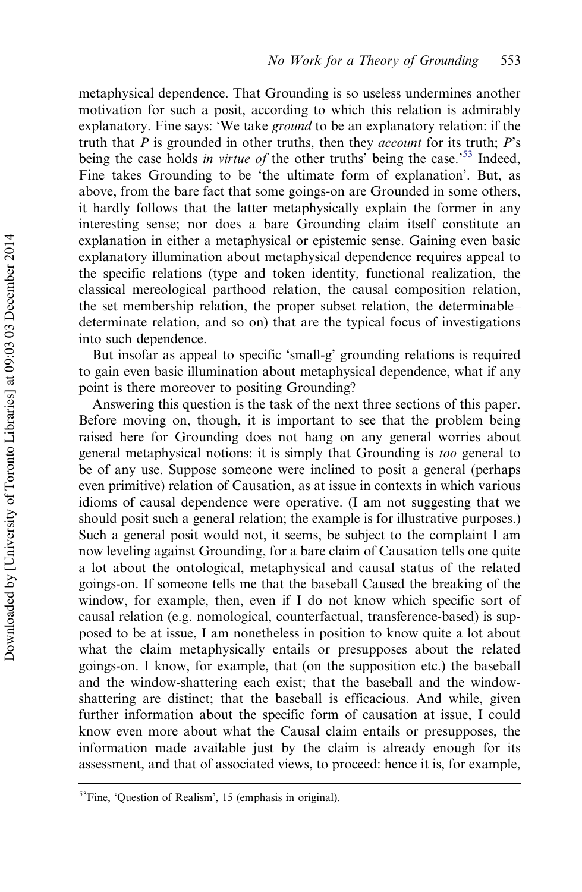metaphysical dependence. That Grounding is so useless undermines another motivation for such a posit, according to which this relation is admirably explanatory. Fine says: 'We take *ground* to be an explanatory relation: if the truth that *P* is grounded in other truths, then they *account* for its truth; *P*'s being the case holds *in virtue of* the other truths' being the case.'[53] Indeed, Fine takes Grounding to be 'the ultimate form of explanation'. But, as above, from the bare fact that some goings-on are Grounded in some others, it hardly follows that the latter metaphysically explain the former in any interesting sense; nor does a bare Grounding claim itself constitute an explanation in either a metaphysical or epistemic sense. Gaining even basic explanatory illumination about metaphysical dependence requires appeal to the specific relations (type and token identity, functional realization, the classical mereological parthood relation, the causal composition relation, the set membership relation, the proper subset relation, the determinable–determinate relation, and so on) that are the typical focus of investigations into such dependence.

But insofar as appeal to specific 'small-g' grounding relations is required to gain even basic illumination about metaphysical dependence, what if any point is there moreover to positing Grounding?

Answering this question is the task of the next three sections of this paper. Before moving on, though, it is important to see that the problem being raised here for Grounding does not hang on any general worries about general metaphysical notions: it is simply that Grounding is *too* general to be of any use. Suppose someone were inclined to posit a general (perhaps even primitive) relation of Causation, as at issue in contexts in which various idioms of causal dependence were operative. (I am not suggesting that we should posit such a general relation; the example is for illustrative purposes.) Such a general posit would not, it seems, be subject to the complaint I am now leveling against Grounding, for a bare claim of Causation tells one quite a lot about the ontological, metaphysical and causal status of the related goings-on. If someone tells me that the baseball Caused the breaking of the window, for example, then, even if I do not know which specific sort of causal relation (e.g. nomological, counterfactual, transference-based) is supposed to be at issue, I am nonetheless in position to know quite a lot about what the claim metaphysically entails or presupposes about the related goings-on. I know, for example, that (on the supposition etc.) the baseball and the window-shattering each exist; that the baseball and the window-shattering are distinct; that the baseball is efficacious. And while, given further information about the specific form of causation at issue, I could know even more about what the Causal claim entails or presupposes, the information made available just by the claim is already enough for its assessment, and that of associated views, to proceed: hence it is, for example,

[53] Fine, 'Question of Realism', 15 (emphasis in original).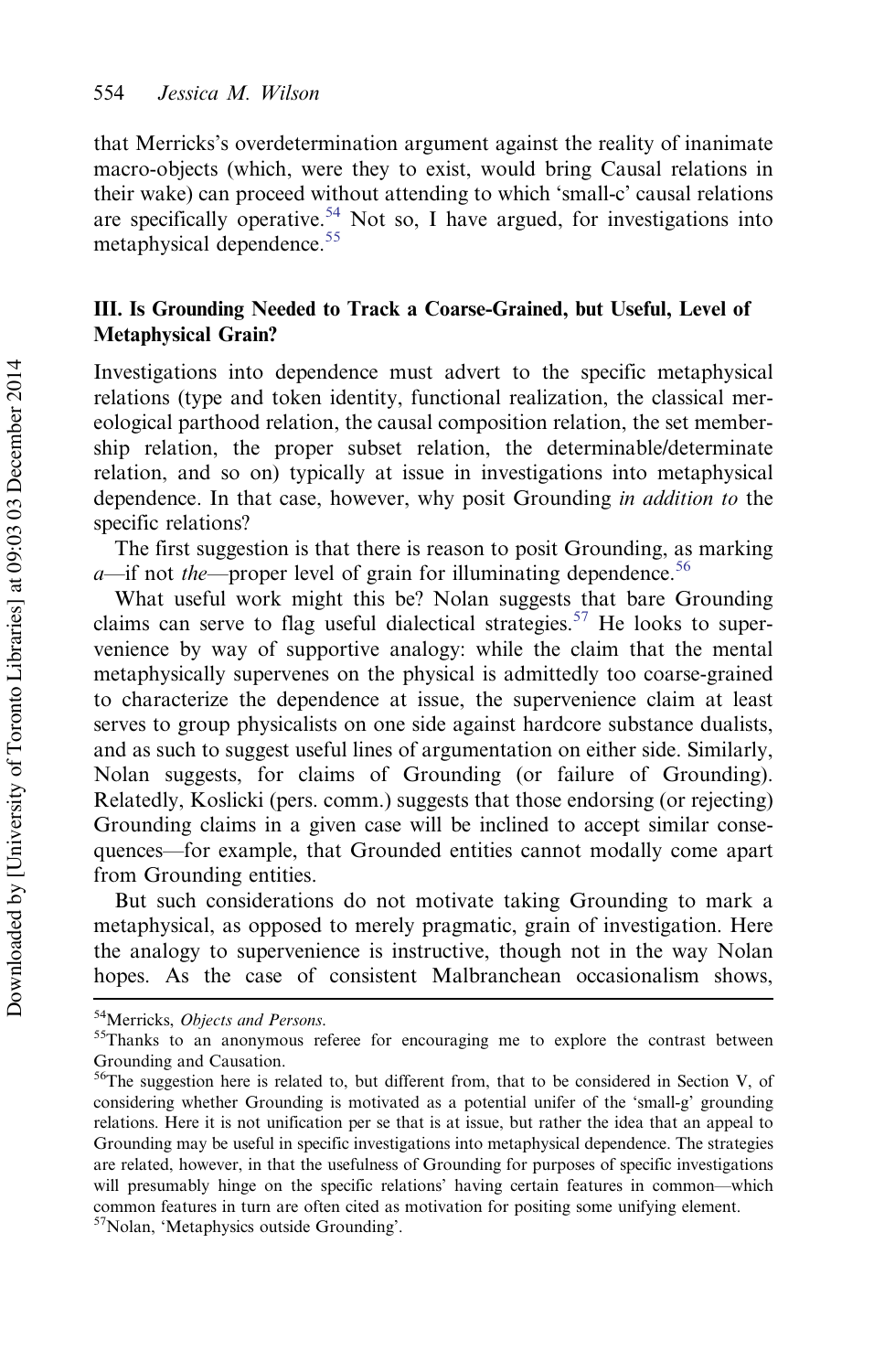that Merricks's overdetermination argument against the reality of inanimate macro-objects (which, were they to exist, would bring Causal relations in their wake) can proceed without attending to which 'small-c' causal relations are specifically operative.[54] Not so, I have argued, for investigations into metaphysical dependence.[55]

### III. Is Grounding Needed to Track a Coarse-Grained, but Useful, Level of Metaphysical Grain?

Investigations into dependence must advert to the specific metaphysical relations (type and token identity, functional realization, the classical mereological parthood relation, the causal composition relation, the set membership relation, the proper subset relation, the determinable/determinate relation, and so on) typically at issue in investigations into metaphysical dependence. In that case, however, why posit Grounding *in addition to* the specific relations?

The first suggestion is that there is reason to posit Grounding, as marking *a*—if not *the*—proper level of grain for illuminating dependence.[56]

What useful work might this be? Nolan suggests that bare Grounding claims can serve to flag useful dialectical strategies.[57] He looks to supervenience by way of supportive analogy: while the claim that the mental metaphysically supervenes on the physical is admittedly too coarse-grained to characterize the dependence at issue, the supervenience claim at least serves to group physicalists on one side against hardcore substance dualists, and as such to suggest useful lines of argumentation on either side. Similarly, Nolan suggests, for claims of Grounding (or failure of Grounding). Relatedly, Koslicki (pers. comm.) suggests that those endorsing (or rejecting) Grounding claims in a given case will be inclined to accept similar consequences—for example, that Grounded entities cannot modally come apart from Grounding entities.

But such considerations do not motivate taking Grounding to mark a metaphysical, as opposed to merely pragmatic, grain of investigation. Here the analogy to supervenience is instructive, though not in the way Nolan hopes. As the case of consistent Malbranchean occasionalism shows,

---

[54] Merricks, *Objects and Persons*.

[55] Thanks to an anonymous referee for encouraging me to explore the contrast between Grounding and Causation.

[56] The suggestion here is related to, but different from, that to be considered in Section V, of considering whether Grounding is motivated as a potential unifer of the 'small-g' grounding relations. Here it is not unification per se that is at issue, but rather the idea that an appeal to Grounding may be useful in specific investigations into metaphysical dependence. The strategies are related, however, in that the usefulness of Grounding for purposes of specific investigations will presumably hinge on the specific relations' having certain features in common—which common features in turn are often cited as motivation for positing some unifying element.

[57] Nolan, 'Metaphysics outside Grounding'.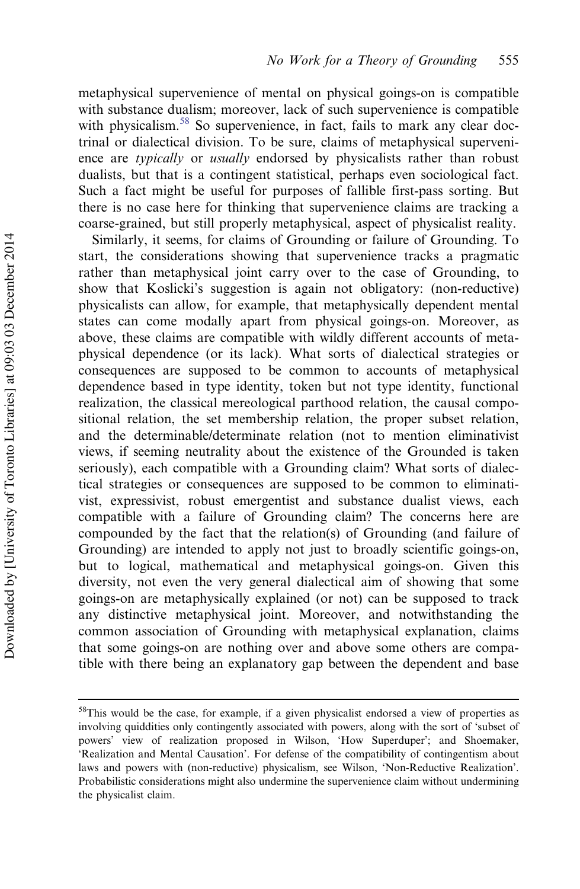metaphysical supervenience of mental on physical goings-on is compatible with substance dualism; moreover, lack of such supervenience is compatible with physicalism.[58] So supervenience, in fact, fails to mark any clear doctrinal or dialectical division. To be sure, claims of metaphysical supervenience are *typically* or *usually* endorsed by physicalists rather than robust dualists, but that is a contingent statistical, perhaps even sociological fact. Such a fact might be useful for purposes of fallible first-pass sorting. But there is no case here for thinking that supervenience claims are tracking a coarse-grained, but still properly metaphysical, aspect of physicalist reality.

Similarly, it seems, for claims of Grounding or failure of Grounding. To start, the considerations showing that supervenience tracks a pragmatic rather than metaphysical joint carry over to the case of Grounding, to show that Koslicki's suggestion is again not obligatory: (non-reductive) physicalists can allow, for example, that metaphysically dependent mental states can come modally apart from physical goings-on. Moreover, as above, these claims are compatible with wildly different accounts of metaphysical dependence (or its lack). What sorts of dialectical strategies or consequences are supposed to be common to accounts of metaphysical dependence based in type identity, token but not type identity, functional realization, the classical mereological parthood relation, the causal compositional relation, the set membership relation, the proper subset relation, and the determinable/determinate relation (not to mention eliminativist views, if seeming neutrality about the existence of the Grounded is taken seriously), each compatible with a Grounding claim? What sorts of dialectical strategies or consequences are supposed to be common to eliminativist, expressivist, robust emergentist and substance dualist views, each compatible with a failure of Grounding claim? The concerns here are compounded by the fact that the relation(s) of Grounding (and failure of Grounding) are intended to apply not just to broadly scientific goings-on, but to logical, mathematical and metaphysical goings-on. Given this diversity, not even the very general dialectical aim of showing that some goings-on are metaphysically explained (or not) can be supposed to track any distinctive metaphysical joint. Moreover, and notwithstanding the common association of Grounding with metaphysical explanation, claims that some goings-on are nothing over and above some others are compatible with there being an explanatory gap between the dependent and base

[58]This would be the case, for example, if a given physicalist endorsed a view of properties as involving quiddities only contingently associated with powers, along with the sort of 'subset of powers' view of realization proposed in Wilson, 'How Superduper'; and Shoemaker, 'Realization and Mental Causation'. For defense of the compatibility of contingentism about laws and powers with (non-reductive) physicalism, see Wilson, 'Non-Reductive Realization'. Probabilistic considerations might also undermine the supervenience claim without undermining the physicalist claim.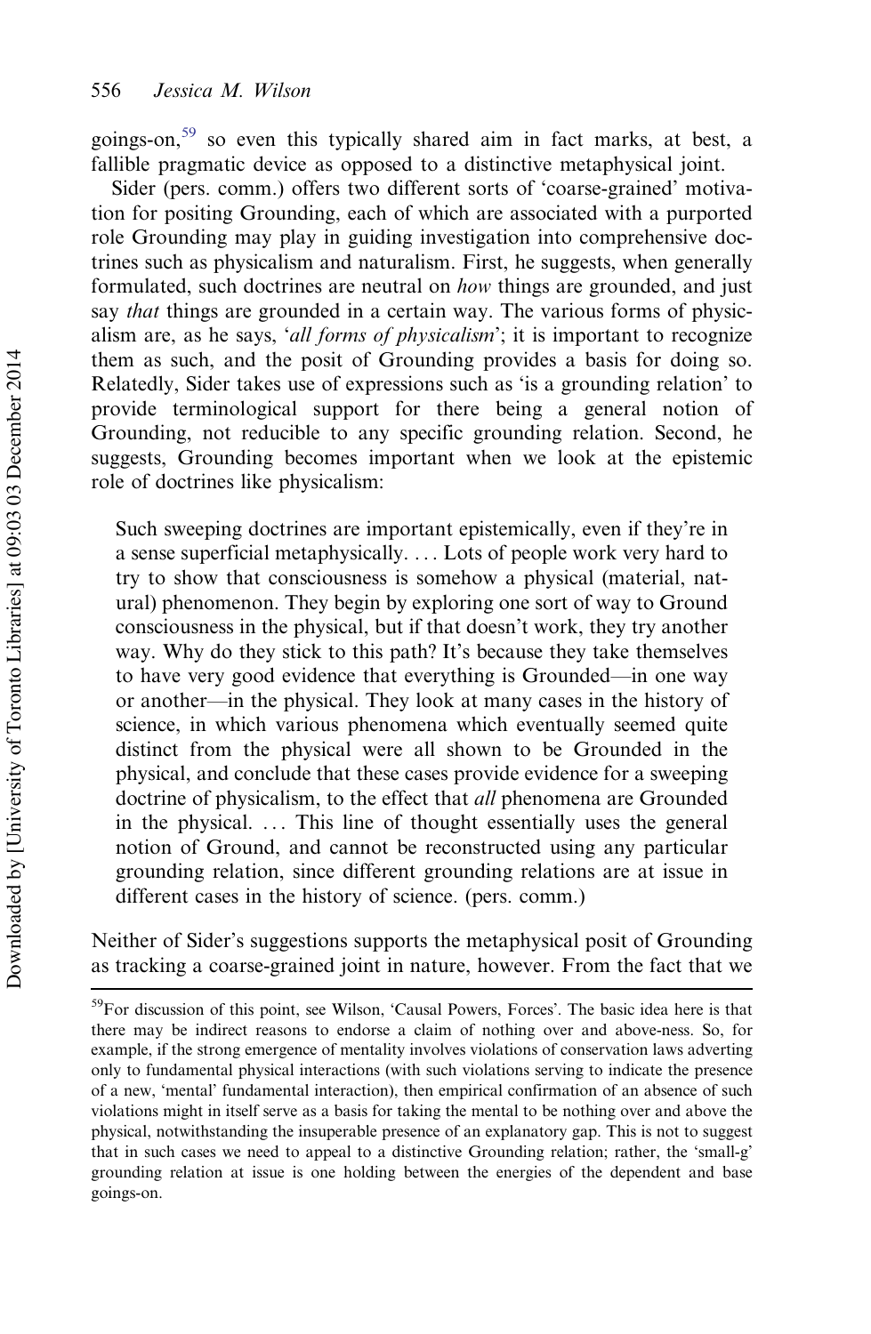goings-on,[59] so even this typically shared aim in fact marks, at best, a fallible pragmatic device as opposed to a distinctive metaphysical joint.

Sider (pers. comm.) offers two different sorts of 'coarse-grained' motivation for positing Grounding, each of which are associated with a purported role Grounding may play in guiding investigation into comprehensive doctrines such as physicalism and naturalism. First, he suggests, when generally formulated, such doctrines are neutral on *how* things are grounded, and just say *that* things are grounded in a certain way. The various forms of physicalism are, as he says, '*all forms of physicalism*'; it is important to recognize them as such, and the posit of Grounding provides a basis for doing so. Relatedly, Sider takes use of expressions such as 'is a grounding relation' to provide terminological support for there being a general notion of Grounding, not reducible to any specific grounding relation. Second, he suggests, Grounding becomes important when we look at the epistemic role of doctrines like physicalism:

> Such sweeping doctrines are important epistemically, even if they're in a sense superficial metaphysically. … Lots of people work very hard to try to show that consciousness is somehow a physical (material, natural) phenomenon. They begin by exploring one sort of way to Ground consciousness in the physical, but if that doesn't work, they try another way. Why do they stick to this path? It's because they take themselves to have very good evidence that everything is Grounded—in one way or another—in the physical. They look at many cases in the history of science, in which various phenomena which eventually seemed quite distinct from the physical were all shown to be Grounded in the physical, and conclude that these cases provide evidence for a sweeping doctrine of physicalism, to the effect that *all* phenomena are Grounded in the physical. … This line of thought essentially uses the general notion of Ground, and cannot be reconstructed using any particular grounding relation, since different grounding relations are at issue in different cases in the history of science. (pers. comm.)

Neither of Sider's suggestions supports the metaphysical posit of Grounding as tracking a coarse-grained joint in nature, however. From the fact that we

[59]For discussion of this point, see Wilson, 'Causal Powers, Forces'. The basic idea here is that there may be indirect reasons to endorse a claim of nothing over and above-ness. So, for example, if the strong emergence of mentality involves violations of conservation laws adverting only to fundamental physical interactions (with such violations serving to indicate the presence of a new, 'mental' fundamental interaction), then empirical confirmation of an absence of such violations might in itself serve as a basis for taking the mental to be nothing over and above the physical, notwithstanding the insuperable presence of an explanatory gap. This is not to suggest that in such cases we need to appeal to a distinctive Grounding relation; rather, the 'small-g' grounding relation at issue is one holding between the energies of the dependent and base goings-on.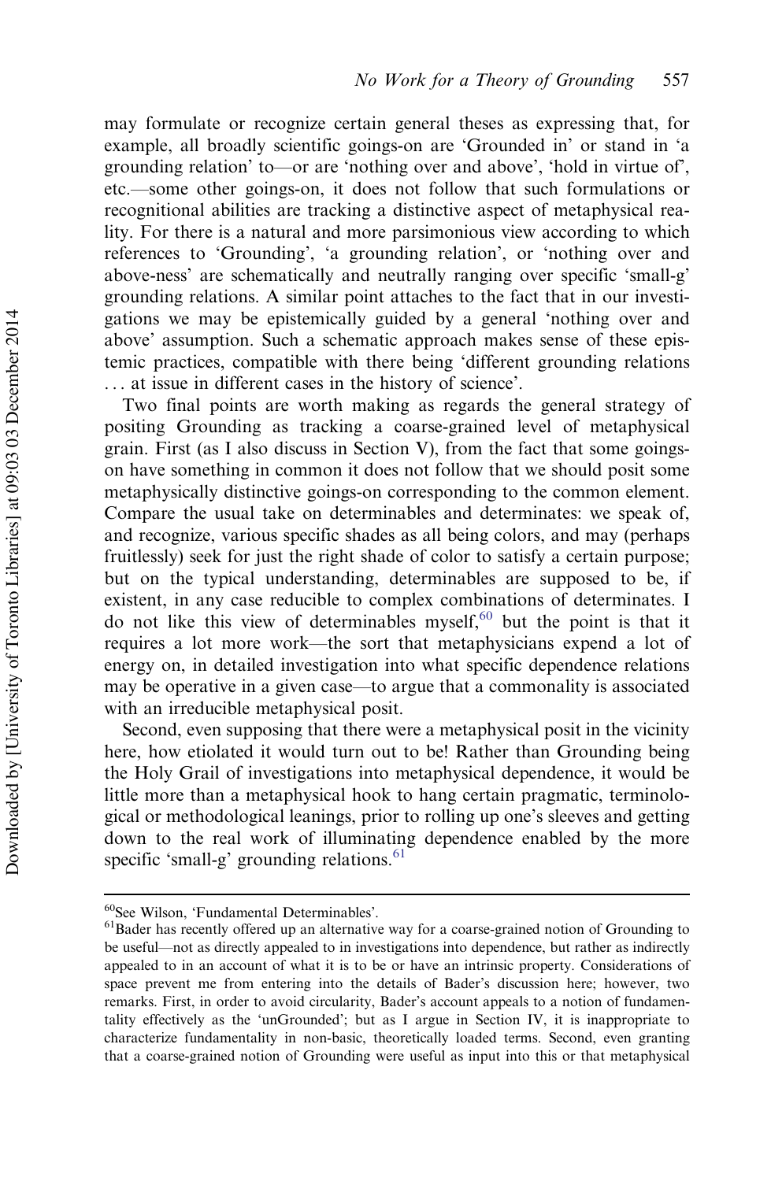may formulate or recognize certain general theses as expressing that, for example, all broadly scientific goings-on are 'Grounded in' or stand in 'a grounding relation' to—or are 'nothing over and above', 'hold in virtue of', etc.—some other goings-on, it does not follow that such formulations or recognitional abilities are tracking a distinctive aspect of metaphysical reality. For there is a natural and more parsimonious view according to which references to 'Grounding', 'a grounding relation', or 'nothing over and above-ness' are schematically and neutrally ranging over specific 'small-g' grounding relations. A similar point attaches to the fact that in our investigations we may be epistemically guided by a general 'nothing over and above' assumption. Such a schematic approach makes sense of these epistemic practices, compatible with there being 'different grounding relations ... at issue in different cases in the history of science'.

Two final points are worth making as regards the general strategy of positing Grounding as tracking a coarse-grained level of metaphysical grain. First (as I also discuss in Section V), from the fact that some goings-on have something in common it does not follow that we should posit some metaphysically distinctive goings-on corresponding to the common element. Compare the usual take on determinables and determinates: we speak of, and recognize, various specific shades as all being colors, and may (perhaps fruitlessly) seek for just the right shade of color to satisfy a certain purpose; but on the typical understanding, determinables are supposed to be, if existent, in any case reducible to complex combinations of determinates. I do not like this view of determinables myself,[60] but the point is that it requires a lot more work—the sort that metaphysicians expend a lot of energy on, in detailed investigation into what specific dependence relations may be operative in a given case—to argue that a commonality is associated with an irreducible metaphysical posit.

Second, even supposing that there were a metaphysical posit in the vicinity here, how etiolated it would turn out to be! Rather than Grounding being the Holy Grail of investigations into metaphysical dependence, it would be little more than a metaphysical hook to hang certain pragmatic, terminological or methodological leanings, prior to rolling up one's sleeves and getting down to the real work of illuminating dependence enabled by the more specific 'small-g' grounding relations.[61]

---

[60]See Wilson, 'Fundamental Determinables'.

[61]Bader has recently offered up an alternative way for a coarse-grained notion of Grounding to be useful—not as directly appealed to in investigations into dependence, but rather as indirectly appealed to in an account of what it is to be or have an intrinsic property. Considerations of space prevent me from entering into the details of Bader's discussion here; however, two remarks. First, in order to avoid circularity, Bader's account appeals to a notion of fundamentality effectively as the 'unGrounded'; but as I argue in Section IV, it is inappropriate to characterize fundamentality in non-basic, theoretically loaded terms. Second, even granting that a coarse-grained notion of Grounding were useful as input into this or that metaphysical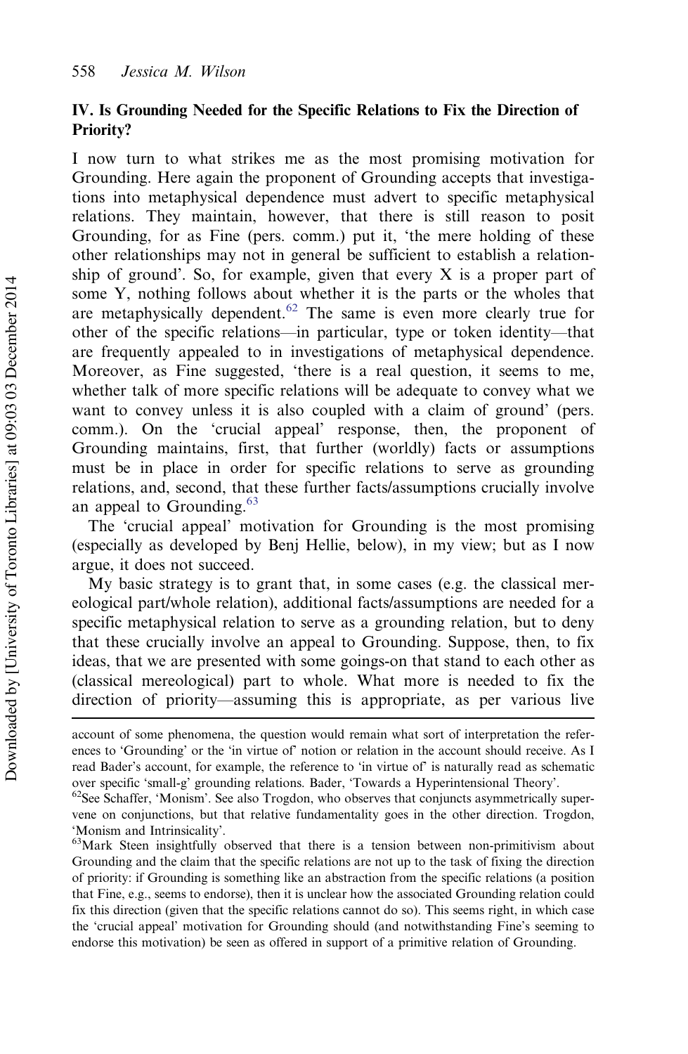## IV. Is Grounding Needed for the Specific Relations to Fix the Direction of Priority?

I now turn to what strikes me as the most promising motivation for Grounding. Here again the proponent of Grounding accepts that investigations into metaphysical dependence must advert to specific metaphysical relations. They maintain, however, that there is still reason to posit Grounding, for as Fine (pers. comm.) put it, 'the mere holding of these other relationships may not in general be sufficient to establish a relationship of ground'. So, for example, given that every X is a proper part of some Y, nothing follows about whether it is the parts or the wholes that are metaphysically dependent.[62] The same is even more clearly true for other of the specific relations—in particular, type or token identity—that are frequently appealed to in investigations of metaphysical dependence. Moreover, as Fine suggested, 'there is a real question, it seems to me, whether talk of more specific relations will be adequate to convey what we want to convey unless it is also coupled with a claim of ground' (pers. comm.). On the 'crucial appeal' response, then, the proponent of Grounding maintains, first, that further (worldly) facts or assumptions must be in place in order for specific relations to serve as grounding relations, and, second, that these further facts/assumptions crucially involve an appeal to Grounding.[63]

The 'crucial appeal' motivation for Grounding is the most promising (especially as developed by Benj Hellie, below), in my view; but as I now argue, it does not succeed.

My basic strategy is to grant that, in some cases (e.g. the classical mereological part/whole relation), additional facts/assumptions are needed for a specific metaphysical relation to serve as a grounding relation, but to deny that these crucially involve an appeal to Grounding. Suppose, then, to fix ideas, that we are presented with some goings-on that stand to each other as (classical mereological) part to whole. What more is needed to fix the direction of priority—assuming this is appropriate, as per various live

account of some phenomena, the question would remain what sort of interpretation the references to 'Grounding' or the 'in virtue of' notion or relation in the account should receive. As I read Bader's account, for example, the reference to 'in virtue of' is naturally read as schematic over specific 'small-g' grounding relations. Bader, 'Towards a Hyperintensional Theory'.

[62]See Schaffer, 'Monism'. See also Trogdon, who observes that conjuncts asymmetrically supervene on conjunctions, but that relative fundamentality goes in the other direction. Trogdon, 'Monism and Intrinsicality'.

[63]Mark Steen insightfully observed that there is a tension between non-primitivism about Grounding and the claim that the specific relations are not up to the task of fixing the direction of priority: if Grounding is something like an abstraction from the specific relations (a position that Fine, e.g., seems to endorse), then it is unclear how the associated Grounding relation could fix this direction (given that the specific relations cannot do so). This seems right, in which case the 'crucial appeal' motivation for Grounding should (and notwithstanding Fine's seeming to endorse this motivation) be seen as offered in support of a primitive relation of Grounding.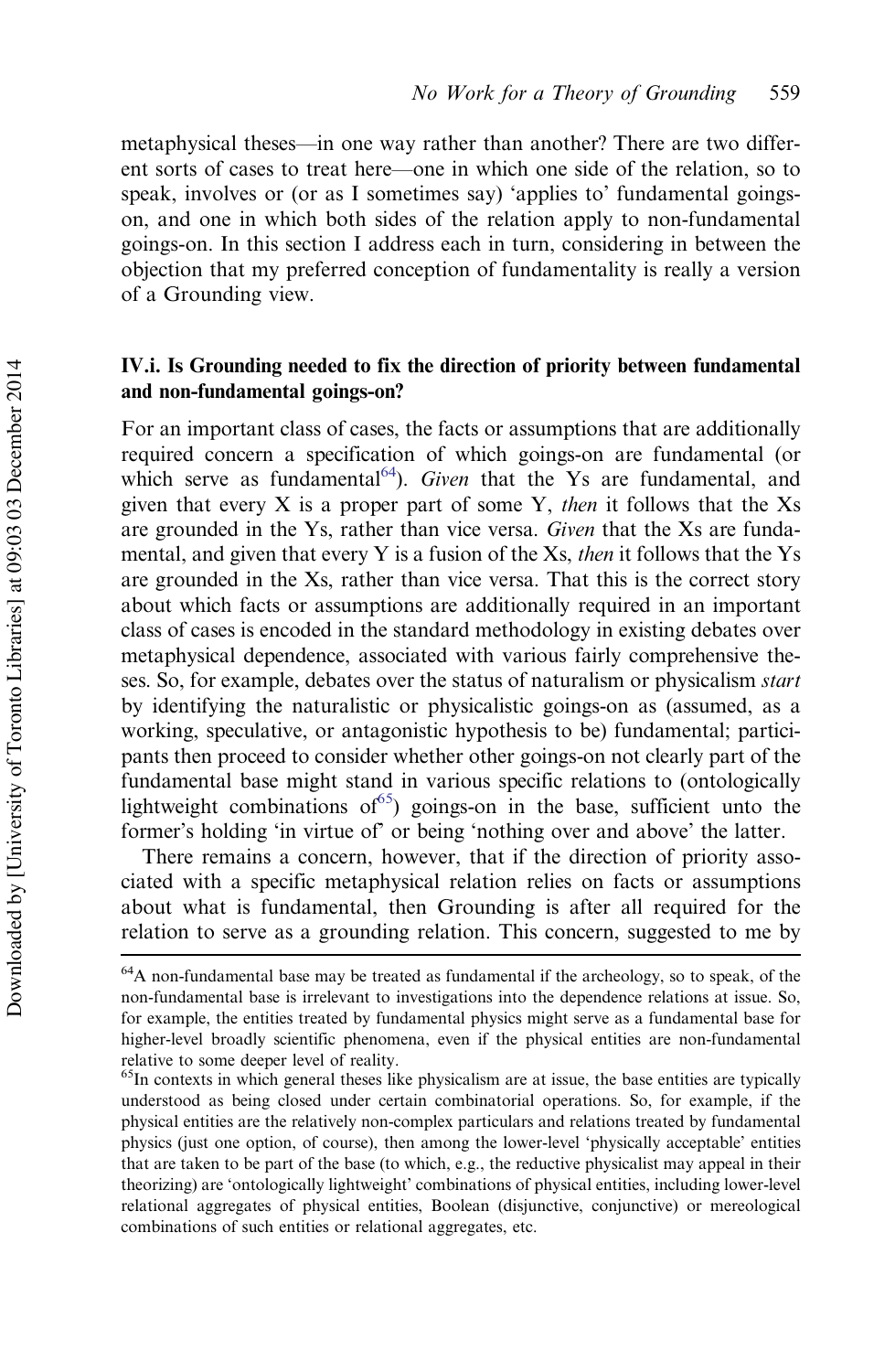metaphysical theses—in one way rather than another? There are two different sorts of cases to treat here—one in which one side of the relation, so to speak, involves or (or as I sometimes say) 'applies to' fundamental goings-on, and one in which both sides of the relation apply to non-fundamental goings-on. In this section I address each in turn, considering in between the objection that my preferred conception of fundamentality is really a version of a Grounding view.

## IV.i. Is Grounding needed to fix the direction of priority between fundamental and non-fundamental goings-on?

For an important class of cases, the facts or assumptions that are additionally required concern a specification of which goings-on are fundamental (or which serve as fundamental[64]). *Given* that the Ys are fundamental, and given that every X is a proper part of some Y, *then* it follows that the Xs are grounded in the Ys, rather than vice versa. *Given* that the Xs are fundamental, and given that every Y is a fusion of the Xs, *then* it follows that the Ys are grounded in the Xs, rather than vice versa. That this is the correct story about which facts or assumptions are additionally required in an important class of cases is encoded in the standard methodology in existing debates over metaphysical dependence, associated with various fairly comprehensive theses. So, for example, debates over the status of naturalism or physicalism *start* by identifying the naturalistic or physicalistic goings-on as (assumed, as a working, speculative, or antagonistic hypothesis to be) fundamental; participants then proceed to consider whether other goings-on not clearly part of the fundamental base might stand in various specific relations to (ontologically lightweight combinations of[65]) goings-on in the base, sufficient unto the former's holding 'in virtue of' or being 'nothing over and above' the latter.

There remains a concern, however, that if the direction of priority associated with a specific metaphysical relation relies on facts or assumptions about what is fundamental, then Grounding is after all required for the relation to serve as a grounding relation. This concern, suggested to me by

[64]A non-fundamental base may be treated as fundamental if the archeology, so to speak, of the non-fundamental base is irrelevant to investigations into the dependence relations at issue. So, for example, the entities treated by fundamental physics might serve as a fundamental base for higher-level broadly scientific phenomena, even if the physical entities are non-fundamental relative to some deeper level of reality.

[65]In contexts in which general theses like physicalism are at issue, the base entities are typically understood as being closed under certain combinatorial operations. So, for example, if the physical entities are the relatively non-complex particulars and relations treated by fundamental physics (just one option, of course), then among the lower-level 'physically acceptable' entities that are taken to be part of the base (to which, e.g., the reductive physicalist may appeal in their theorizing) are 'ontologically lightweight' combinations of physical entities, including lower-level relational aggregates of physical entities, Boolean (disjunctive, conjunctive) or mereological combinations of such entities or relational aggregates, etc.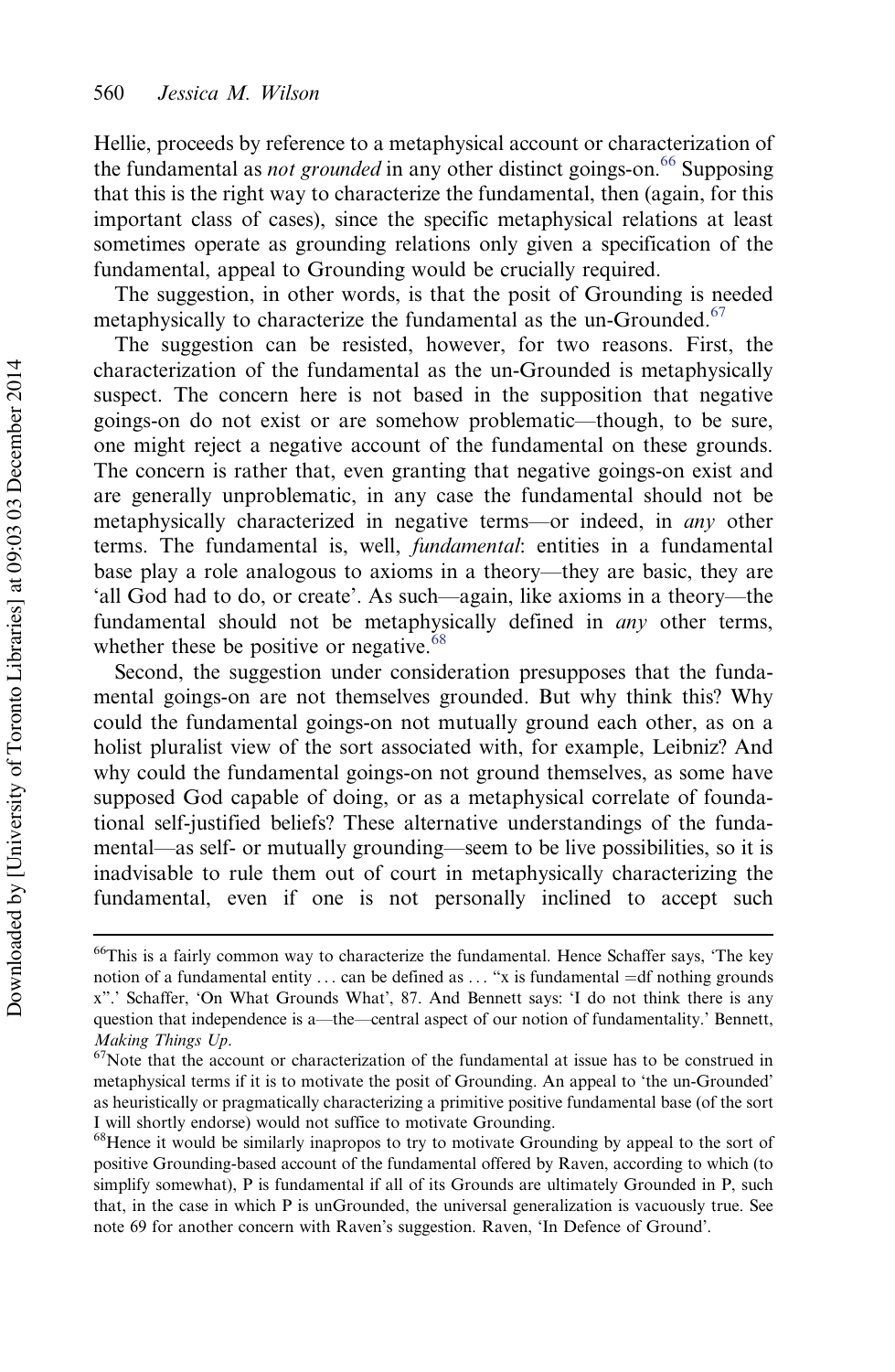Hellie, proceeds by reference to a metaphysical account or characterization of the fundamental as *not grounded* in any other distinct goings-on.[66] Supposing that this is the right way to characterize the fundamental, then (again, for this important class of cases), since the specific metaphysical relations at least sometimes operate as grounding relations only given a specification of the fundamental, appeal to Grounding would be crucially required.

The suggestion, in other words, is that the posit of Grounding is needed metaphysically to characterize the fundamental as the un-Grounded.[67]

The suggestion can be resisted, however, for two reasons. First, the characterization of the fundamental as the un-Grounded is metaphysically suspect. The concern here is not based in the supposition that negative goings-on do not exist or are somehow problematic—though, to be sure, one might reject a negative account of the fundamental on these grounds. The concern is rather that, even granting that negative goings-on exist and are generally unproblematic, in any case the fundamental should not be metaphysically characterized in negative terms—or indeed, in *any* other terms. The fundamental is, well, *fundamental*: entities in a fundamental base play a role analogous to axioms in a theory—they are basic, they are 'all God had to do, or create'. As such—again, like axioms in a theory—the fundamental should not be metaphysically defined in *any* other terms, whether these be positive or negative.[68]

Second, the suggestion under consideration presupposes that the fundamental goings-on are not themselves grounded. But why think this? Why could the fundamental goings-on not mutually ground each other, as on a holist pluralist view of the sort associated with, for example, Leibniz? And why could the fundamental goings-on not ground themselves, as some have supposed God capable of doing, or as a metaphysical correlate of foundational self-justified beliefs? These alternative understandings of the fundamental—as self- or mutually grounding—seem to be live possibilities, so it is inadvisable to rule them out of court in metaphysically characterizing the fundamental, even if one is not personally inclined to accept such

---

[66]This is a fairly common way to characterize the fundamental. Hence Schaffer says, 'The key notion of a fundamental entity ... can be defined as ... "x is fundamental =df nothing grounds x".' Schaffer, 'On What Grounds What', 87. And Bennett says: 'I do not think there is any question that independence is a—the—central aspect of our notion of fundamentality.' Bennett, *Making Things Up*.

[67]Note that the account or characterization of the fundamental at issue has to be construed in metaphysical terms if it is to motivate the posit of Grounding. An appeal to 'the un-Grounded' as heuristically or pragmatically characterizing a primitive positive fundamental base (of the sort I will shortly endorse) would not suffice to motivate Grounding.

[68]Hence it would be similarly inapropos to try to motivate Grounding by appeal to the sort of positive Grounding-based account of the fundamental offered by Raven, according to which (to simplify somewhat), P is fundamental if all of its Grounds are ultimately Grounded in P, such that, in the case in which P is unGrounded, the universal generalization is vacuously true. See note 69 for another concern with Raven's suggestion. Raven, 'In Defence of Ground'.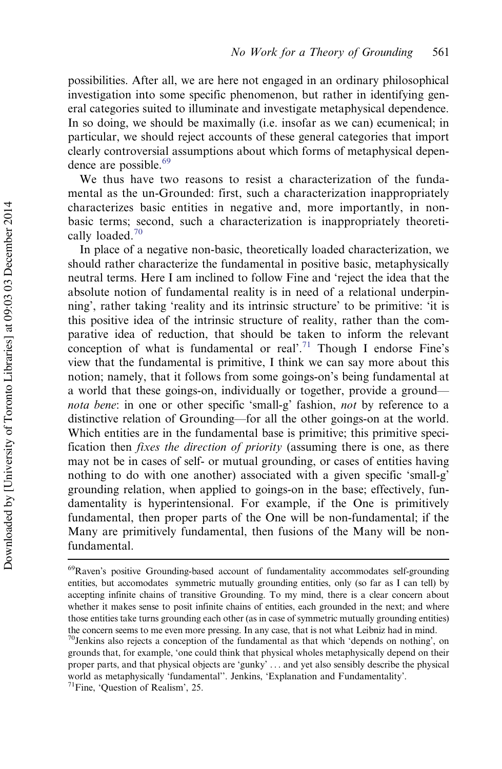possibilities. After all, we are here not engaged in an ordinary philosophical investigation into some specific phenomenon, but rather in identifying general categories suited to illuminate and investigate metaphysical dependence. In so doing, we should be maximally (i.e. insofar as we can) ecumenical; in particular, we should reject accounts of these general categories that import clearly controversial assumptions about which forms of metaphysical dependence are possible.[69]

We thus have two reasons to resist a characterization of the fundamental as the un-Grounded: first, such a characterization inappropriately characterizes basic entities in negative and, more importantly, in non-basic terms; second, such a characterization is inappropriately theoretically loaded.[70]

In place of a negative non-basic, theoretically loaded characterization, we should rather characterize the fundamental in positive basic, metaphysically neutral terms. Here I am inclined to follow Fine and 'reject the idea that the absolute notion of fundamental reality is in need of a relational underpinning', rather taking 'reality and its intrinsic structure' to be primitive: 'it is this positive idea of the intrinsic structure of reality, rather than the comparative idea of reduction, that should be taken to inform the relevant conception of what is fundamental or real'.[71] Though I endorse Fine's view that the fundamental is primitive, I think we can say more about this notion; namely, that it follows from some goings-on's being fundamental at a world that these goings-on, individually or together, provide a ground—*nota bene*: in one or other specific 'small-g' fashion, *not* by reference to a distinctive relation of Grounding—for all the other goings-on at the world. Which entities are in the fundamental base is primitive; this primitive specification then *fixes the direction of priority* (assuming there is one, as there may not be in cases of self- or mutual grounding, or cases of entities having nothing to do with one another) associated with a given specific 'small-g' grounding relation, when applied to goings-on in the base; effectively, fundamentality is hyperintensional. For example, if the One is primitively fundamental, then proper parts of the One will be non-fundamental; if the Many are primitively fundamental, then fusions of the Many will be non-fundamental.

---

[69]Raven's positive Grounding-based account of fundamentality accommodates self-grounding entities, but accomodates symmetric mutually grounding entities, only (so far as I can tell) by accepting infinite chains of transitive Grounding. To my mind, there is a clear concern about whether it makes sense to posit infinite chains of entities, each grounded in the next; and where those entities take turns grounding each other (as in case of symmetric mutually grounding entities) the concern seems to me even more pressing. In any case, that is not what Leibniz had in mind.

[70]Jenkins also rejects a conception of the fundamental as that which 'depends on nothing', on grounds that, for example, 'one could think that physical wholes metaphysically depend on their proper parts, and that physical objects are 'gunky' … and yet also sensibly describe the physical world as metaphysically 'fundamental''. Jenkins, 'Explanation and Fundamentality'.

[71]Fine, 'Question of Realism', 25.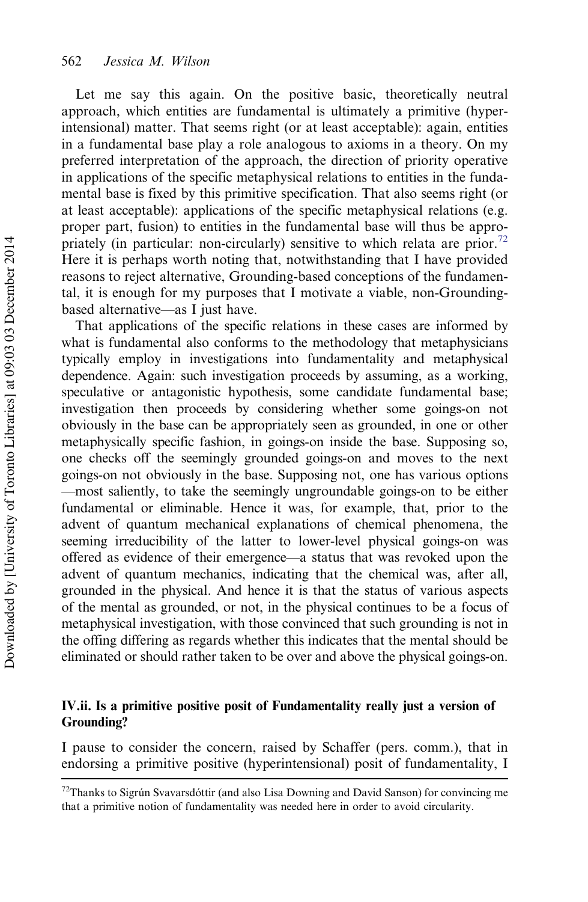Let me say this again. On the positive basic, theoretically neutral approach, which entities are fundamental is ultimately a primitive (hyperintensional) matter. That seems right (or at least acceptable): again, entities in a fundamental base play a role analogous to axioms in a theory. On my preferred interpretation of the approach, the direction of priority operative in applications of the specific metaphysical relations to entities in the fundamental base is fixed by this primitive specification. That also seems right (or at least acceptable): applications of the specific metaphysical relations (e.g. proper part, fusion) to entities in the fundamental base will thus be appropriately (in particular: non-circularly) sensitive to which relata are prior.[72] Here it is perhaps worth noting that, notwithstanding that I have provided reasons to reject alternative, Grounding-based conceptions of the fundamental, it is enough for my purposes that I motivate a viable, non-Grounding-based alternative—as I just have.

That applications of the specific relations in these cases are informed by what is fundamental also conforms to the methodology that metaphysicians typically employ in investigations into fundamentality and metaphysical dependence. Again: such investigation proceeds by assuming, as a working, speculative or antagonistic hypothesis, some candidate fundamental base; investigation then proceeds by considering whether some goings-on not obviously in the base can be appropriately seen as grounded, in one or other metaphysically specific fashion, in goings-on inside the base. Supposing so, one checks off the seemingly grounded goings-on and moves to the next goings-on not obviously in the base. Supposing not, one has various options —most saliently, to take the seemingly ungroundable goings-on to be either fundamental or eliminable. Hence it was, for example, that, prior to the advent of quantum mechanical explanations of chemical phenomena, the seeming irreducibility of the latter to lower-level physical goings-on was offered as evidence of their emergence—a status that was revoked upon the advent of quantum mechanics, indicating that the chemical was, after all, grounded in the physical. And hence it is that the status of various aspects of the mental as grounded, or not, in the physical continues to be a focus of metaphysical investigation, with those convinced that such grounding is not in the offing differing as regards whether this indicates that the mental should be eliminated or should rather taken to be over and above the physical goings-on.

### IV.ii. Is a primitive positive posit of Fundamentality really just a version of Grounding?

I pause to consider the concern, raised by Schaffer (pers. comm.), that in endorsing a primitive positive (hyperintensional) posit of fundamentality, I

[72]Thanks to Sigrún Svavarsdóttir (and also Lisa Downing and David Sanson) for convincing me that a primitive notion of fundamentality was needed here in order to avoid circularity.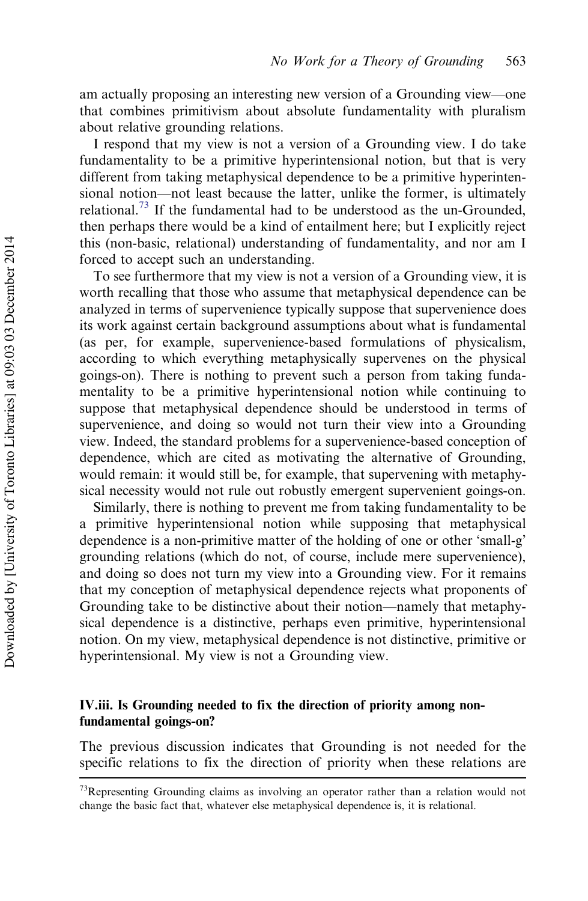am actually proposing an interesting new version of a Grounding view—one that combines primitivism about absolute fundamentality with pluralism about relative grounding relations.

I respond that my view is not a version of a Grounding view. I do take fundamentality to be a primitive hyperintensional notion, but that is very different from taking metaphysical dependence to be a primitive hyperintensional notion—not least because the latter, unlike the former, is ultimately relational.[73] If the fundamental had to be understood as the un-Grounded, then perhaps there would be a kind of entailment here; but I explicitly reject this (non-basic, relational) understanding of fundamentality, and nor am I forced to accept such an understanding.

To see furthermore that my view is not a version of a Grounding view, it is worth recalling that those who assume that metaphysical dependence can be analyzed in terms of supervenience typically suppose that supervenience does its work against certain background assumptions about what is fundamental (as per, for example, supervenience-based formulations of physicalism, according to which everything metaphysically supervenes on the physical goings-on). There is nothing to prevent such a person from taking fundamentality to be a primitive hyperintensional notion while continuing to suppose that metaphysical dependence should be understood in terms of supervenience, and doing so would not turn their view into a Grounding view. Indeed, the standard problems for a supervenience-based conception of dependence, which are cited as motivating the alternative of Grounding, would remain: it would still be, for example, that supervening with metaphysical necessity would not rule out robustly emergent supervenient goings-on.

Similarly, there is nothing to prevent me from taking fundamentality to be a primitive hyperintensional notion while supposing that metaphysical dependence is a non-primitive matter of the holding of one or other 'small-g' grounding relations (which do not, of course, include mere supervenience), and doing so does not turn my view into a Grounding view. For it remains that my conception of metaphysical dependence rejects what proponents of Grounding take to be distinctive about their notion—namely that metaphysical dependence is a distinctive, perhaps even primitive, hyperintensional notion. On my view, metaphysical dependence is not distinctive, primitive or hyperintensional. My view is not a Grounding view.

### IV.iii. Is Grounding needed to fix the direction of priority among non-fundamental goings-on?

The previous discussion indicates that Grounding is not needed for the specific relations to fix the direction of priority when these relations are

[73] Representing Grounding claims as involving an operator rather than a relation would not change the basic fact that, whatever else metaphysical dependence is, it is relational.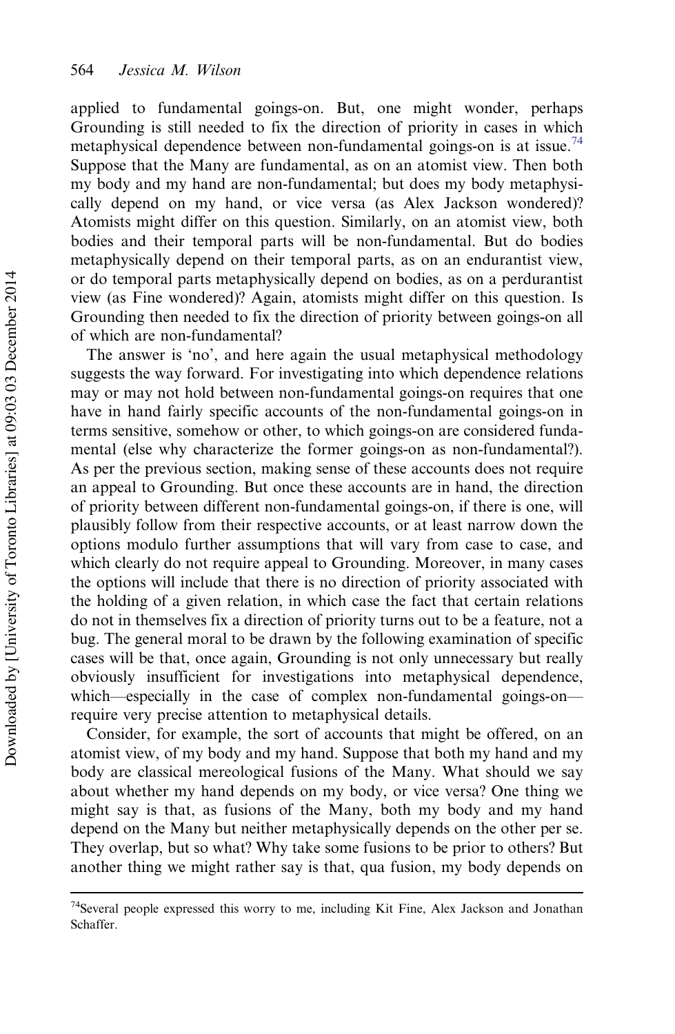applied to fundamental goings-on. But, one might wonder, perhaps Grounding is still needed to fix the direction of priority in cases in which metaphysical dependence between non-fundamental goings-on is at issue.[74] Suppose that the Many are fundamental, as on an atomist view. Then both my body and my hand are non-fundamental; but does my body metaphysically depend on my hand, or vice versa (as Alex Jackson wondered)? Atomists might differ on this question. Similarly, on an atomist view, both bodies and their temporal parts will be non-fundamental. But do bodies metaphysically depend on their temporal parts, as on an endurantist view, or do temporal parts metaphysically depend on bodies, as on a perdurantist view (as Fine wondered)? Again, atomists might differ on this question. Is Grounding then needed to fix the direction of priority between goings-on all of which are non-fundamental?

The answer is 'no', and here again the usual metaphysical methodology suggests the way forward. For investigating into which dependence relations may or may not hold between non-fundamental goings-on requires that one have in hand fairly specific accounts of the non-fundamental goings-on in terms sensitive, somehow or other, to which goings-on are considered fundamental (else why characterize the former goings-on as non-fundamental?). As per the previous section, making sense of these accounts does not require an appeal to Grounding. But once these accounts are in hand, the direction of priority between different non-fundamental goings-on, if there is one, will plausibly follow from their respective accounts, or at least narrow down the options modulo further assumptions that will vary from case to case, and which clearly do not require appeal to Grounding. Moreover, in many cases the options will include that there is no direction of priority associated with the holding of a given relation, in which case the fact that certain relations do not in themselves fix a direction of priority turns out to be a feature, not a bug. The general moral to be drawn by the following examination of specific cases will be that, once again, Grounding is not only unnecessary but really obviously insufficient for investigations into metaphysical dependence, which—especially in the case of complex non-fundamental goings-on—require very precise attention to metaphysical details.

Consider, for example, the sort of accounts that might be offered, on an atomist view, of my body and my hand. Suppose that both my hand and my body are classical mereological fusions of the Many. What should we say about whether my hand depends on my body, or vice versa? One thing we might say is that, as fusions of the Many, both my body and my hand depend on the Many but neither metaphysically depends on the other per se. They overlap, but so what? Why take some fusions to be prior to others? But another thing we might rather say is that, qua fusion, my body depends on

[74] Several people expressed this worry to me, including Kit Fine, Alex Jackson and Jonathan Schaffer.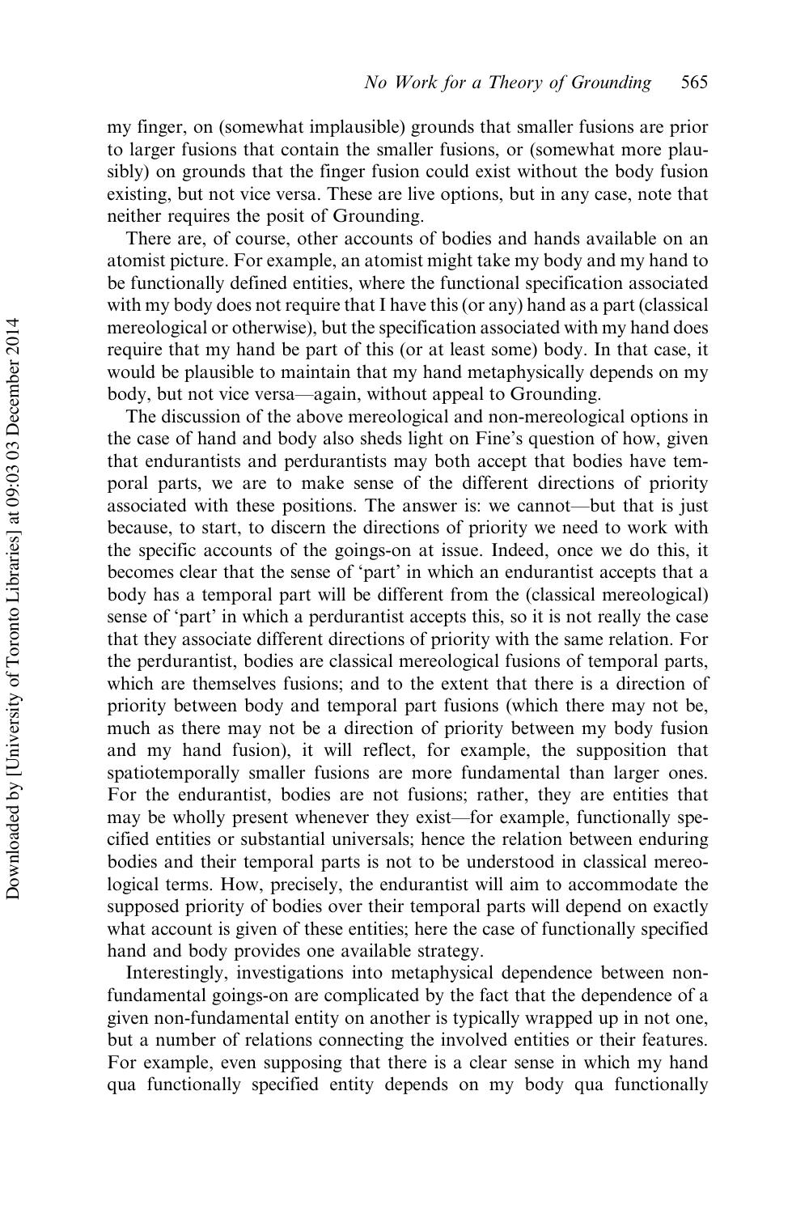my finger, on (somewhat implausible) grounds that smaller fusions are prior to larger fusions that contain the smaller fusions, or (somewhat more plausibly) on grounds that the finger fusion could exist without the body fusion existing, but not vice versa. These are live options, but in any case, note that neither requires the posit of Grounding.

There are, of course, other accounts of bodies and hands available on an atomist picture. For example, an atomist might take my body and my hand to be functionally defined entities, where the functional specification associated with my body does not require that I have this (or any) hand as a part (classical mereological or otherwise), but the specification associated with my hand does require that my hand be part of this (or at least some) body. In that case, it would be plausible to maintain that my hand metaphysically depends on my body, but not vice versa—again, without appeal to Grounding.

The discussion of the above mereological and non-mereological options in the case of hand and body also sheds light on Fine's question of how, given that endurantists and perdurantists may both accept that bodies have temporal parts, we are to make sense of the different directions of priority associated with these positions. The answer is: we cannot—but that is just because, to start, to discern the directions of priority we need to work with the specific accounts of the goings-on at issue. Indeed, once we do this, it becomes clear that the sense of 'part' in which an endurantist accepts that a body has a temporal part will be different from the (classical mereological) sense of 'part' in which a perdurantist accepts this, so it is not really the case that they associate different directions of priority with the same relation. For the perdurantist, bodies are classical mereological fusions of temporal parts, which are themselves fusions; and to the extent that there is a direction of priority between body and temporal part fusions (which there may not be, much as there may not be a direction of priority between my body fusion and my hand fusion), it will reflect, for example, the supposition that spatiotemporally smaller fusions are more fundamental than larger ones. For the endurantist, bodies are not fusions; rather, they are entities that may be wholly present whenever they exist—for example, functionally specified entities or substantial universals; hence the relation between enduring bodies and their temporal parts is not to be understood in classical mereological terms. How, precisely, the endurantist will aim to accommodate the supposed priority of bodies over their temporal parts will depend on exactly what account is given of these entities; here the case of functionally specified hand and body provides one available strategy.

Interestingly, investigations into metaphysical dependence between non-fundamental goings-on are complicated by the fact that the dependence of a given non-fundamental entity on another is typically wrapped up in not one, but a number of relations connecting the involved entities or their features. For example, even supposing that there is a clear sense in which my hand qua functionally specified entity depends on my body qua functionally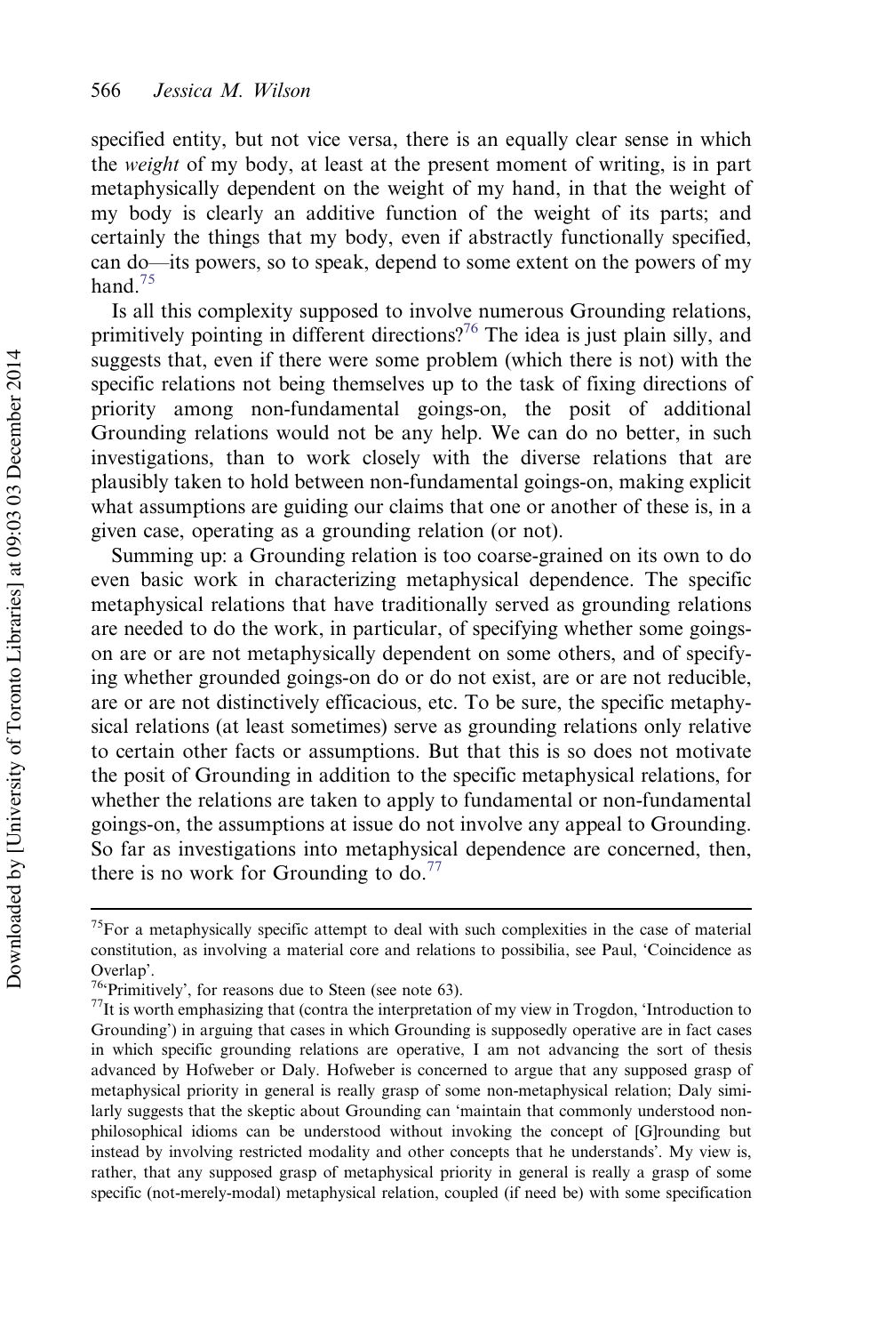specified entity, but not vice versa, there is an equally clear sense in which the *weight* of my body, at least at the present moment of writing, is in part metaphysically dependent on the weight of my hand, in that the weight of my body is clearly an additive function of the weight of its parts; and certainly the things that my body, even if abstractly functionally specified, can do—its powers, so to speak, depend to some extent on the powers of my hand.[75]

Is all this complexity supposed to involve numerous Grounding relations, primitively pointing in different directions?[76] The idea is just plain silly, and suggests that, even if there were some problem (which there is not) with the specific relations not being themselves up to the task of fixing directions of priority among non-fundamental goings-on, the posit of additional Grounding relations would not be any help. We can do no better, in such investigations, than to work closely with the diverse relations that are plausibly taken to hold between non-fundamental goings-on, making explicit what assumptions are guiding our claims that one or another of these is, in a given case, operating as a grounding relation (or not).

Summing up: a Grounding relation is too coarse-grained on its own to do even basic work in characterizing metaphysical dependence. The specific metaphysical relations that have traditionally served as grounding relations are needed to do the work, in particular, of specifying whether some goings-on are or are not metaphysically dependent on some others, and of specifying whether grounded goings-on do or do not exist, are or are not reducible, are or are not distinctively efficacious, etc. To be sure, the specific metaphysical relations (at least sometimes) serve as grounding relations only relative to certain other facts or assumptions. But that this is so does not motivate the posit of Grounding in addition to the specific metaphysical relations, for whether the relations are taken to apply to fundamental or non-fundamental goings-on, the assumptions at issue do not involve any appeal to Grounding. So far as investigations into metaphysical dependence are concerned, then, there is no work for Grounding to do.[77]

---

[75] For a metaphysically specific attempt to deal with such complexities in the case of material constitution, as involving a material core and relations to possibilia, see Paul, 'Coincidence as Overlap'.

[76] 'Primitively', for reasons due to Steen (see note 63).

[77] It is worth emphasizing that (contra the interpretation of my view in Trogdon, 'Introduction to Grounding') in arguing that cases in which Grounding is supposedly operative are in fact cases in which specific grounding relations are operative, I am not advancing the sort of thesis advanced by Hofweber or Daly. Hofweber is concerned to argue that any supposed grasp of metaphysical priority in general is really grasp of some non-metaphysical relation; Daly similarly suggests that the skeptic about Grounding can 'maintain that commonly understood non-philosophical idioms can be understood without invoking the concept of [G]rounding but instead by involving restricted modality and other concepts that he understands'. My view is, rather, that any supposed grasp of metaphysical priority in general is really a grasp of some specific (not-merely-modal) metaphysical relation, coupled (if need be) with some specification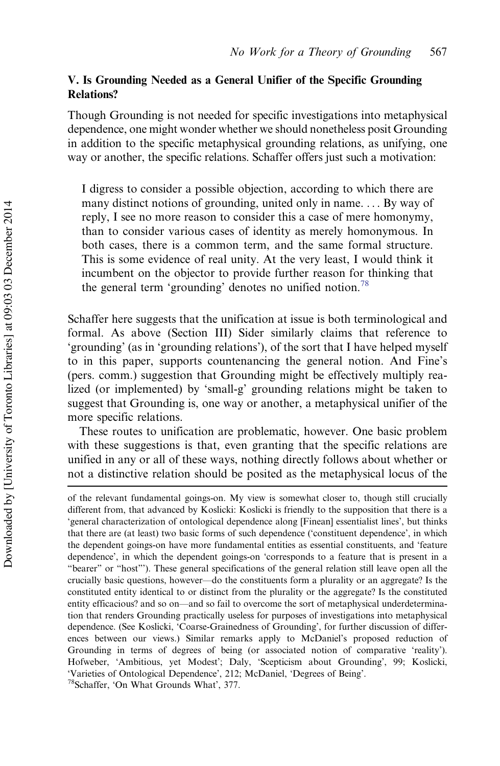## V. Is Grounding Needed as a General Unifier of the Specific Grounding Relations?

Though Grounding is not needed for specific investigations into metaphysical dependence, one might wonder whether we should nonetheless posit Grounding in addition to the specific metaphysical grounding relations, as unifying, one way or another, the specific relations. Schaffer offers just such a motivation:

> I digress to consider a possible objection, according to which there are many distinct notions of grounding, united only in name. . . . By way of reply, I see no more reason to consider this a case of mere homonymy, than to consider various cases of identity as merely homonymous. In both cases, there is a common term, and the same formal structure. This is some evidence of real unity. At the very least, I would think it incumbent on the objector to provide further reason for thinking that the general term 'grounding' denotes no unified notion.[78]

Schaffer here suggests that the unification at issue is both terminological and formal. As above (Section III) Sider similarly claims that reference to 'grounding' (as in 'grounding relations'), of the sort that I have helped myself to in this paper, supports countenancing the general notion. And Fine's (pers. comm.) suggestion that Grounding might be effectively multiply realized (or implemented) by 'small-g' grounding relations might be taken to suggest that Grounding is, one way or another, a metaphysical unifier of the more specific relations.

These routes to unification are problematic, however. One basic problem with these suggestions is that, even granting that the specific relations are unified in any or all of these ways, nothing directly follows about whether or not a distinctive relation should be posited as the metaphysical locus of the

---

of the relevant fundamental goings-on. My view is somewhat closer to, though still crucially different from, that advanced by Koslicki: Koslicki is friendly to the supposition that there is a 'general characterization of ontological dependence along [Finean] essentialist lines', but thinks that there are (at least) two basic forms of such dependence ('constituent dependence', in which the dependent goings-on have more fundamental entities as essential constituents, and 'feature dependence', in which the dependent goings-on 'corresponds to a feature that is present in a "bearer" or "host"'). These general specifications of the general relation still leave open all the crucially basic questions, however—do the constituents form a plurality or an aggregate? Is the constituted entity identical to or distinct from the plurality or the aggregate? Is the constituted entity efficacious? and so on—and so fail to overcome the sort of metaphysical underdetermination that renders Grounding practically useless for purposes of investigations into metaphysical dependence. (See Koslicki, 'Coarse-Grainedness of Grounding', for further discussion of differences between our views.) Similar remarks apply to McDaniel's proposed reduction of Grounding in terms of degrees of being (or associated notion of comparative 'reality'). Hofweber, 'Ambitious, yet Modest'; Daly, 'Scepticism about Grounding', 99; Koslicki, 'Varieties of Ontological Dependence', 212; McDaniel, 'Degrees of Being'.

[78] Schaffer, 'On What Grounds What', 377.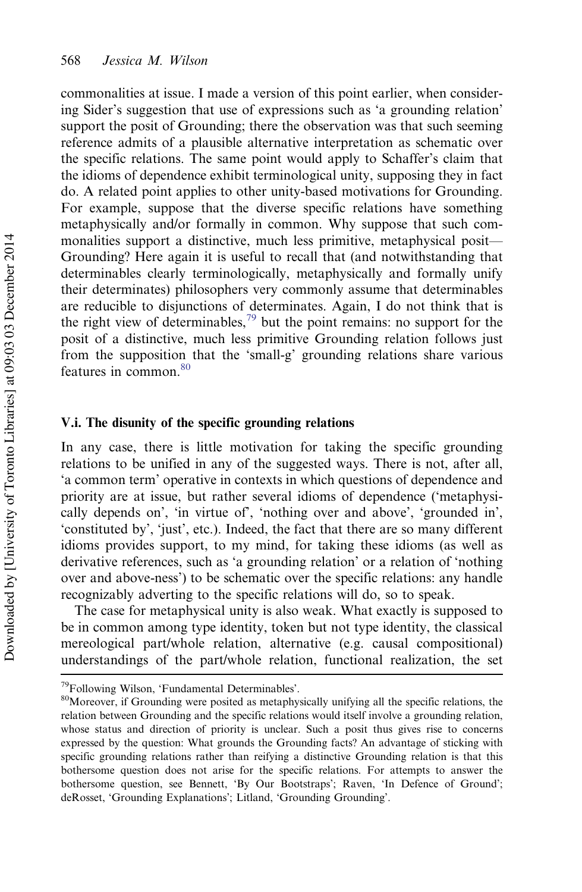commonalities at issue. I made a version of this point earlier, when considering Sider's suggestion that use of expressions such as 'a grounding relation' support the posit of Grounding; there the observation was that such seeming reference admits of a plausible alternative interpretation as schematic over the specific relations. The same point would apply to Schaffer's claim that the idioms of dependence exhibit terminological unity, supposing they in fact do. A related point applies to other unity-based motivations for Grounding. For example, suppose that the diverse specific relations have something metaphysically and/or formally in common. Why suppose that such commonalities support a distinctive, much less primitive, metaphysical posit—Grounding? Here again it is useful to recall that (and notwithstanding that determinables clearly terminologically, metaphysically and formally unify their determinates) philosophers very commonly assume that determinables are reducible to disjunctions of determinates. Again, I do not think that is the right view of determinables,[79] but the point remains: no support for the posit of a distinctive, much less primitive Grounding relation follows just from the supposition that the 'small-g' grounding relations share various features in common.[80]

### V.i. The disunity of the specific grounding relations

In any case, there is little motivation for taking the specific grounding relations to be unified in any of the suggested ways. There is not, after all, 'a common term' operative in contexts in which questions of dependence and priority are at issue, but rather several idioms of dependence ('metaphysically depends on', 'in virtue of', 'nothing over and above', 'grounded in', 'constituted by', 'just', etc.). Indeed, the fact that there are so many different idioms provides support, to my mind, for taking these idioms (as well as derivative references, such as 'a grounding relation' or a relation of 'nothing over and above-ness') to be schematic over the specific relations: any handle recognizably adverting to the specific relations will do, so to speak.

The case for metaphysical unity is also weak. What exactly is supposed to be in common among type identity, token but not type identity, the classical mereological part/whole relation, alternative (e.g. causal compositional) understandings of the part/whole relation, functional realization, the set

[79] Following Wilson, 'Fundamental Determinables'.

[80] Moreover, if Grounding were posited as metaphysically unifying all the specific relations, the relation between Grounding and the specific relations would itself involve a grounding relation, whose status and direction of priority is unclear. Such a posit thus gives rise to concerns expressed by the question: What grounds the Grounding facts? An advantage of sticking with specific grounding relations rather than reifying a distinctive Grounding relation is that this bothersome question does not arise for the specific relations. For attempts to answer the bothersome question, see Bennett, 'By Our Bootstraps'; Raven, 'In Defence of Ground'; deRosset, 'Grounding Explanations'; Litland, 'Grounding Grounding'.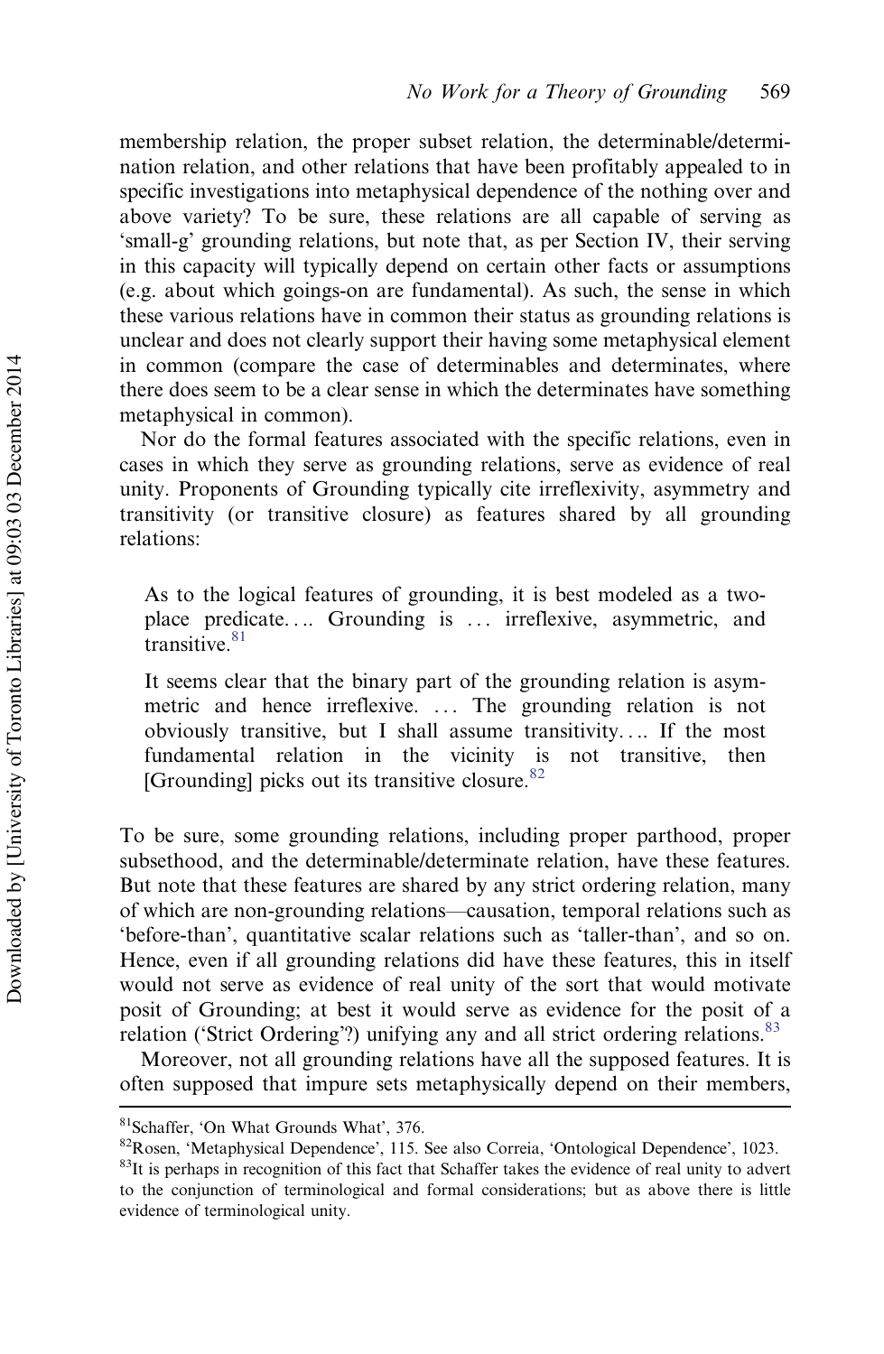membership relation, the proper subset relation, the determinable/determination relation, and other relations that have been profitably appealed to in specific investigations into metaphysical dependence of the nothing over and above variety? To be sure, these relations are all capable of serving as 'small-g' grounding relations, but note that, as per Section IV, their serving in this capacity will typically depend on certain other facts or assumptions (e.g. about which goings-on are fundamental). As such, the sense in which these various relations have in common their status as grounding relations is unclear and does not clearly support their having some metaphysical element in common (compare the case of determinables and determinates, where there does seem to be a clear sense in which the determinates have something metaphysical in common).

Nor do the formal features associated with the specific relations, even in cases in which they serve as grounding relations, serve as evidence of real unity. Proponents of Grounding typically cite irreflexivity, asymmetry and transitivity (or transitive closure) as features shared by all grounding relations:

> As to the logical features of grounding, it is best modeled as a two-place predicate.... Grounding is ... irreflexive, asymmetric, and transitive.[81]

> It seems clear that the binary part of the grounding relation is asymmetric and hence irreflexive. ... The grounding relation is not obviously transitive, but I shall assume transitivity.... If the most fundamental relation in the vicinity is not transitive, then [Grounding] picks out its transitive closure.[82]

To be sure, some grounding relations, including proper parthood, proper subsethood, and the determinable/determinate relation, have these features. But note that these features are shared by any strict ordering relation, many of which are non-grounding relations—causation, temporal relations such as 'before-than', quantitative scalar relations such as 'taller-than', and so on. Hence, even if all grounding relations did have these features, this in itself would not serve as evidence of real unity of the sort that would motivate posit of Grounding; at best it would serve as evidence for the posit of a relation ('Strict Ordering'?) unifying any and all strict ordering relations.[83]

Moreover, not all grounding relations have all the supposed features. It is often supposed that impure sets metaphysically depend on their members,

---

[81] Schaffer, 'On What Grounds What', 376.

[82] Rosen, 'Metaphysical Dependence', 115. See also Correia, 'Ontological Dependence', 1023.

[83] It is perhaps in recognition of this fact that Schaffer takes the evidence of real unity to advert to the conjunction of terminological and formal considerations; but as above there is little evidence of terminological unity.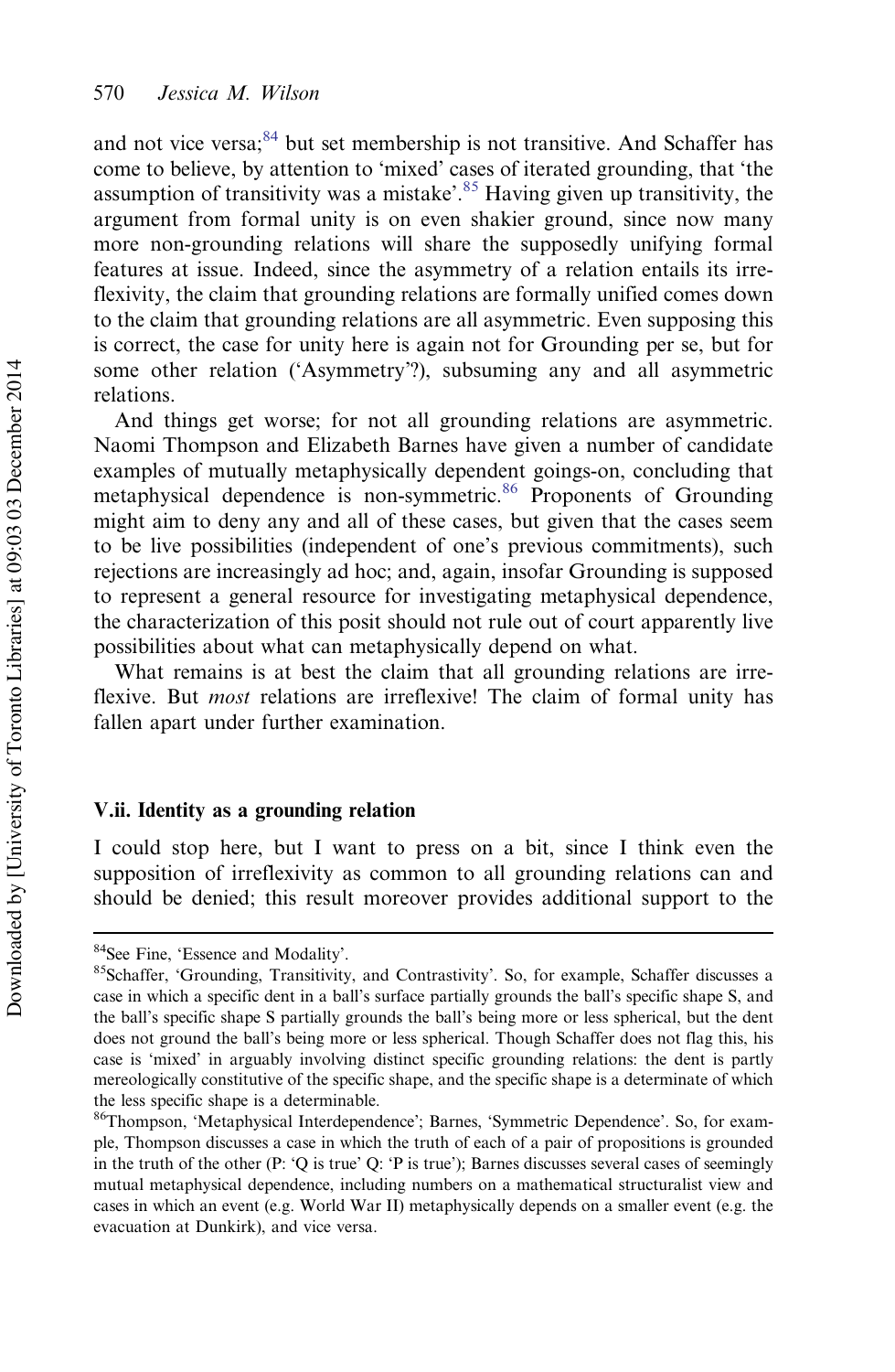and not vice versa;[84] but set membership is not transitive. And Schaffer has come to believe, by attention to 'mixed' cases of iterated grounding, that 'the assumption of transitivity was a mistake'.[85] Having given up transitivity, the argument from formal unity is on even shakier ground, since now many more non-grounding relations will share the supposedly unifying formal features at issue. Indeed, since the asymmetry of a relation entails its irreflexivity, the claim that grounding relations are formally unified comes down to the claim that grounding relations are all asymmetric. Even supposing this is correct, the case for unity here is again not for Grounding per se, but for some other relation ('Asymmetry'?), subsuming any and all asymmetric relations.

And things get worse; for not all grounding relations are asymmetric. Naomi Thompson and Elizabeth Barnes have given a number of candidate examples of mutually metaphysically dependent goings-on, concluding that metaphysical dependence is non-symmetric.[86] Proponents of Grounding might aim to deny any and all of these cases, but given that the cases seem to be live possibilities (independent of one's previous commitments), such rejections are increasingly ad hoc; and, again, insofar Grounding is supposed to represent a general resource for investigating metaphysical dependence, the characterization of this posit should not rule out of court apparently live possibilities about what can metaphysically depend on what.

What remains is at best the claim that all grounding relations are irreflexive. But *most* relations are irreflexive! The claim of formal unity has fallen apart under further examination.

### V.ii. Identity as a grounding relation

I could stop here, but I want to press on a bit, since I think even the supposition of irreflexivity as common to all grounding relations can and should be denied; this result moreover provides additional support to the

---

[84]See Fine, 'Essence and Modality'.

[85]Schaffer, 'Grounding, Transitivity, and Contrastivity'. So, for example, Schaffer discusses a case in which a specific dent in a ball's surface partially grounds the ball's specific shape S, and the ball's specific shape S partially grounds the ball's being more or less spherical, but the dent does not ground the ball's being more or less spherical. Though Schaffer does not flag this, his case is 'mixed' in arguably involving distinct specific grounding relations: the dent is partly mereologically constitutive of the specific shape, and the specific shape is a determinate of which the less specific shape is a determinable.

[86]Thompson, 'Metaphysical Interdependence'; Barnes, 'Symmetric Dependence'. So, for example, Thompson discusses a case in which the truth of each of a pair of propositions is grounded in the truth of the other (P: 'Q is true' Q: 'P is true'); Barnes discusses several cases of seemingly mutual metaphysical dependence, including numbers on a mathematical structuralist view and cases in which an event (e.g. World War II) metaphysically depends on a smaller event (e.g. the evacuation at Dunkirk), and vice versa.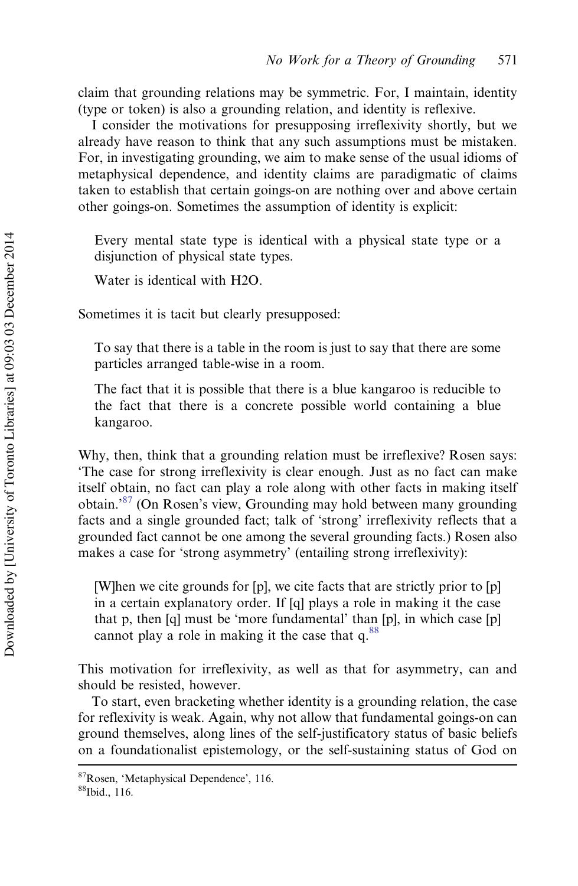claim that grounding relations may be symmetric. For, I maintain, identity (type or token) is also a grounding relation, and identity is reflexive.

I consider the motivations for presupposing irreflexivity shortly, but we already have reason to think that any such assumptions must be mistaken. For, in investigating grounding, we aim to make sense of the usual idioms of metaphysical dependence, and identity claims are paradigmatic of claims taken to establish that certain goings-on are nothing over and above certain other goings-on. Sometimes the assumption of identity is explicit:

> Every mental state type is identical with a physical state type or a disjunction of physical state types.
>
> Water is identical with H2O.

Sometimes it is tacit but clearly presupposed:

> To say that there is a table in the room is just to say that there are some particles arranged table-wise in a room.
>
> The fact that it is possible that there is a blue kangaroo is reducible to the fact that there is a concrete possible world containing a blue kangaroo.

Why, then, think that a grounding relation must be irreflexive? Rosen says: 'The case for strong irreflexivity is clear enough. Just as no fact can make itself obtain, no fact can play a role along with other facts in making itself obtain.'[87] (On Rosen's view, Grounding may hold between many grounding facts and a single grounded fact; talk of 'strong' irreflexivity reflects that a grounded fact cannot be one among the several grounding facts.) Rosen also makes a case for 'strong asymmetry' (entailing strong irreflexivity):

> [W]hen we cite grounds for [p], we cite facts that are strictly prior to [p] in a certain explanatory order. If [q] plays a role in making it the case that p, then [q] must be 'more fundamental' than [p], in which case [p] cannot play a role in making it the case that q.[88]

This motivation for irreflexivity, as well as that for asymmetry, can and should be resisted, however.

To start, even bracketing whether identity is a grounding relation, the case for reflexivity is weak. Again, why not allow that fundamental goings-on can ground themselves, along lines of the self-justificatory status of basic beliefs on a foundationalist epistemology, or the self-sustaining status of God on

---

[87]Rosen, 'Metaphysical Dependence', 116.

[88]Ibid., 116.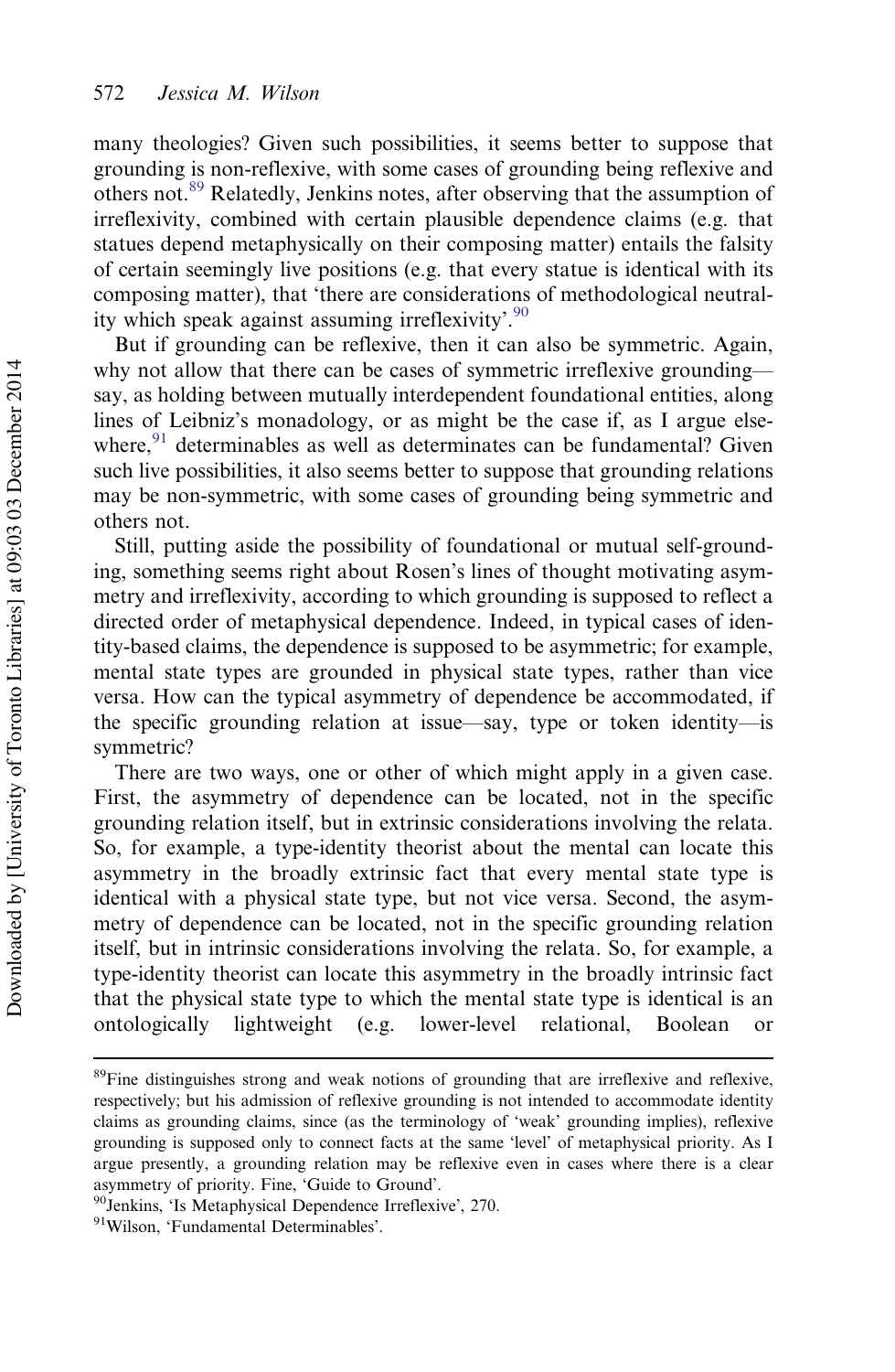many theologies? Given such possibilities, it seems better to suppose that grounding is non-reflexive, with some cases of grounding being reflexive and others not.[89] Relatedly, Jenkins notes, after observing that the assumption of irreflexivity, combined with certain plausible dependence claims (e.g. that statues depend metaphysically on their composing matter) entails the falsity of certain seemingly live positions (e.g. that every statue is identical with its composing matter), that 'there are considerations of methodological neutrality which speak against assuming irreflexivity'.[90]

But if grounding can be reflexive, then it can also be symmetric. Again, why not allow that there can be cases of symmetric irreflexive grounding—say, as holding between mutually interdependent foundational entities, along lines of Leibniz's monadology, or as might be the case if, as I argue elsewhere,[91] determinables as well as determinates can be fundamental? Given such live possibilities, it also seems better to suppose that grounding relations may be non-symmetric, with some cases of grounding being symmetric and others not.

Still, putting aside the possibility of foundational or mutual self-grounding, something seems right about Rosen's lines of thought motivating asymmetry and irreflexivity, according to which grounding is supposed to reflect a directed order of metaphysical dependence. Indeed, in typical cases of identity-based claims, the dependence is supposed to be asymmetric; for example, mental state types are grounded in physical state types, rather than vice versa. How can the typical asymmetry of dependence be accommodated, if the specific grounding relation at issue—say, type or token identity—is symmetric?

There are two ways, one or other of which might apply in a given case. First, the asymmetry of dependence can be located, not in the specific grounding relation itself, but in extrinsic considerations involving the relata. So, for example, a type-identity theorist about the mental can locate this asymmetry in the broadly extrinsic fact that every mental state type is identical with a physical state type, but not vice versa. Second, the asymmetry of dependence can be located, not in the specific grounding relation itself, but in intrinsic considerations involving the relata. So, for example, a type-identity theorist can locate this asymmetry in the broadly intrinsic fact that the physical state type to which the mental state type is identical is an ontologically lightweight (e.g. lower-level relational, Boolean or

---

[89]Fine distinguishes strong and weak notions of grounding that are irreflexive and reflexive, respectively; but his admission of reflexive grounding is not intended to accommodate identity claims as grounding claims, since (as the terminology of 'weak' grounding implies), reflexive grounding is supposed only to connect facts at the same 'level' of metaphysical priority. As I argue presently, a grounding relation may be reflexive even in cases where there is a clear asymmetry of priority. Fine, 'Guide to Ground'.

[90]Jenkins, 'Is Metaphysical Dependence Irreflexive', 270.

[91]Wilson, 'Fundamental Determinables'.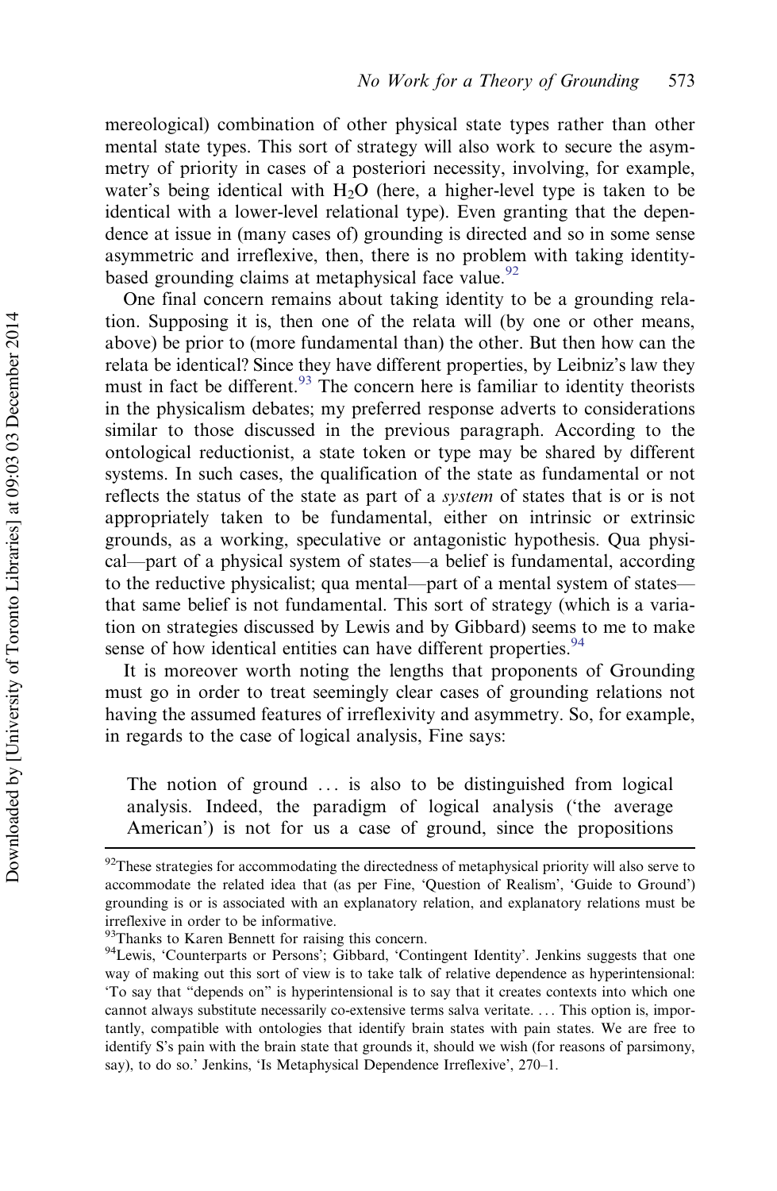mereological) combination of other physical state types rather than other mental state types. This sort of strategy will also work to secure the asymmetry of priority in cases of a posteriori necessity, involving, for example, water's being identical with $H_2O$ (here, a higher-level type is taken to be identical with a lower-level relational type). Even granting that the dependence at issue in (many cases of) grounding is directed and so in some sense asymmetric and irreflexive, then, there is no problem with taking identity-based grounding claims at metaphysical face value.[92]

One final concern remains about taking identity to be a grounding relation. Supposing it is, then one of the relata will (by one or other means, above) be prior to (more fundamental than) the other. But then how can the relata be identical? Since they have different properties, by Leibniz's law they must in fact be different.[93] The concern here is familiar to identity theorists in the physicalism debates; my preferred response adverts to considerations similar to those discussed in the previous paragraph. According to the ontological reductionist, a state token or type may be shared by different systems. In such cases, the qualification of the state as fundamental or not reflects the status of the state as part of a *system* of states that is or is not appropriately taken to be fundamental, either on intrinsic or extrinsic grounds, as a working, speculative or antagonistic hypothesis. Qua physical—part of a physical system of states—a belief is fundamental, according to the reductive physicalist; qua mental—part of a mental system of states—that same belief is not fundamental. This sort of strategy (which is a variation on strategies discussed by Lewis and by Gibbard) seems to me to make sense of how identical entities can have different properties.[94]

It is moreover worth noting the lengths that proponents of Grounding must go in order to treat seemingly clear cases of grounding relations not having the assumed features of irreflexivity and asymmetry. So, for example, in regards to the case of logical analysis, Fine says:

> The notion of ground … is also to be distinguished from logical analysis. Indeed, the paradigm of logical analysis ('the average American') is not for us a case of ground, since the propositions

[92]These strategies for accommodating the directedness of metaphysical priority will also serve to accommodate the related idea that (as per Fine, 'Question of Realism', 'Guide to Ground') grounding is or is associated with an explanatory relation, and explanatory relations must be irreflexive in order to be informative.

[93]Thanks to Karen Bennett for raising this concern.

[94]Lewis, 'Counterparts or Persons'; Gibbard, 'Contingent Identity'. Jenkins suggests that one way of making out this sort of view is to take talk of relative dependence as hyperintensional: 'To say that "depends on" is hyperintensional is to say that it creates contexts into which one cannot always substitute necessarily co-extensive terms salva veritate. … This option is, importantly, compatible with ontologies that identify brain states with pain states. We are free to identify S's pain with the brain state that grounds it, should we wish (for reasons of parsimony, say), to do so.' Jenkins, 'Is Metaphysical Dependence Irreflexive', 270–1.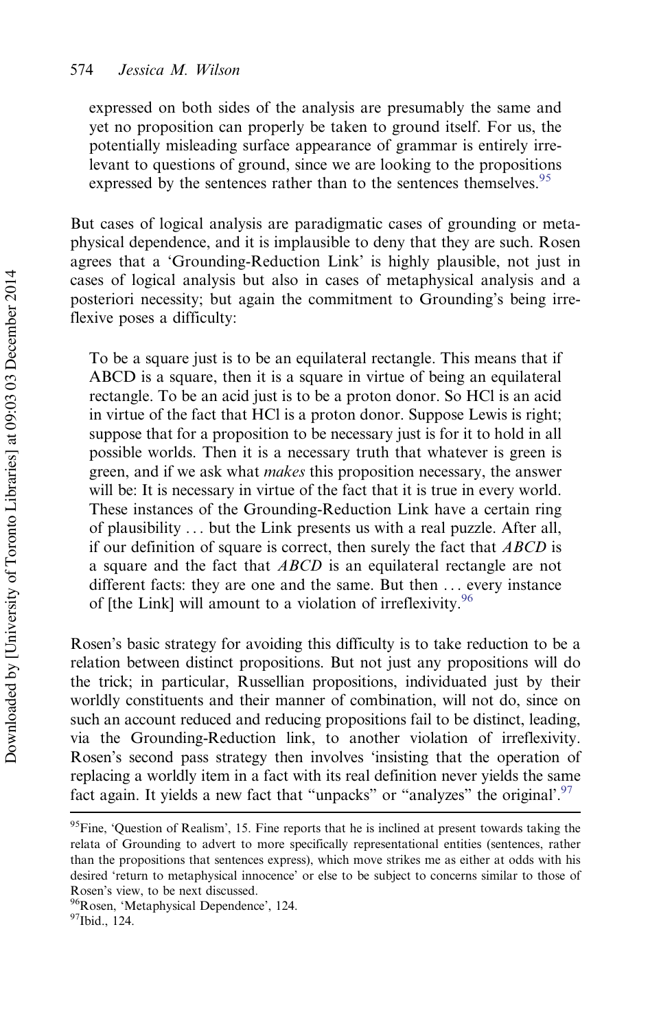expressed on both sides of the analysis are presumably the same and yet no proposition can properly be taken to ground itself. For us, the potentially misleading surface appearance of grammar is entirely irrelevant to questions of ground, since we are looking to the propositions expressed by the sentences rather than to the sentences themselves.[95]

But cases of logical analysis are paradigmatic cases of grounding or metaphysical dependence, and it is implausible to deny that they are such. Rosen agrees that a 'Grounding-Reduction Link' is highly plausible, not just in cases of logical analysis but also in cases of metaphysical analysis and a posteriori necessity; but again the commitment to Grounding's being irreflexive poses a difficulty:

> To be a square just is to be an equilateral rectangle. This means that if ABCD is a square, then it is a square in virtue of being an equilateral rectangle. To be an acid just is to be a proton donor. So HCl is an acid in virtue of the fact that HCl is a proton donor. Suppose Lewis is right; suppose that for a proposition to be necessary just is for it to hold in all possible worlds. Then it is a necessary truth that whatever is green is green, and if we ask what *makes* this proposition necessary, the answer will be: It is necessary in virtue of the fact that it is true in every world. These instances of the Grounding-Reduction Link have a certain ring of plausibility ... but the Link presents us with a real puzzle. After all, if our definition of square is correct, then surely the fact that *ABCD* is a square and the fact that *ABCD* is an equilateral rectangle are not different facts: they are one and the same. But then ... every instance of [the Link] will amount to a violation of irreflexivity.[96]

Rosen's basic strategy for avoiding this difficulty is to take reduction to be a relation between distinct propositions. But not just any propositions will do the trick; in particular, Russellian propositions, individuated just by their worldly constituents and their manner of combination, will not do, since on such an account reduced and reducing propositions fail to be distinct, leading, via the Grounding-Reduction link, to another violation of irreflexivity. Rosen's second pass strategy then involves 'insisting that the operation of replacing a worldly item in a fact with its real definition never yields the same fact again. It yields a new fact that "unpacks" or "analyzes" the original'.[97]

---

[95]Fine, 'Question of Realism', 15. Fine reports that he is inclined at present towards taking the relata of Grounding to advert to more specifically representational entities (sentences, rather than the propositions that sentences express), which move strikes me as either at odds with his desired 'return to metaphysical innocence' or else to be subject to concerns similar to those of Rosen's view, to be next discussed.

[96]Rosen, 'Metaphysical Dependence', 124.

[97]Ibid., 124.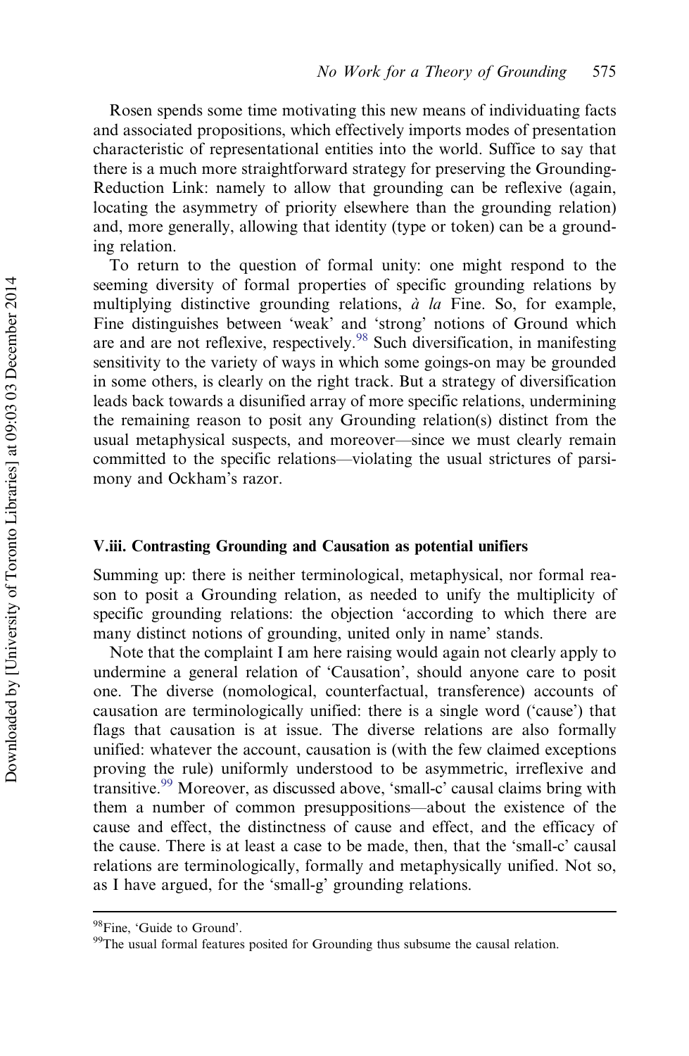Rosen spends some time motivating this new means of individuating facts and associated propositions, which effectively imports modes of presentation characteristic of representational entities into the world. Suffice to say that there is a much more straightforward strategy for preserving the Grounding-Reduction Link: namely to allow that grounding can be reflexive (again, locating the asymmetry of priority elsewhere than the grounding relation) and, more generally, allowing that identity (type or token) can be a grounding relation.

To return to the question of formal unity: one might respond to the seeming diversity of formal properties of specific grounding relations by multiplying distinctive grounding relations, *à la* Fine. So, for example, Fine distinguishes between 'weak' and 'strong' notions of Ground which are and are not reflexive, respectively.[98] Such diversification, in manifesting sensitivity to the variety of ways in which some goings-on may be grounded in some others, is clearly on the right track. But a strategy of diversification leads back towards a disunified array of more specific relations, undermining the remaining reason to posit any Grounding relation(s) distinct from the usual metaphysical suspects, and moreover—since we must clearly remain committed to the specific relations—violating the usual strictures of parsimony and Ockham's razor.

### V.iii. Contrasting Grounding and Causation as potential unifiers

Summing up: there is neither terminological, metaphysical, nor formal reason to posit a Grounding relation, as needed to unify the multiplicity of specific grounding relations: the objection 'according to which there are many distinct notions of grounding, united only in name' stands.

Note that the complaint I am here raising would again not clearly apply to undermine a general relation of 'Causation', should anyone care to posit one. The diverse (nomological, counterfactual, transference) accounts of causation are terminologically unified: there is a single word ('cause') that flags that causation is at issue. The diverse relations are also formally unified: whatever the account, causation is (with the few claimed exceptions proving the rule) uniformly understood to be asymmetric, irreflexive and transitive.[99] Moreover, as discussed above, 'small-c' causal claims bring with them a number of common presuppositions—about the existence of the cause and effect, the distinctness of cause and effect, and the efficacy of the cause. There is at least a case to be made, then, that the 'small-c' causal relations are terminologically, formally and metaphysically unified. Not so, as I have argued, for the 'small-g' grounding relations.

---

[98] Fine, 'Guide to Ground'.

[99] The usual formal features posited for Grounding thus subsume the causal relation.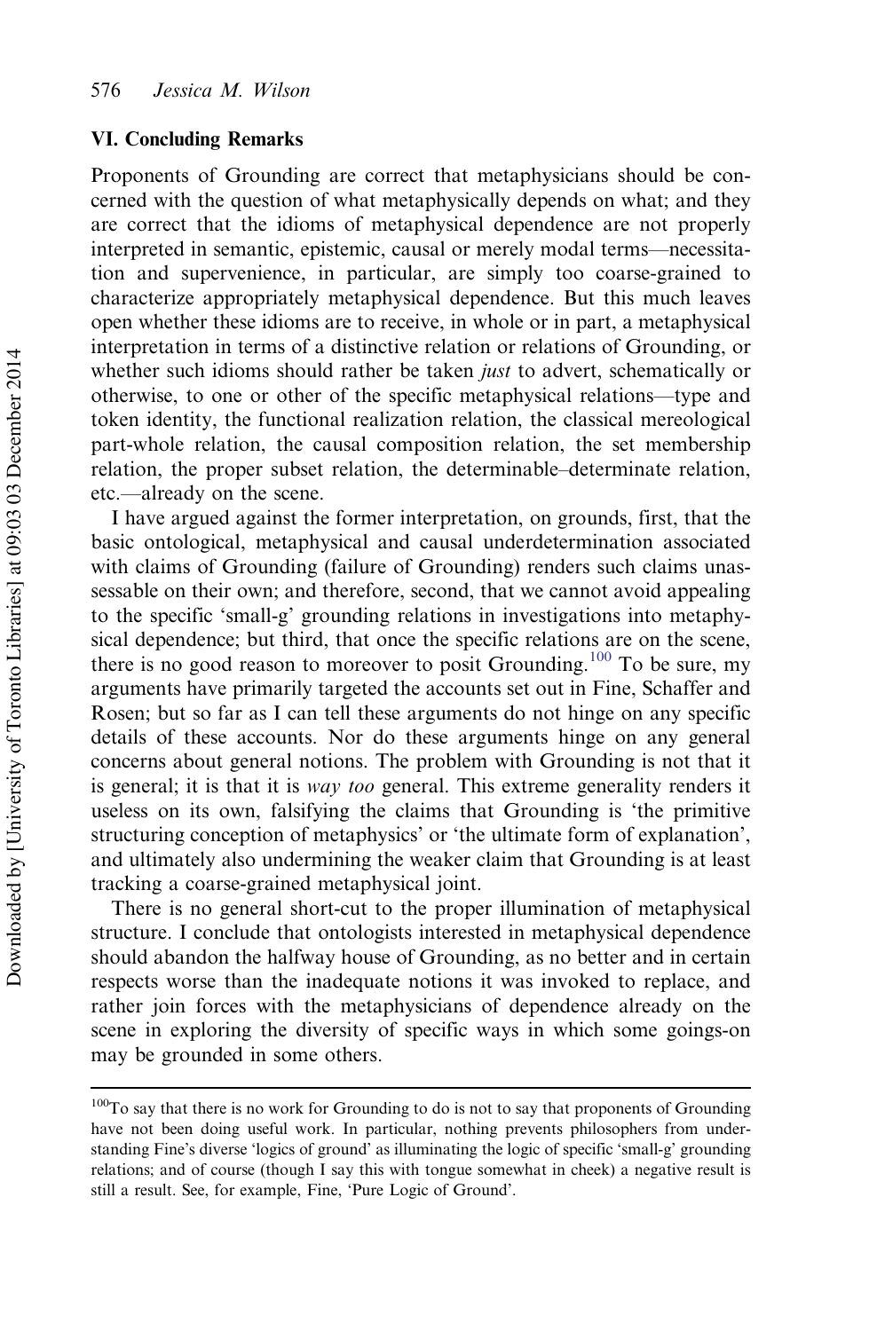## VI. Concluding Remarks

Proponents of Grounding are correct that metaphysicians should be concerned with the question of what metaphysically depends on what; and they are correct that the idioms of metaphysical dependence are not properly interpreted in semantic, epistemic, causal or merely modal terms—necessitation and supervenience, in particular, are simply too coarse-grained to characterize appropriately metaphysical dependence. But this much leaves open whether these idioms are to receive, in whole or in part, a metaphysical interpretation in terms of a distinctive relation or relations of Grounding, or whether such idioms should rather be taken *just* to advert, schematically or otherwise, to one or other of the specific metaphysical relations—type and token identity, the functional realization relation, the classical mereological part-whole relation, the causal composition relation, the set membership relation, the proper subset relation, the determinable–determinate relation, etc.—already on the scene.

I have argued against the former interpretation, on grounds, first, that the basic ontological, metaphysical and causal underdetermination associated with claims of Grounding (failure of Grounding) renders such claims unassessable on their own; and therefore, second, that we cannot avoid appealing to the specific 'small-g' grounding relations in investigations into metaphysical dependence; but third, that once the specific relations are on the scene, there is no good reason to moreover to posit Grounding.[100] To be sure, my arguments have primarily targeted the accounts set out in Fine, Schaffer and Rosen; but so far as I can tell these arguments do not hinge on any specific details of these accounts. Nor do these arguments hinge on any general concerns about general notions. The problem with Grounding is not that it is general; it is that it is *way too* general. This extreme generality renders it useless on its own, falsifying the claims that Grounding is 'the primitive structuring conception of metaphysics' or 'the ultimate form of explanation', and ultimately also undermining the weaker claim that Grounding is at least tracking a coarse-grained metaphysical joint.

There is no general short-cut to the proper illumination of metaphysical structure. I conclude that ontologists interested in metaphysical dependence should abandon the halfway house of Grounding, as no better and in certain respects worse than the inadequate notions it was invoked to replace, and rather join forces with the metaphysicians of dependence already on the scene in exploring the diversity of specific ways in which some goings-on may be grounded in some others.

---

[100] To say that there is no work for Grounding to do is not to say that proponents of Grounding have not been doing useful work. In particular, nothing prevents philosophers from understanding Fine's diverse 'logics of ground' as illuminating the logic of specific 'small-g' grounding relations; and of course (though I say this with tongue somewhat in cheek) a negative result is still a result. See, for example, Fine, 'Pure Logic of Ground'.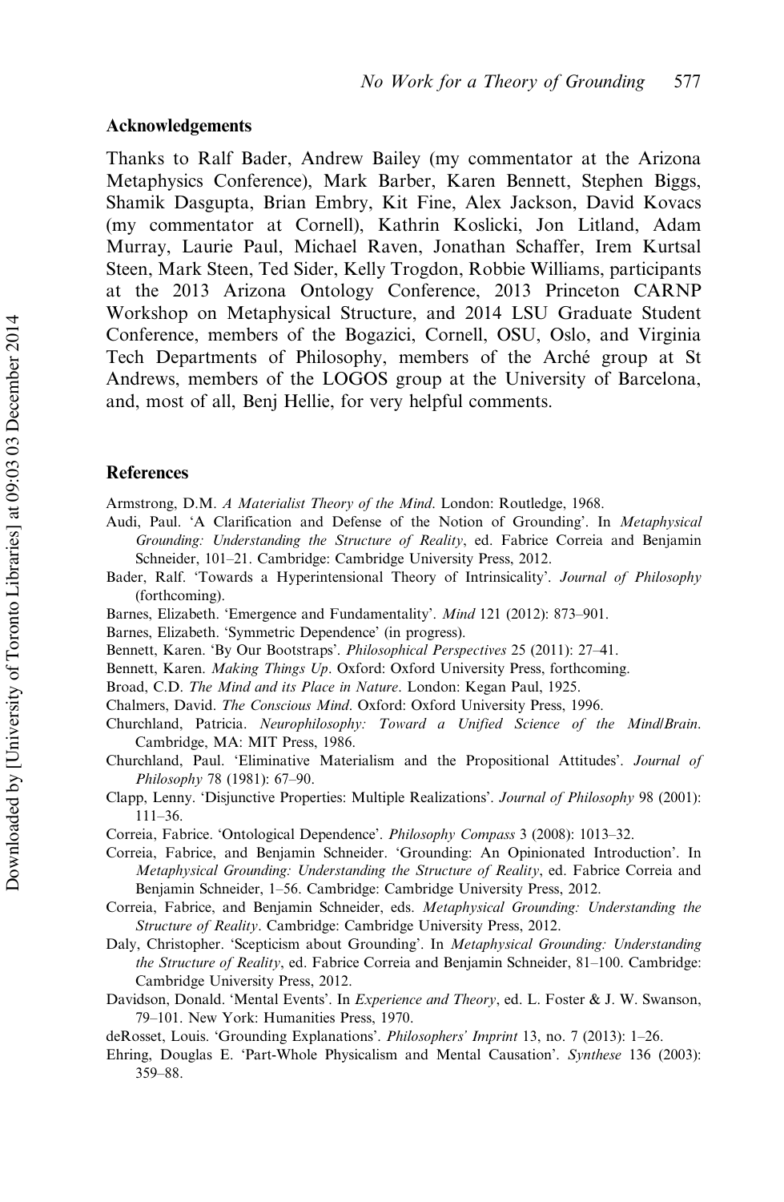## Acknowledgements

Thanks to Ralf Bader, Andrew Bailey (my commentator at the Arizona Metaphysics Conference), Mark Barber, Karen Bennett, Stephen Biggs, Shamik Dasgupta, Brian Embry, Kit Fine, Alex Jackson, David Kovacs (my commentator at Cornell), Kathrin Koslicki, Jon Litland, Adam Murray, Laurie Paul, Michael Raven, Jonathan Schaffer, Irem Kurtsal Steen, Mark Steen, Ted Sider, Kelly Trogdon, Robbie Williams, participants at the 2013 Arizona Ontology Conference, 2013 Princeton CARNP Workshop on Metaphysical Structure, and 2014 LSU Graduate Student Conference, members of the Bogazici, Cornell, OSU, Oslo, and Virginia Tech Departments of Philosophy, members of the Arché group at St Andrews, members of the LOGOS group at the University of Barcelona, and, most of all, Benj Hellie, for very helpful comments.

## References

Armstrong, D.M. *A Materialist Theory of the Mind*. London: Routledge, 1968.

Audi, Paul. 'A Clarification and Defense of the Notion of Grounding'. In *Metaphysical Grounding: Understanding the Structure of Reality*, ed. Fabrice Correia and Benjamin Schneider, 101–21. Cambridge: Cambridge University Press, 2012.

Bader, Ralf. 'Towards a Hyperintensional Theory of Intrinsicality'. *Journal of Philosophy* (forthcoming).

Barnes, Elizabeth. 'Emergence and Fundamentality'. *Mind* 121 (2012): 873–901.

Barnes, Elizabeth. 'Symmetric Dependence' (in progress).

Bennett, Karen. 'By Our Bootstraps'. *Philosophical Perspectives* 25 (2011): 27–41.

Bennett, Karen. *Making Things Up*. Oxford: Oxford University Press, forthcoming.

Broad, C.D. *The Mind and its Place in Nature*. London: Kegan Paul, 1925.

Chalmers, David. *The Conscious Mind*. Oxford: Oxford University Press, 1996.

Churchland, Patricia. *Neurophilosophy: Toward a Unified Science of the Mind/Brain*. Cambridge, MA: MIT Press, 1986.

Churchland, Paul. 'Eliminative Materialism and the Propositional Attitudes'. *Journal of Philosophy* 78 (1981): 67–90.

Clapp, Lenny. 'Disjunctive Properties: Multiple Realizations'. *Journal of Philosophy* 98 (2001): 111–36.

Correia, Fabrice. 'Ontological Dependence'. *Philosophy Compass* 3 (2008): 1013–32.

Correia, Fabrice, and Benjamin Schneider. 'Grounding: An Opinionated Introduction'. In *Metaphysical Grounding: Understanding the Structure of Reality*, ed. Fabrice Correia and Benjamin Schneider, 1–56. Cambridge: Cambridge University Press, 2012.

Correia, Fabrice, and Benjamin Schneider, eds. *Metaphysical Grounding: Understanding the Structure of Reality*. Cambridge: Cambridge University Press, 2012.

Daly, Christopher. 'Scepticism about Grounding'. In *Metaphysical Grounding: Understanding the Structure of Reality*, ed. Fabrice Correia and Benjamin Schneider, 81–100. Cambridge: Cambridge University Press, 2012.

Davidson, Donald. 'Mental Events'. In *Experience and Theory*, ed. L. Foster & J. W. Swanson, 79–101. New York: Humanities Press, 1970.

deRosset, Louis. 'Grounding Explanations'. *Philosophers' Imprint* 13, no. 7 (2013): 1–26.

Ehring, Douglas E. 'Part-Whole Physicalism and Mental Causation'. *Synthese* 136 (2003): 359–88.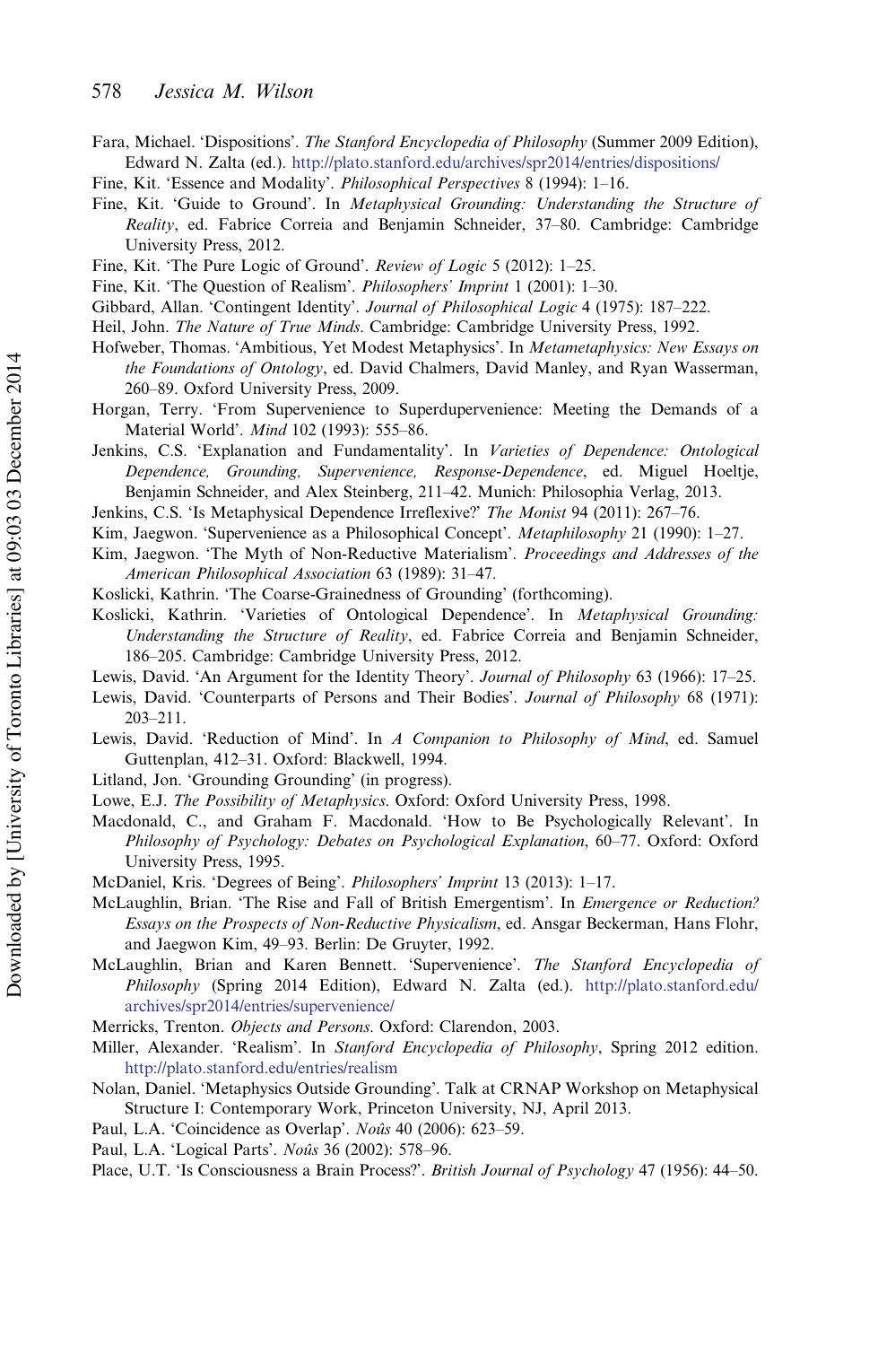Fara, Michael. 'Dispositions'. *The Stanford Encyclopedia of Philosophy* (Summer 2009 Edition), Edward N. Zalta (ed.). http://plato.stanford.edu/archives/spr2014/entries/dispositions/

Fine, Kit. 'Essence and Modality'. *Philosophical Perspectives* 8 (1994): 1–16.

Fine, Kit. 'Guide to Ground'. In *Metaphysical Grounding: Understanding the Structure of Reality*, ed. Fabrice Correia and Benjamin Schneider, 37–80. Cambridge: Cambridge University Press, 2012.

Fine, Kit. 'The Pure Logic of Ground'. *Review of Logic* 5 (2012): 1–25.

Fine, Kit. 'The Question of Realism'. *Philosophers' Imprint* 1 (2001): 1–30.

Gibbard, Allan. 'Contingent Identity'. *Journal of Philosophical Logic* 4 (1975): 187–222.

Heil, John. *The Nature of True Minds*. Cambridge: Cambridge University Press, 1992.

Hofweber, Thomas. 'Ambitious, Yet Modest Metaphysics'. In *Metametaphysics: New Essays on the Foundations of Ontology*, ed. David Chalmers, David Manley, and Ryan Wasserman, 260–89. Oxford University Press, 2009.

Horgan, Terry. 'From Supervenience to Superdupervenience: Meeting the Demands of a Material World'. *Mind* 102 (1993): 555–86.

Jenkins, C.S. 'Explanation and Fundamentality'. In *Varieties of Dependence: Ontological Dependence, Grounding, Supervenience, Response-Dependence*, ed. Miguel Hoeltje, Benjamin Schneider, and Alex Steinberg, 211–42. Munich: Philosophia Verlag, 2013.

Jenkins, C.S. 'Is Metaphysical Dependence Irreflexive?' *The Monist* 94 (2011): 267–76.

Kim, Jaegwon. 'Supervenience as a Philosophical Concept'. *Metaphilosophy* 21 (1990): 1–27.

Kim, Jaegwon. 'The Myth of Non-Reductive Materialism'. *Proceedings and Addresses of the American Philosophical Association* 63 (1989): 31–47.

Koslicki, Kathrin. 'The Coarse-Grainedness of Grounding' (forthcoming).

Koslicki, Kathrin. 'Varieties of Ontological Dependence'. In *Metaphysical Grounding: Understanding the Structure of Reality*, ed. Fabrice Correia and Benjamin Schneider, 186–205. Cambridge: Cambridge University Press, 2012.

Lewis, David. 'An Argument for the Identity Theory'. *Journal of Philosophy* 63 (1966): 17–25.

Lewis, David. 'Counterparts of Persons and Their Bodies'. *Journal of Philosophy* 68 (1971): 203–211.

Lewis, David. 'Reduction of Mind'. In *A Companion to Philosophy of Mind*, ed. Samuel Guttenplan, 412–31. Oxford: Blackwell, 1994.

Litland, Jon. 'Grounding Grounding' (in progress).

Lowe, E.J. *The Possibility of Metaphysics*. Oxford: Oxford University Press, 1998.

Macdonald, C., and Graham F. Macdonald. 'How to Be Psychologically Relevant'. In *Philosophy of Psychology: Debates on Psychological Explanation*, 60–77. Oxford: Oxford University Press, 1995.

McDaniel, Kris. 'Degrees of Being'. *Philosophers' Imprint* 13 (2013): 1–17.

McLaughlin, Brian. 'The Rise and Fall of British Emergentism'. In *Emergence or Reduction? Essays on the Prospects of Non-Reductive Physicalism*, ed. Ansgar Beckerman, Hans Flohr, and Jaegwon Kim, 49–93. Berlin: De Gruyter, 1992.

McLaughlin, Brian and Karen Bennett. 'Supervenience'. *The Stanford Encyclopedia of Philosophy* (Spring 2014 Edition), Edward N. Zalta (ed.). http://plato.stanford.edu/archives/spr2014/entries/supervenience/

Merricks, Trenton. *Objects and Persons*. Oxford: Clarendon, 2003.

Miller, Alexander. 'Realism'. In *Stanford Encyclopedia of Philosophy*, Spring 2012 edition. http://plato.stanford.edu/entries/realism

Nolan, Daniel. 'Metaphysics Outside Grounding'. Talk at CRNAP Workshop on Metaphysical Structure I: Contemporary Work, Princeton University, NJ, April 2013.

Paul, L.A. 'Coincidence as Overlap'. *Noûs* 40 (2006): 623–59.

Paul, L.A. 'Logical Parts'. *Noûs* 36 (2002): 578–96.

Place, U.T. 'Is Consciousness a Brain Process?'. *British Journal of Psychology* 47 (1956): 44–50.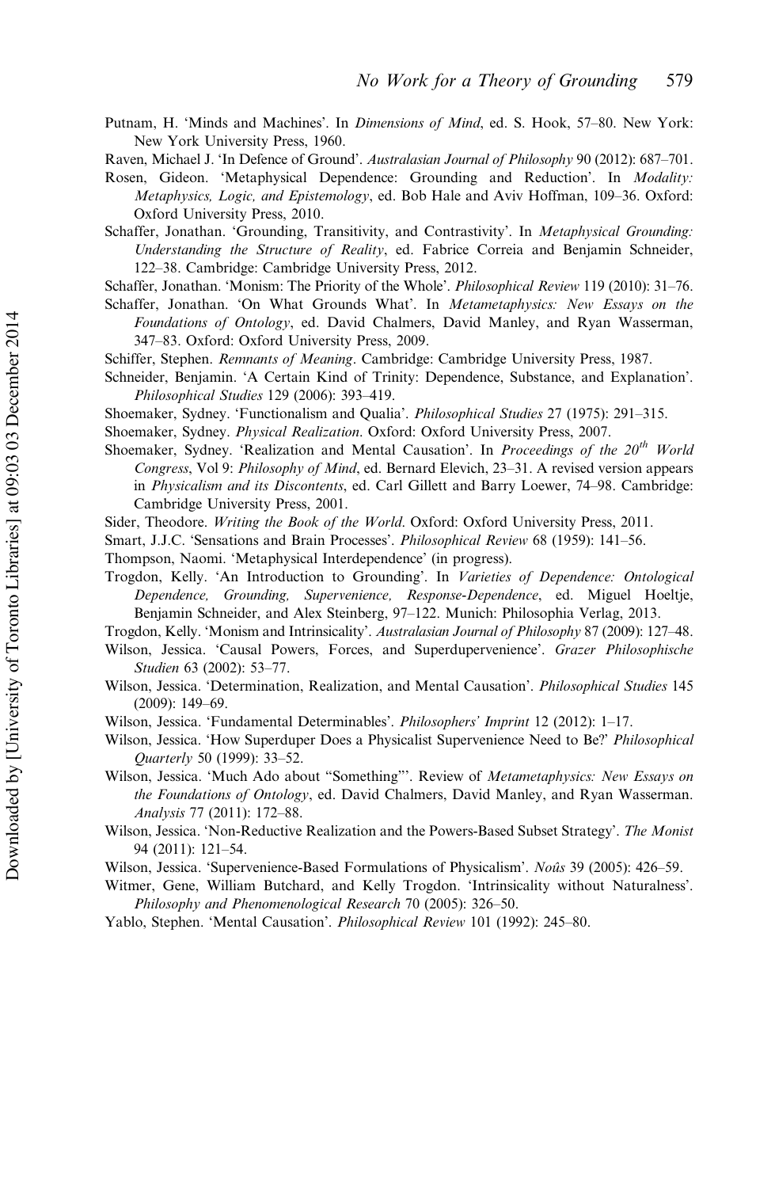Putnam, H. 'Minds and Machines'. In *Dimensions of Mind*, ed. S. Hook, 57–80. New York: New York University Press, 1960.

Raven, Michael J. 'In Defence of Ground'. *Australasian Journal of Philosophy* 90 (2012): 687–701.

Rosen, Gideon. 'Metaphysical Dependence: Grounding and Reduction'. In *Modality: Metaphysics, Logic, and Epistemology*, ed. Bob Hale and Aviv Hoffman, 109–36. Oxford: Oxford University Press, 2010.

Schaffer, Jonathan. 'Grounding, Transitivity, and Contrastivity'. In *Metaphysical Grounding: Understanding the Structure of Reality*, ed. Fabrice Correia and Benjamin Schneider, 122–38. Cambridge: Cambridge University Press, 2012.

Schaffer, Jonathan. 'Monism: The Priority of the Whole'. *Philosophical Review* 119 (2010): 31–76.

Schaffer, Jonathan. 'On What Grounds What'. In *Metametaphysics: New Essays on the Foundations of Ontology*, ed. David Chalmers, David Manley, and Ryan Wasserman, 347–83. Oxford: Oxford University Press, 2009.

Schiffer, Stephen. *Remnants of Meaning*. Cambridge: Cambridge University Press, 1987.

Schneider, Benjamin. 'A Certain Kind of Trinity: Dependence, Substance, and Explanation'. *Philosophical Studies* 129 (2006): 393–419.

Shoemaker, Sydney. 'Functionalism and Qualia'. *Philosophical Studies* 27 (1975): 291–315.

Shoemaker, Sydney. *Physical Realization*. Oxford: Oxford University Press, 2007.

Shoemaker, Sydney. 'Realization and Mental Causation'. In *Proceedings of the 20th World Congress*, Vol 9: *Philosophy of Mind*, ed. Bernard Elevich, 23–31. A revised version appears in *Physicalism and its Discontents*, ed. Carl Gillett and Barry Loewer, 74–98. Cambridge: Cambridge University Press, 2001.

Sider, Theodore. *Writing the Book of the World*. Oxford: Oxford University Press, 2011.

Smart, J.J.C. 'Sensations and Brain Processes'. *Philosophical Review* 68 (1959): 141–56.

Thompson, Naomi. 'Metaphysical Interdependence' (in progress).

Trogdon, Kelly. 'An Introduction to Grounding'. In *Varieties of Dependence: Ontological Dependence, Grounding, Supervenience, Response-Dependence*, ed. Miguel Hoeltje, Benjamin Schneider, and Alex Steinberg, 97–122. Munich: Philosophia Verlag, 2013.

Trogdon, Kelly. 'Monism and Intrinsicality'. *Australasian Journal of Philosophy* 87 (2009): 127–48.

Wilson, Jessica. 'Causal Powers, Forces, and Superdupervenience'. *Grazer Philosophische Studien* 63 (2002): 53–77.

Wilson, Jessica. 'Determination, Realization, and Mental Causation'. *Philosophical Studies* 145 (2009): 149–69.

Wilson, Jessica. 'Fundamental Determinables'. *Philosophers' Imprint* 12 (2012): 1–17.

Wilson, Jessica. 'How Superduper Does a Physicalist Supervenience Need to Be?' *Philosophical Quarterly* 50 (1999): 33–52.

Wilson, Jessica. 'Much Ado about "Something"'. Review of *Metametaphysics: New Essays on the Foundations of Ontology*, ed. David Chalmers, David Manley, and Ryan Wasserman. *Analysis* 77 (2011): 172–88.

Wilson, Jessica. 'Non-Reductive Realization and the Powers-Based Subset Strategy'. *The Monist* 94 (2011): 121–54.

Wilson, Jessica. 'Supervenience-Based Formulations of Physicalism'. *Noûs* 39 (2005): 426–59.

Witmer, Gene, William Butchard, and Kelly Trogdon. 'Intrinsicality without Naturalness'. *Philosophy and Phenomenological Research* 70 (2005): 326–50.

Yablo, Stephen. 'Mental Causation'. *Philosophical Review* 101 (1992): 245–80.